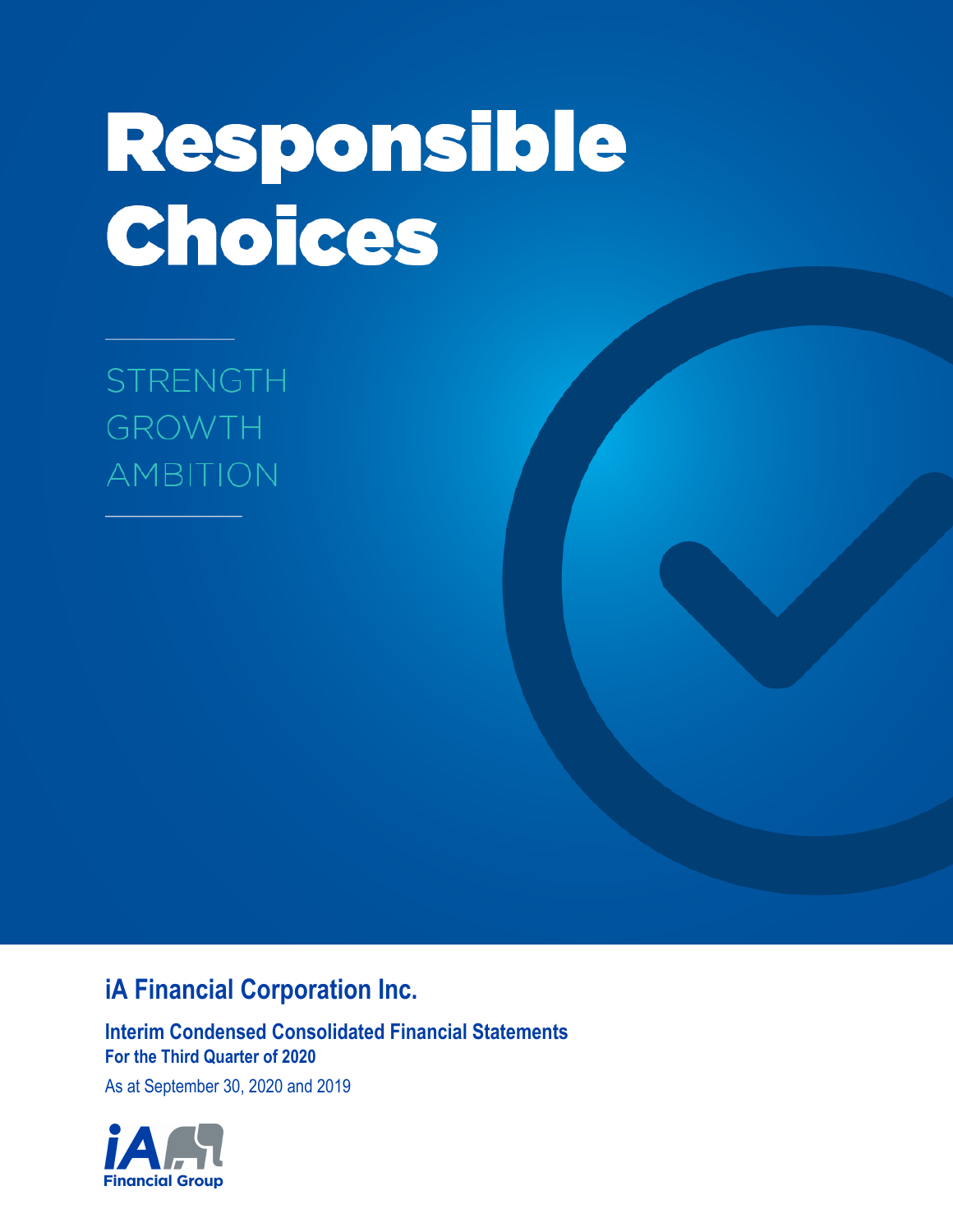# Responsible Choices

STRENGTH
GROWTH
AMBITION

## iA Financial Corporation Inc.

**Interim Condensed Consolidated Financial Statements**
**For the Third Quarter of 2020**

As at September 30, 2020 and 2019

iA Financial Group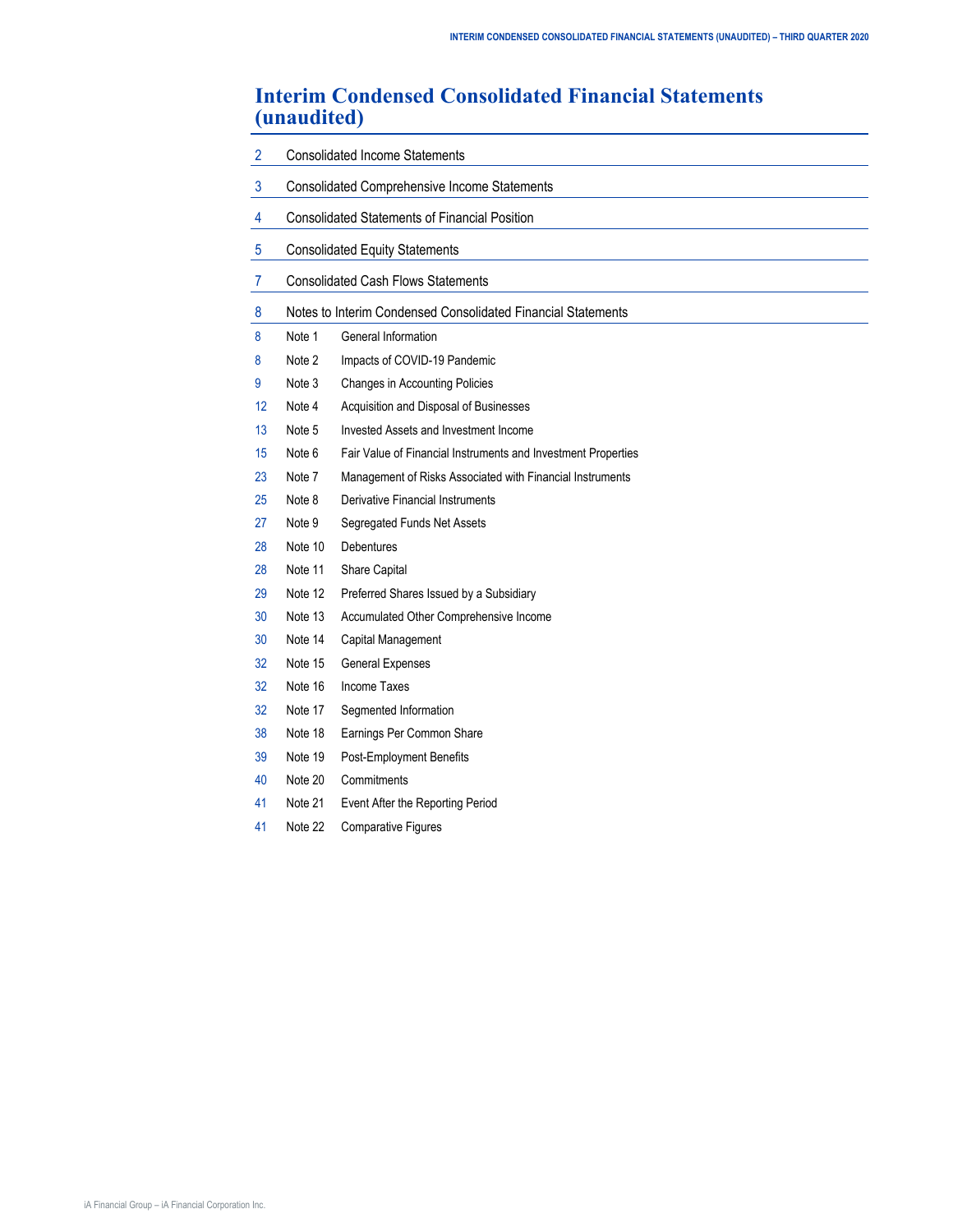# Interim Condensed Consolidated Financial Statements (unaudited)

| | | |
|---|---|---|
| 2 | Consolidated Income Statements | |
| 3 | Consolidated Comprehensive Income Statements | |
| 4 | Consolidated Statements of Financial Position | |
| 5 | Consolidated Equity Statements | |
| 7 | Consolidated Cash Flows Statements | |
| 8 | Notes to Interim Condensed Consolidated Financial Statements | |
| 8 | Note 1 | General Information |
| 8 | Note 2 | Impacts of COVID-19 Pandemic |
| 9 | Note 3 | Changes in Accounting Policies |
| 12 | Note 4 | Acquisition and Disposal of Businesses |
| 13 | Note 5 | Invested Assets and Investment Income |
| 15 | Note 6 | Fair Value of Financial Instruments and Investment Properties |
| 23 | Note 7 | Management of Risks Associated with Financial Instruments |
| 25 | Note 8 | Derivative Financial Instruments |
| 27 | Note 9 | Segregated Funds Net Assets |
| 28 | Note 10 | Debentures |
| 28 | Note 11 | Share Capital |
| 29 | Note 12 | Preferred Shares Issued by a Subsidiary |
| 30 | Note 13 | Accumulated Other Comprehensive Income |
| 30 | Note 14 | Capital Management |
| 32 | Note 15 | General Expenses |
| 32 | Note 16 | Income Taxes |
| 32 | Note 17 | Segmented Information |
| 38 | Note 18 | Earnings Per Common Share |
| 39 | Note 19 | Post-Employment Benefits |
| 40 | Note 20 | Commitments |
| 41 | Note 21 | Event After the Reporting Period |
| 41 | Note 22 | Comparative Figures |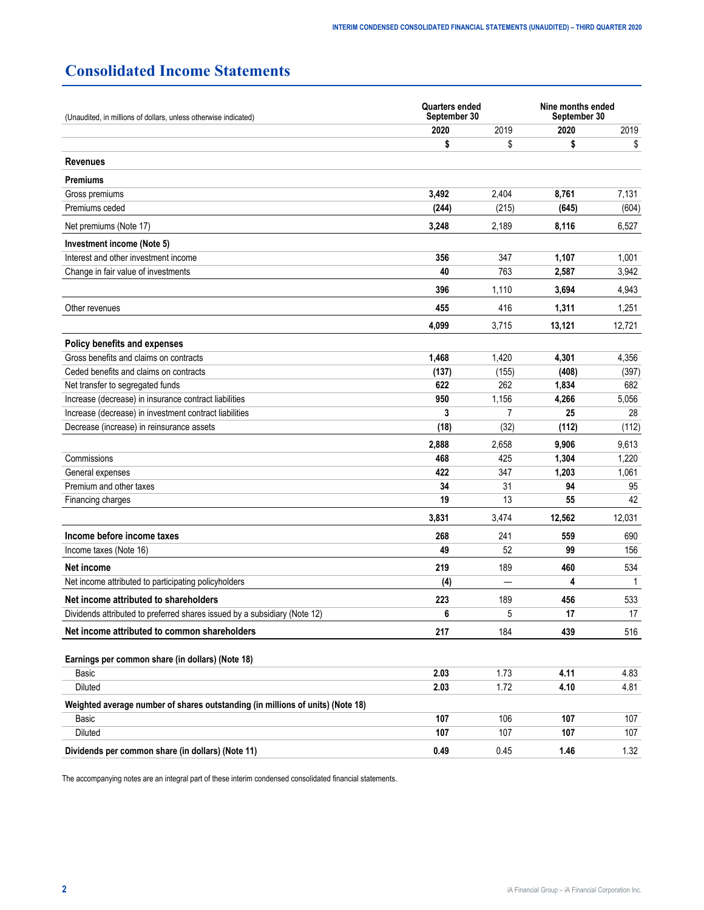# Consolidated Income Statements

| (Unaudited, in millions of dollars, unless otherwise indicated) | Quarters ended September 30 | | Nine months ended September 30 | |
|---|---|---|---|---|
| | **2020** | 2019 | **2020** | 2019 |
| | **$** | $ | **$** | $ |
| **Revenues** | | | | |
| **Premiums** | | | | |
| Gross premiums | **3,492** | 2,404 | **8,761** | 7,131 |
| Premiums ceded | **(244)** | (215) | **(645)** | (604) |
| Net premiums (Note 17) | **3,248** | 2,189 | **8,116** | 6,527 |
| **Investment income (Note 5)** | | | | |
| Interest and other investment income | **356** | 347 | **1,107** | 1,001 |
| Change in fair value of investments | **40** | 763 | **2,587** | 3,942 |
| | **396** | 1,110 | **3,694** | 4,943 |
| Other revenues | **455** | 416 | **1,311** | 1,251 |
| | **4,099** | 3,715 | **13,121** | 12,721 |
| **Policy benefits and expenses** | | | | |
| Gross benefits and claims on contracts | **1,468** | 1,420 | **4,301** | 4,356 |
| Ceded benefits and claims on contracts | **(137)** | (155) | **(408)** | (397) |
| Net transfer to segregated funds | **622** | 262 | **1,834** | 682 |
| Increase (decrease) in insurance contract liabilities | **950** | 1,156 | **4,266** | 5,056 |
| Increase (decrease) in investment contract liabilities | **3** | 7 | **25** | 28 |
| Decrease (increase) in reinsurance assets | **(18)** | (32) | **(112)** | (112) |
| | **2,888** | 2,658 | **9,906** | 9,613 |
| Commissions | **468** | 425 | **1,304** | 1,220 |
| General expenses | **422** | 347 | **1,203** | 1,061 |
| Premium and other taxes | **34** | 31 | **94** | 95 |
| Financing charges | **19** | 13 | **55** | 42 |
| | **3,831** | 3,474 | **12,562** | 12,031 |
| **Income before income taxes** | **268** | 241 | **559** | 690 |
| Income taxes (Note 16) | **49** | 52 | **99** | 156 |
| **Net income** | **219** | 189 | **460** | 534 |
| Net income attributed to participating policyholders | **(4)** | — | **4** | 1 |
| **Net income attributed to shareholders** | **223** | 189 | **456** | 533 |
| Dividends attributed to preferred shares issued by a subsidiary (Note 12) | **6** | 5 | **17** | 17 |
| **Net income attributed to common shareholders** | **217** | 184 | **439** | 516 |
| | | | | |
| **Earnings per common share (in dollars) (Note 18)** | | | | |
| Basic | **2.03** | 1.73 | **4.11** | 4.83 |
| Diluted | **2.03** | 1.72 | **4.10** | 4.81 |
| **Weighted average number of shares outstanding (in millions of units) (Note 18)** | | | | |
| Basic | **107** | 106 | **107** | 107 |
| Diluted | **107** | 107 | **107** | 107 |
| **Dividends per common share (in dollars) (Note 11)** | **0.49** | 0.45 | **1.46** | 1.32 |

The accompanying notes are an integral part of these interim condensed consolidated financial statements.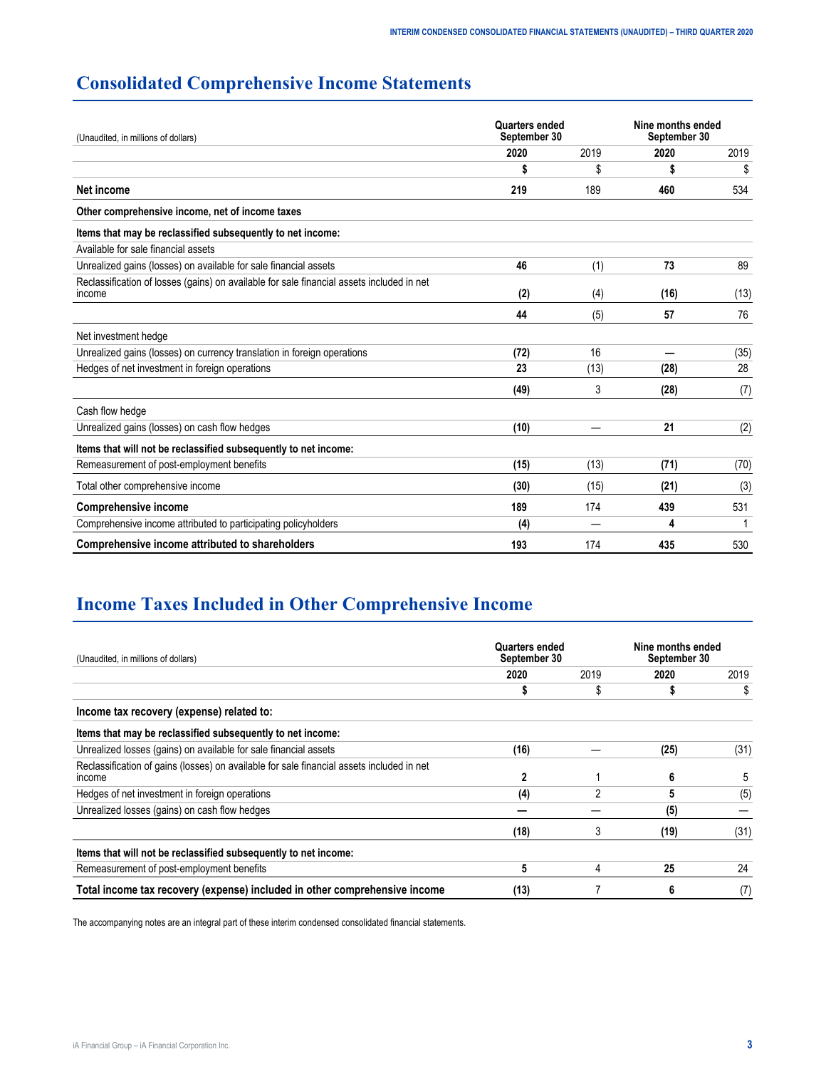# Consolidated Comprehensive Income Statements

| (Unaudited, in millions of dollars) | Quarters ended September 30 | | Nine months ended September 30 | |
|---|---|---|---|---|
| | **2020** | 2019 | **2020** | 2019 |
| | **$** | $ | **$** | $ |
| **Net income** | **219** | 189 | **460** | 534 |
| **Other comprehensive income, net of income taxes** | | | | |
| **Items that may be reclassified subsequently to net income:** | | | | |
| Available for sale financial assets | | | | |
| Unrealized gains (losses) on available for sale financial assets | **46** | (1) | **73** | 89 |
| Reclassification of losses (gains) on available for sale financial assets included in net income | **(2)** | (4) | **(16)** | (13) |
| | **44** | (5) | **57** | 76 |
| Net investment hedge | | | | |
| Unrealized gains (losses) on currency translation in foreign operations | **(72)** | 16 | **—** | (35) |
| Hedges of net investment in foreign operations | **23** | (13) | **(28)** | 28 |
| | **(49)** | 3 | **(28)** | (7) |
| Cash flow hedge | | | | |
| Unrealized gains (losses) on cash flow hedges | **(10)** | — | **21** | (2) |
| **Items that will not be reclassified subsequently to net income:** | | | | |
| Remeasurement of post-employment benefits | **(15)** | (13) | **(71)** | (70) |
| Total other comprehensive income | **(30)** | (15) | **(21)** | (3) |
| **Comprehensive income** | **189** | 174 | **439** | 531 |
| Comprehensive income attributed to participating policyholders | **(4)** | — | **4** | 1 |
| **Comprehensive income attributed to shareholders** | **193** | 174 | **435** | 530 |

# Income Taxes Included in Other Comprehensive Income

| (Unaudited, in millions of dollars) | Quarters ended September 30 | | Nine months ended September 30 | |
|---|---|---|---|---|
| | **2020** | 2019 | **2020** | 2019 |
| | **$** | $ | **$** | $ |
| **Income tax recovery (expense) related to:** | | | | |
| **Items that may be reclassified subsequently to net income:** | | | | |
| Unrealized losses (gains) on available for sale financial assets | **(16)** | — | **(25)** | (31) |
| Reclassification of gains (losses) on available for sale financial assets included in net income | **2** | 1 | **6** | 5 |
| Hedges of net investment in foreign operations | **(4)** | 2 | **5** | (5) |
| Unrealized losses (gains) on cash flow hedges | **—** | — | **(5)** | — |
| | **(18)** | 3 | **(19)** | (31) |
| **Items that will not be reclassified subsequently to net income:** | | | | |
| Remeasurement of post-employment benefits | **5** | 4 | **25** | 24 |
| **Total income tax recovery (expense) included in other comprehensive income** | **(13)** | 7 | **6** | (7) |

The accompanying notes are an integral part of these interim condensed consolidated financial statements.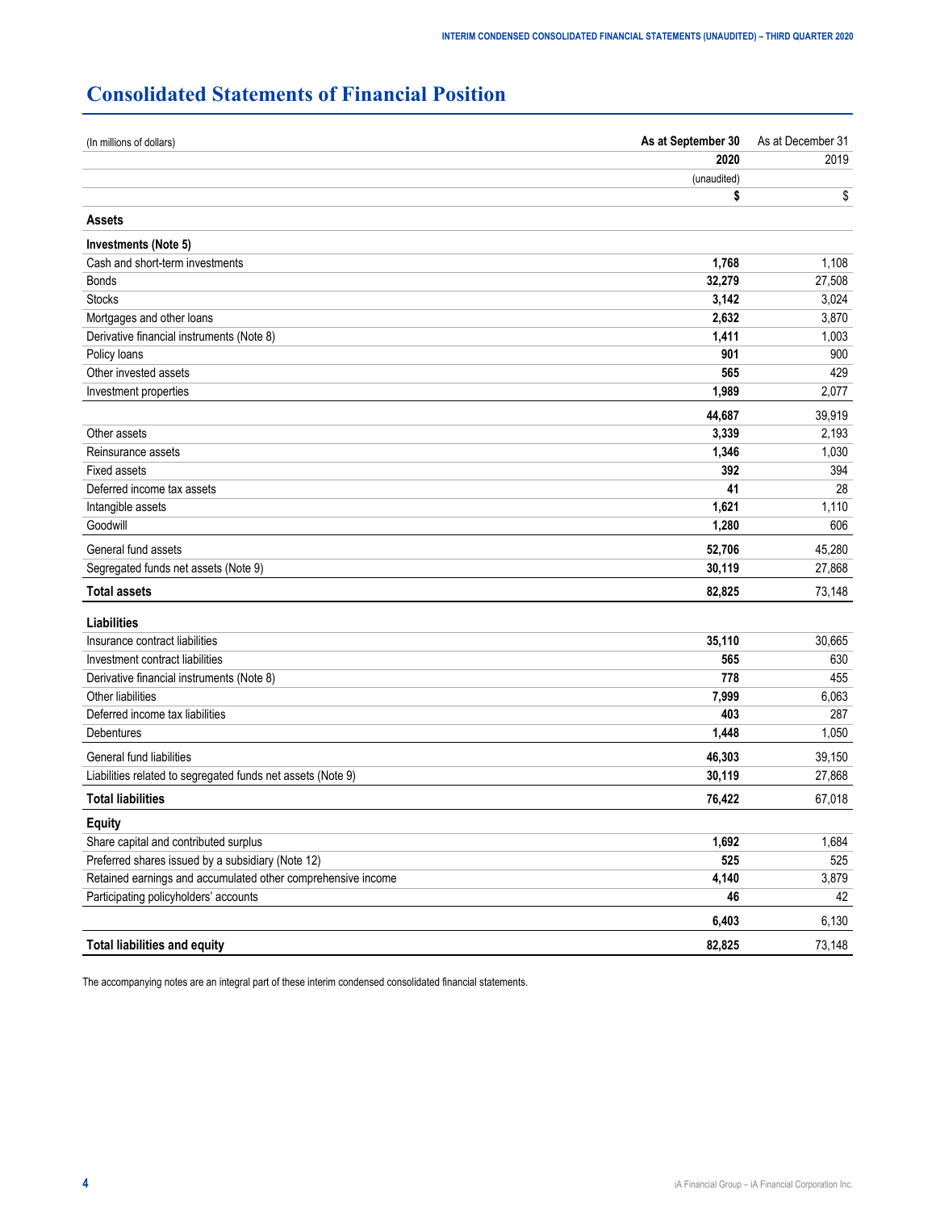# Consolidated Statements of Financial Position

| (In millions of dollars) | As at September 30 | As at December 31 |
|---|---|---|
| | **2020** | 2019 |
| | (unaudited) | |
| | **$** | $ |
| **Assets** | | |
| **Investments (Note 5)** | | |
| Cash and short-term investments | **1,768** | 1,108 |
| Bonds | **32,279** | 27,508 |
| Stocks | **3,142** | 3,024 |
| Mortgages and other loans | **2,632** | 3,870 |
| Derivative financial instruments (Note 8) | **1,411** | 1,003 |
| Policy loans | **901** | 900 |
| Other invested assets | **565** | 429 |
| Investment properties | **1,989** | 2,077 |
| | **44,687** | 39,919 |
| Other assets | **3,339** | 2,193 |
| Reinsurance assets | **1,346** | 1,030 |
| Fixed assets | **392** | 394 |
| Deferred income tax assets | **41** | 28 |
| Intangible assets | **1,621** | 1,110 |
| Goodwill | **1,280** | 606 |
| General fund assets | **52,706** | 45,280 |
| Segregated funds net assets (Note 9) | **30,119** | 27,868 |
| **Total assets** | **82,825** | 73,148 |
| **Liabilities** | | |
| Insurance contract liabilities | **35,110** | 30,665 |
| Investment contract liabilities | **565** | 630 |
| Derivative financial instruments (Note 8) | **778** | 455 |
| Other liabilities | **7,999** | 6,063 |
| Deferred income tax liabilities | **403** | 287 |
| Debentures | **1,448** | 1,050 |
| General fund liabilities | **46,303** | 39,150 |
| Liabilities related to segregated funds net assets (Note 9) | **30,119** | 27,868 |
| **Total liabilities** | **76,422** | 67,018 |
| **Equity** | | |
| Share capital and contributed surplus | **1,692** | 1,684 |
| Preferred shares issued by a subsidiary (Note 12) | **525** | 525 |
| Retained earnings and accumulated other comprehensive income | **4,140** | 3,879 |
| Participating policyholders' accounts | **46** | 42 |
| | **6,403** | 6,130 |
| **Total liabilities and equity** | **82,825** | 73,148 |

The accompanying notes are an integral part of these interim condensed consolidated financial statements.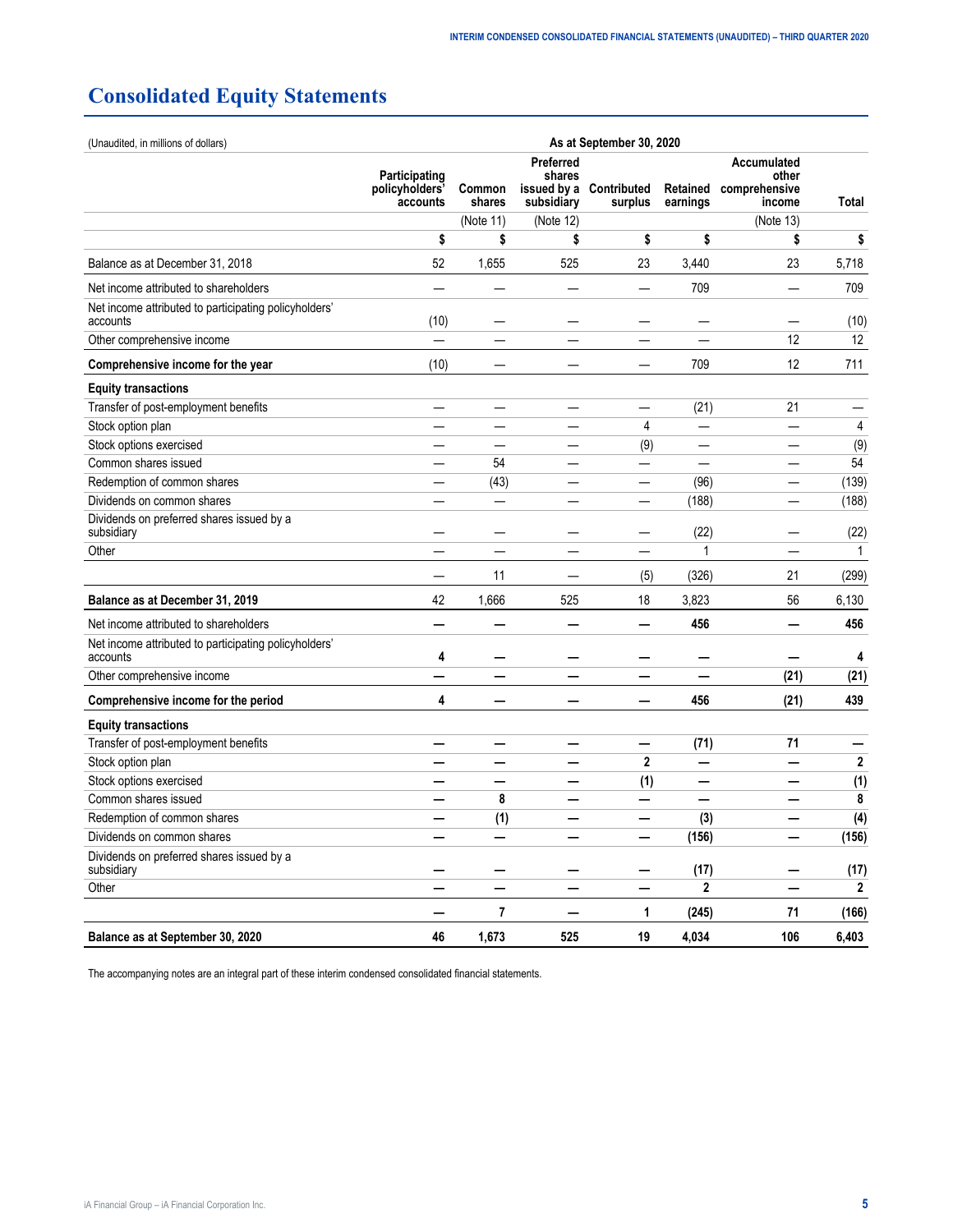# Consolidated Equity Statements

| (Unaudited, in millions of dollars) | As at September 30, 2020 | | | | | | |
|---|---|---|---|---|---|---|---|
| | Participating policyholders' accounts | Common shares | Preferred shares issued by a subsidiary | Contributed surplus | Retained earnings | Accumulated other comprehensive income | Total |
| | | (Note 11) | (Note 12) | | | (Note 13) | |
| | $ | $ | $ | $ | $ | $ | $ |
| Balance as at December 31, 2018 | 52 | 1,655 | 525 | 23 | 3,440 | 23 | 5,718 |
| Net income attributed to shareholders | — | — | — | — | 709 | — | 709 |
| Net income attributed to participating policyholders' accounts | (10) | — | — | — | — | — | (10) |
| Other comprehensive income | — | — | — | — | — | 12 | 12 |
| **Comprehensive income for the year** | (10) | — | — | — | 709 | 12 | 711 |
| **Equity transactions** | | | | | | | |
| Transfer of post-employment benefits | — | — | — | — | (21) | 21 | — |
| Stock option plan | — | — | — | 4 | — | — | 4 |
| Stock options exercised | — | — | — | (9) | — | — | (9) |
| Common shares issued | — | 54 | — | — | — | — | 54 |
| Redemption of common shares | — | (43) | — | — | (96) | — | (139) |
| Dividends on common shares | — | — | — | — | (188) | — | (188) |
| Dividends on preferred shares issued by a subsidiary | — | — | — | — | (22) | — | (22) |
| Other | — | — | — | — | 1 | — | 1 |
| | — | 11 | — | (5) | (326) | 21 | (299) |
| **Balance as at December 31, 2019** | 42 | 1,666 | 525 | 18 | 3,823 | 56 | 6,130 |
| Net income attributed to shareholders | **—** | **—** | **—** | **—** | **456** | **—** | **456** |
| Net income attributed to participating policyholders' accounts | **4** | **—** | **—** | **—** | **—** | **—** | **4** |
| Other comprehensive income | **—** | **—** | **—** | **—** | **—** | **(21)** | **(21)** |
| **Comprehensive income for the period** | **4** | **—** | **—** | **—** | **456** | **(21)** | **439** |
| **Equity transactions** | | | | | | | |
| Transfer of post-employment benefits | **—** | **—** | **—** | **—** | **(71)** | **71** | **—** |
| Stock option plan | **—** | **—** | **—** | **2** | **—** | **—** | **2** |
| Stock options exercised | **—** | **—** | **—** | **(1)** | **—** | **—** | **(1)** |
| Common shares issued | **—** | **8** | **—** | **—** | **—** | **—** | **8** |
| Redemption of common shares | **—** | **(1)** | **—** | **—** | **(3)** | **—** | **(4)** |
| Dividends on common shares | **—** | **—** | **—** | **—** | **(156)** | **—** | **(156)** |
| Dividends on preferred shares issued by a subsidiary | **—** | **—** | **—** | **—** | **(17)** | **—** | **(17)** |
| Other | **—** | **—** | **—** | **—** | **2** | **—** | **2** |
| | **—** | **7** | **—** | **1** | **(245)** | **71** | **(166)** |
| **Balance as at September 30, 2020** | **46** | **1,673** | **525** | **19** | **4,034** | **106** | **6,403** |

The accompanying notes are an integral part of these interim condensed consolidated financial statements.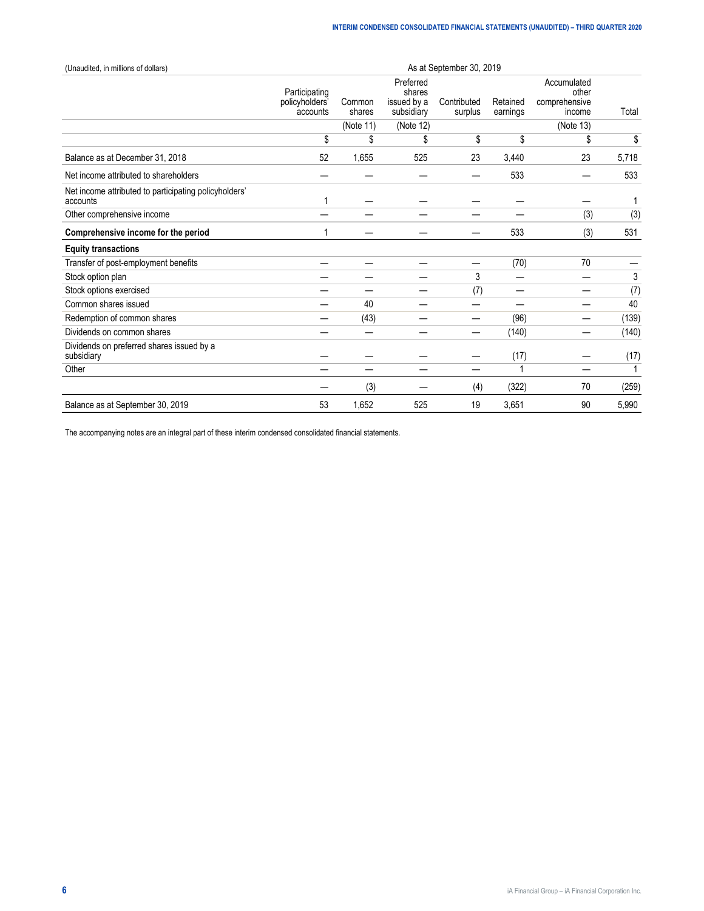(Unaudited, in millions of dollars)

| | As at September 30, 2019 | | | | | | |
|---|---|---|---|---|---|---|---|
| | Participating policyholders' accounts | Common shares | Preferred shares issued by a subsidiary | Contributed surplus | Retained earnings | Accumulated other comprehensive income | Total |
| | | (Note 11) | (Note 12) | | | (Note 13) | |
| | $ | $ | $ | $ | $ | $ | $ |
| Balance as at December 31, 2018 | 52 | 1,655 | 525 | 23 | 3,440 | 23 | 5,718 |
| Net income attributed to shareholders | — | — | — | — | 533 | — | 533 |
| Net income attributed to participating policyholders' accounts | 1 | — | — | — | — | — | 1 |
| Other comprehensive income | — | — | — | — | — | (3) | (3) |
| **Comprehensive income for the period** | 1 | — | — | — | 533 | (3) | 531 |
| **Equity transactions** | | | | | | | |
| Transfer of post-employment benefits | — | — | — | — | (70) | 70 | — |
| Stock option plan | — | — | — | 3 | — | — | 3 |
| Stock options exercised | — | — | — | (7) | — | — | (7) |
| Common shares issued | — | 40 | — | — | — | — | 40 |
| Redemption of common shares | — | (43) | — | — | (96) | — | (139) |
| Dividends on common shares | — | — | — | — | (140) | — | (140) |
| Dividends on preferred shares issued by a subsidiary | — | — | — | — | (17) | — | (17) |
| Other | — | — | — | — | 1 | — | 1 |
| | — | (3) | — | (4) | (322) | 70 | (259) |
| Balance as at September 30, 2019 | 53 | 1,652 | 525 | 19 | 3,651 | 90 | 5,990 |

The accompanying notes are an integral part of these interim condensed consolidated financial statements.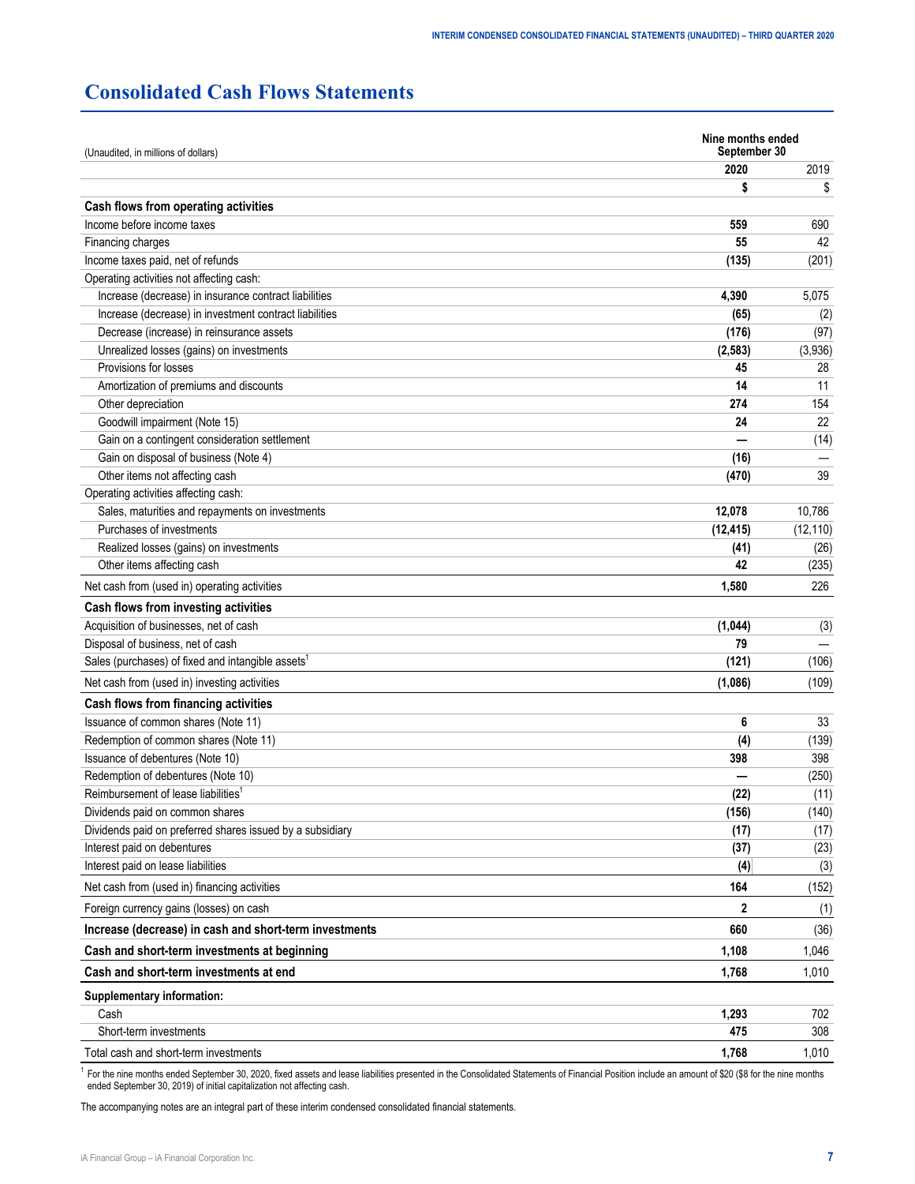# Consolidated Cash Flows Statements

| (Unaudited, in millions of dollars) | Nine months ended September 30 | |
|---|---|---|
| | **2020** | 2019 |
| | **$** | $ |
| **Cash flows from operating activities** | | |
| Income before income taxes | **559** | 690 |
| Financing charges | **55** | 42 |
| Income taxes paid, net of refunds | **(135)** | (201) |
| Operating activities not affecting cash: | | |
| Increase (decrease) in insurance contract liabilities | **4,390** | 5,075 |
| Increase (decrease) in investment contract liabilities | **(65)** | (2) |
| Decrease (increase) in reinsurance assets | **(176)** | (97) |
| Unrealized losses (gains) on investments | **(2,583)** | (3,936) |
| Provisions for losses | **45** | 28 |
| Amortization of premiums and discounts | **14** | 11 |
| Other depreciation | **274** | 154 |
| Goodwill impairment (Note 15) | **24** | 22 |
| Gain on a contingent consideration settlement | **—** | (14) |
| Gain on disposal of business (Note 4) | **(16)** | — |
| Other items not affecting cash | **(470)** | 39 |
| Operating activities affecting cash: | | |
| Sales, maturities and repayments on investments | **12,078** | 10,786 |
| Purchases of investments | **(12,415)** | (12,110) |
| Realized losses (gains) on investments | **(41)** | (26) |
| Other items affecting cash | **42** | (235) |
| Net cash from (used in) operating activities | **1,580** | 226 |
| **Cash flows from investing activities** | | |
| Acquisition of businesses, net of cash | **(1,044)** | (3) |
| Disposal of business, net of cash | **79** | — |
| Sales (purchases) of fixed and intangible assets[1] | **(121)** | (106) |
| Net cash from (used in) investing activities | **(1,086)** | (109) |
| **Cash flows from financing activities** | | |
| Issuance of common shares (Note 11) | **6** | 33 |
| Redemption of common shares (Note 11) | **(4)** | (139) |
| Issuance of debentures (Note 10) | **398** | 398 |
| Redemption of debentures (Note 10) | **—** | (250) |
| Reimbursement of lease liabilities[1] | **(22)** | (11) |
| Dividends paid on common shares | **(156)** | (140) |
| Dividends paid on preferred shares issued by a subsidiary | **(17)** | (17) |
| Interest paid on debentures | **(37)** | (23) |
| Interest paid on lease liabilities | **(4)** | (3) |
| Net cash from (used in) financing activities | **164** | (152) |
| Foreign currency gains (losses) on cash | **2** | (1) |
| **Increase (decrease) in cash and short-term investments** | **660** | (36) |
| **Cash and short-term investments at beginning** | **1,108** | 1,046 |
| **Cash and short-term investments at end** | **1,768** | 1,010 |
| **Supplementary information:** | | |
| Cash | **1,293** | 702 |
| Short-term investments | **475** | 308 |
| Total cash and short-term investments | **1,768** | 1,010 |

[1] For the nine months ended September 30, 2020, fixed assets and lease liabilities presented in the Consolidated Statements of Financial Position include an amount of $20 ($8 for the nine months ended September 30, 2019) of initial capitalization not affecting cash.

The accompanying notes are an integral part of these interim condensed consolidated financial statements.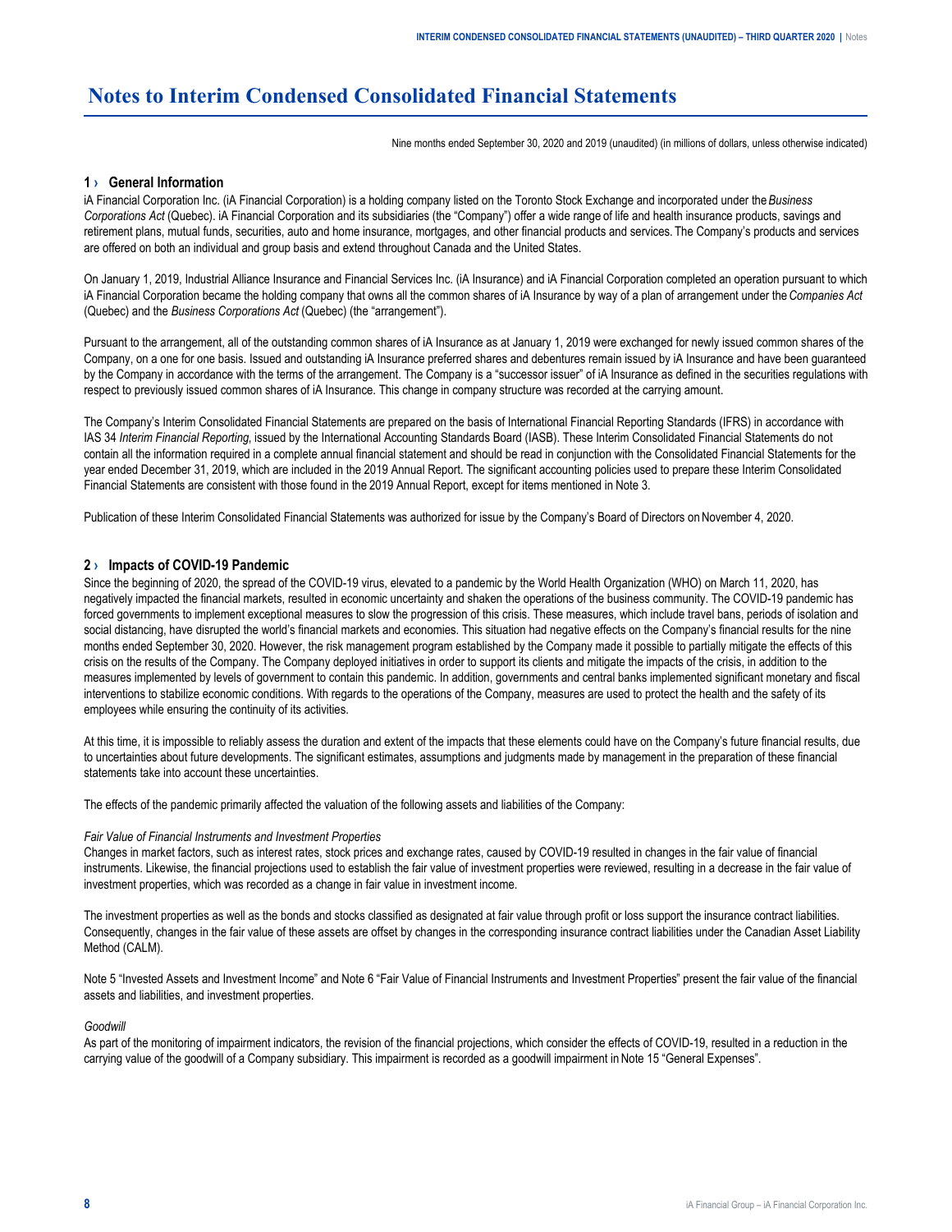# Notes to Interim Condensed Consolidated Financial Statements

Nine months ended September 30, 2020 and 2019 (unaudited) (in millions of dollars, unless otherwise indicated)

## 1 › General Information

iA Financial Corporation Inc. (iA Financial Corporation) is a holding company listed on the Toronto Stock Exchange and incorporated under the *Business Corporations Act* (Quebec). iA Financial Corporation and its subsidiaries (the "Company") offer a wide range of life and health insurance products, savings and retirement plans, mutual funds, securities, auto and home insurance, mortgages, and other financial products and services. The Company's products and services are offered on both an individual and group basis and extend throughout Canada and the United States.

On January 1, 2019, Industrial Alliance Insurance and Financial Services Inc. (iA Insurance) and iA Financial Corporation completed an operation pursuant to which iA Financial Corporation became the holding company that owns all the common shares of iA Insurance by way of a plan of arrangement under the *Companies Act* (Quebec) and the *Business Corporations Act* (Quebec) (the "arrangement").

Pursuant to the arrangement, all of the outstanding common shares of iA Insurance as at January 1, 2019 were exchanged for newly issued common shares of the Company, on a one for one basis. Issued and outstanding iA Insurance preferred shares and debentures remain issued by iA Insurance and have been guaranteed by the Company in accordance with the terms of the arrangement. The Company is a "successor issuer" of iA Insurance as defined in the securities regulations with respect to previously issued common shares of iA Insurance. This change in company structure was recorded at the carrying amount.

The Company's Interim Consolidated Financial Statements are prepared on the basis of International Financial Reporting Standards (IFRS) in accordance with IAS 34 *Interim Financial Reporting*, issued by the International Accounting Standards Board (IASB). These Interim Consolidated Financial Statements do not contain all the information required in a complete annual financial statement and should be read in conjunction with the Consolidated Financial Statements for the year ended December 31, 2019, which are included in the 2019 Annual Report. The significant accounting policies used to prepare these Interim Consolidated Financial Statements are consistent with those found in the 2019 Annual Report, except for items mentioned in Note 3.

Publication of these Interim Consolidated Financial Statements was authorized for issue by the Company's Board of Directors on November 4, 2020.

## 2 › Impacts of COVID-19 Pandemic

Since the beginning of 2020, the spread of the COVID-19 virus, elevated to a pandemic by the World Health Organization (WHO) on March 11, 2020, has negatively impacted the financial markets, resulted in economic uncertainty and shaken the operations of the business community. The COVID-19 pandemic has forced governments to implement exceptional measures to slow the progression of this crisis. These measures, which include travel bans, periods of isolation and social distancing, have disrupted the world's financial markets and economies. This situation had negative effects on the Company's financial results for the nine months ended September 30, 2020. However, the risk management program established by the Company made it possible to partially mitigate the effects of this crisis on the results of the Company. The Company deployed initiatives in order to support its clients and mitigate the impacts of the crisis, in addition to the measures implemented by levels of government to contain this pandemic. In addition, governments and central banks implemented significant monetary and fiscal interventions to stabilize economic conditions. With regards to the operations of the Company, measures are used to protect the health and the safety of its employees while ensuring the continuity of its activities.

At this time, it is impossible to reliably assess the duration and extent of the impacts that these elements could have on the Company's future financial results, due to uncertainties about future developments. The significant estimates, assumptions and judgments made by management in the preparation of these financial statements take into account these uncertainties.

The effects of the pandemic primarily affected the valuation of the following assets and liabilities of the Company:

*Fair Value of Financial Instruments and Investment Properties*

Changes in market factors, such as interest rates, stock prices and exchange rates, caused by COVID-19 resulted in changes in the fair value of financial instruments. Likewise, the financial projections used to establish the fair value of investment properties were reviewed, resulting in a decrease in the fair value of investment properties, which was recorded as a change in fair value in investment income.

The investment properties as well as the bonds and stocks classified as designated at fair value through profit or loss support the insurance contract liabilities. Consequently, changes in the fair value of these assets are offset by changes in the corresponding insurance contract liabilities under the Canadian Asset Liability Method (CALM).

Note 5 "Invested Assets and Investment Income" and Note 6 "Fair Value of Financial Instruments and Investment Properties" present the fair value of the financial assets and liabilities, and investment properties.

*Goodwill*

As part of the monitoring of impairment indicators, the revision of the financial projections, which consider the effects of COVID-19, resulted in a reduction in the carrying value of the goodwill of a Company subsidiary. This impairment is recorded as a goodwill impairment in Note 15 "General Expenses".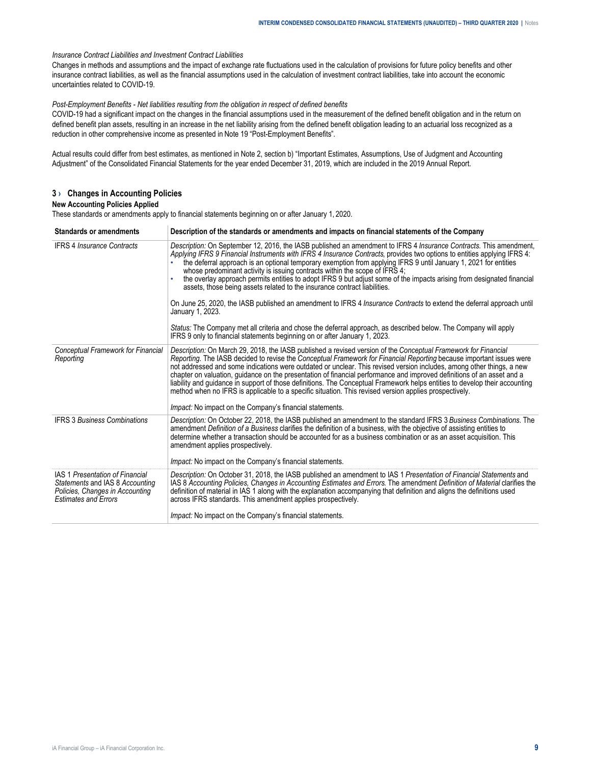*Insurance Contract Liabilities and Investment Contract Liabilities*

Changes in methods and assumptions and the impact of exchange rate fluctuations used in the calculation of provisions for future policy benefits and other insurance contract liabilities, as well as the financial assumptions used in the calculation of investment contract liabilities, take into account the economic uncertainties related to COVID-19.

*Post-Employment Benefits - Net liabilities resulting from the obligation in respect of defined benefits*

COVID-19 had a significant impact on the changes in the financial assumptions used in the measurement of the defined benefit obligation and in the return on defined benefit plan assets, resulting in an increase in the net liability arising from the defined benefit obligation leading to an actuarial loss recognized as a reduction in other comprehensive income as presented in Note 19 "Post-Employment Benefits".

Actual results could differ from best estimates, as mentioned in Note 2, section b) "Important Estimates, Assumptions, Use of Judgment and Accounting Adjustment" of the Consolidated Financial Statements for the year ended December 31, 2019, which are included in the 2019 Annual Report.

## 3 › Changes in Accounting Policies

### New Accounting Policies Applied

These standards or amendments apply to financial statements beginning on or after January 1, 2020.

| Standards or amendments | Description of the standards or amendments and impacts on financial statements of the Company |
|---|---|
| IFRS 4 *Insurance Contracts* | *Description:* On September 12, 2016, the IASB published an amendment to IFRS 4 *Insurance Contracts*. This amendment, *Applying IFRS 9 Financial Instruments with IFRS 4 Insurance Contracts*, provides two options to entities applying IFRS 4:<br>• the deferral approach is an optional temporary exemption from applying IFRS 9 until January 1, 2021 for entities whose predominant activity is issuing contracts within the scope of IFRS 4;<br>• the overlay approach permits entities to adopt IFRS 9 but adjust some of the impacts arising from designated financial assets, those being assets related to the insurance contract liabilities.<br><br>On June 25, 2020, the IASB published an amendment to IFRS 4 *Insurance Contracts* to extend the deferral approach until January 1, 2023.<br><br>*Status:* The Company met all criteria and chose the deferral approach, as described below. The Company will apply IFRS 9 only to financial statements beginning on or after January 1, 2023. |
| *Conceptual Framework for Financial Reporting* | *Description:* On March 29, 2018, the IASB published a revised version of the *Conceptual Framework for Financial Reporting*. The IASB decided to revise the *Conceptual Framework for Financial Reporting* because important issues were not addressed and some indications were outdated or unclear. This revised version includes, among other things, a new chapter on valuation, guidance on the presentation of financial performance and improved definitions of an asset and a liability and guidance in support of those definitions. The Conceptual Framework helps entities to develop their accounting method when no IFRS is applicable to a specific situation. This revised version applies prospectively.<br><br>*Impact:* No impact on the Company's financial statements. |
| IFRS 3 *Business Combinations* | *Description:* On October 22, 2018, the IASB published an amendment to the standard IFRS 3 *Business Combinations*. The amendment *Definition of a Business* clarifies the definition of a business, with the objective of assisting entities to determine whether a transaction should be accounted for as a business combination or as an asset acquisition. This amendment applies prospectively.<br><br>*Impact:* No impact on the Company's financial statements. |
| IAS 1 *Presentation of Financial Statements* and IAS 8 *Accounting Policies, Changes in Accounting Estimates and Errors* | *Description:* On October 31, 2018, the IASB published an amendment to IAS 1 *Presentation of Financial Statements* and IAS 8 *Accounting Policies, Changes in Accounting Estimates and Errors*. The amendment *Definition of Material* clarifies the definition of material in IAS 1 along with the explanation accompanying that definition and aligns the definitions used across IFRS standards. This amendment applies prospectively.<br><br>*Impact:* No impact on the Company's financial statements. |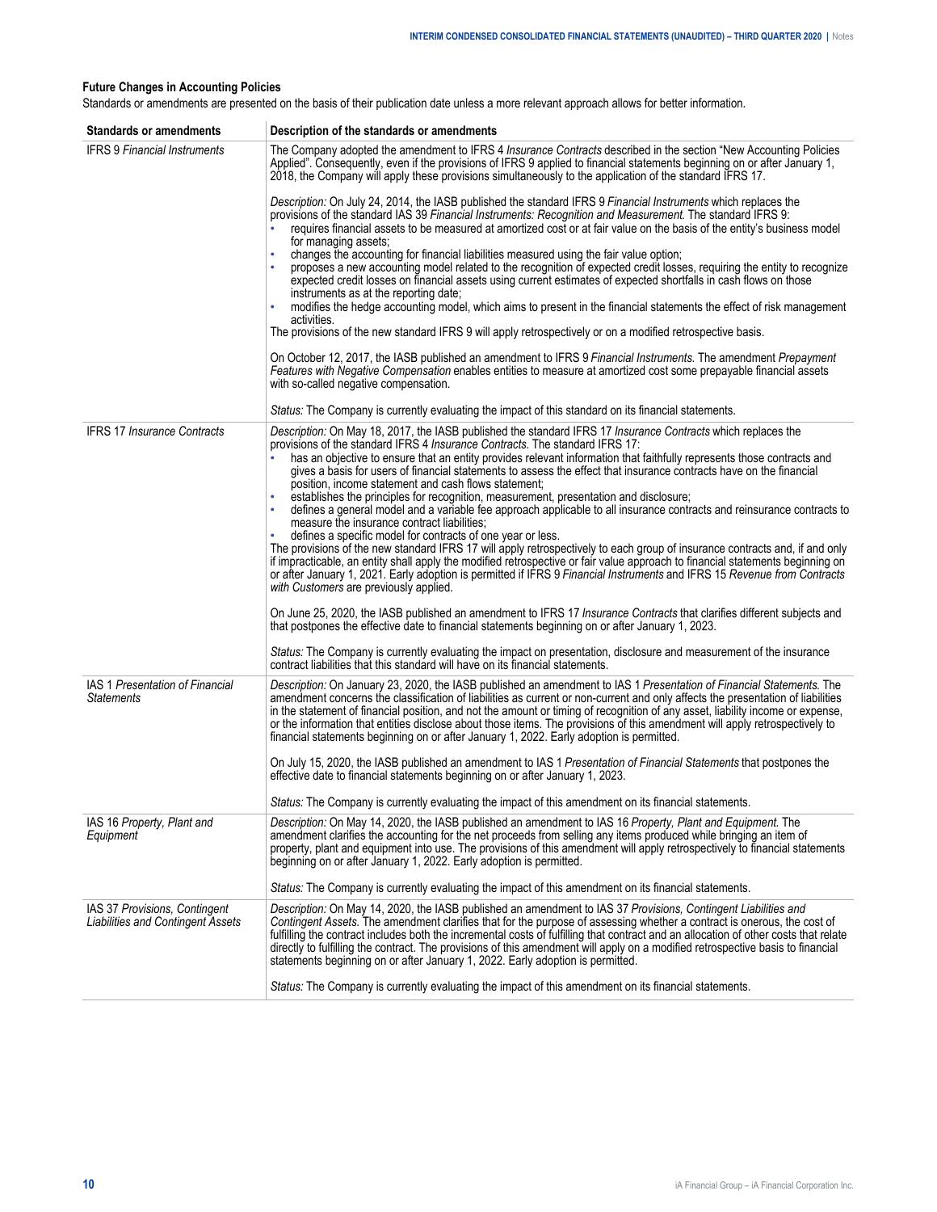**Future Changes in Accounting Policies**

Standards or amendments are presented on the basis of their publication date unless a more relevant approach allows for better information.

| Standards or amendments | Description of the standards or amendments |
|---|---|
| IFRS 9 *Financial Instruments* | The Company adopted the amendment to IFRS 4 *Insurance Contracts* described in the section "New Accounting Policies Applied". Consequently, even if the provisions of IFRS 9 applied to financial statements beginning on or after January 1, 2018, the Company will apply these provisions simultaneously to the application of the standard IFRS 17.<br><br>*Description:* On July 24, 2014, the IASB published the standard IFRS 9 *Financial Instruments* which replaces the provisions of the standard IAS 39 *Financial Instruments: Recognition and Measurement.* The standard IFRS 9:<br>• requires financial assets to be measured at amortized cost or at fair value on the basis of the entity's business model for managing assets;<br>• changes the accounting for financial liabilities measured using the fair value option;<br>• proposes a new accounting model related to the recognition of expected credit losses, requiring the entity to recognize expected credit losses on financial assets using current estimates of expected shortfalls in cash flows on those instruments as at the reporting date;<br>• modifies the hedge accounting model, which aims to present in the financial statements the effect of risk management activities.<br>The provisions of the new standard IFRS 9 will apply retrospectively or on a modified retrospective basis.<br><br>On October 12, 2017, the IASB published an amendment to IFRS 9 *Financial Instruments.* The amendment *Prepayment Features with Negative Compensation* enables entities to measure at amortized cost some prepayable financial assets with so-called negative compensation.<br><br>*Status:* The Company is currently evaluating the impact of this standard on its financial statements. |
| IFRS 17 *Insurance Contracts* | *Description:* On May 18, 2017, the IASB published the standard IFRS 17 *Insurance Contracts* which replaces the provisions of the standard IFRS 4 *Insurance Contracts.* The standard IFRS 17:<br>• has an objective to ensure that an entity provides relevant information that faithfully represents those contracts and gives a basis for users of financial statements to assess the effect that insurance contracts have on the financial position, income statement and cash flows statement;<br>• establishes the principles for recognition, measurement, presentation and disclosure;<br>• defines a general model and a variable fee approach applicable to all insurance contracts and reinsurance contracts to measure the insurance contract liabilities;<br>• defines a specific model for contracts of one year or less.<br>The provisions of the new standard IFRS 17 will apply retrospectively to each group of insurance contracts and, if and only if impracticable, an entity shall apply the modified retrospective or fair value approach to financial statements beginning on or after January 1, 2021. Early adoption is permitted if IFRS 9 *Financial Instruments* and IFRS 15 *Revenue from Contracts with Customers* are previously applied.<br><br>On June 25, 2020, the IASB published an amendment to IFRS 17 *Insurance Contracts* that clarifies different subjects and that postpones the effective date to financial statements beginning on or after January 1, 2023.<br><br>*Status:* The Company is currently evaluating the impact on presentation, disclosure and measurement of the insurance contract liabilities that this standard will have on its financial statements. |
| IAS 1 *Presentation of Financial Statements* | *Description:* On January 23, 2020, the IASB published an amendment to IAS 1 *Presentation of Financial Statements.* The amendment concerns the classification of liabilities as current or non-current and only affects the presentation of liabilities in the statement of financial position, and not the amount or timing of recognition of any asset, liability income or expense, or the information that entities disclose about those items. The provisions of this amendment will apply retrospectively to financial statements beginning on or after January 1, 2022. Early adoption is permitted.<br><br>On July 15, 2020, the IASB published an amendment to IAS 1 *Presentation of Financial Statements* that postpones the effective date to financial statements beginning on or after January 1, 2023.<br><br>*Status:* The Company is currently evaluating the impact of this amendment on its financial statements. |
| IAS 16 *Property, Plant and Equipment* | *Description:* On May 14, 2020, the IASB published an amendment to IAS 16 *Property, Plant and Equipment.* The amendment clarifies the accounting for the net proceeds from selling any items produced while bringing an item of property, plant and equipment into use. The provisions of this amendment will apply retrospectively to financial statements beginning on or after January 1, 2022. Early adoption is permitted.<br><br>*Status:* The Company is currently evaluating the impact of this amendment on its financial statements. |
| IAS 37 *Provisions, Contingent Liabilities and Contingent Assets* | *Description:* On May 14, 2020, the IASB published an amendment to IAS 37 *Provisions, Contingent Liabilities and Contingent Assets.* The amendment clarifies that for the purpose of assessing whether a contract is onerous, the cost of fulfilling the contract includes both the incremental costs of fulfilling that contract and an allocation of other costs that relate directly to fulfilling the contract. The provisions of this amendment will apply on a modified retrospective basis to financial statements beginning on or after January 1, 2022. Early adoption is permitted.<br><br>*Status:* The Company is currently evaluating the impact of this amendment on its financial statements. |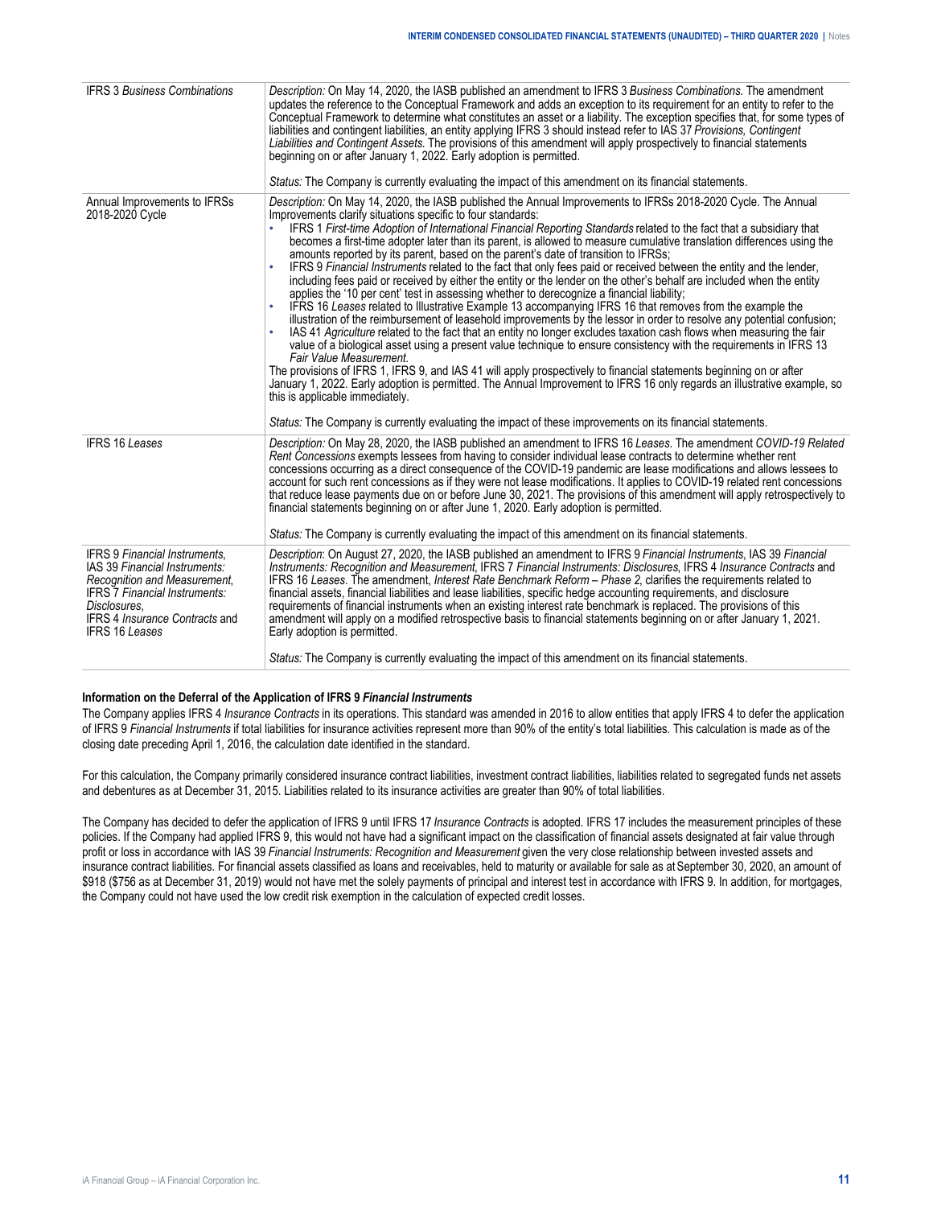| | |
|---|---|
| IFRS 3 *Business Combinations* | *Description:* On May 14, 2020, the IASB published an amendment to IFRS 3 *Business Combinations*. The amendment updates the reference to the Conceptual Framework and adds an exception to its requirement for an entity to refer to the Conceptual Framework to determine what constitutes an asset or a liability. The exception specifies that, for some types of liabilities and contingent liabilities, an entity applying IFRS 3 should instead refer to IAS 37 *Provisions, Contingent Liabilities and Contingent Assets*. The provisions of this amendment will apply prospectively to financial statements beginning on or after January 1, 2022. Early adoption is permitted.<br><br>*Status:* The Company is currently evaluating the impact of this amendment on its financial statements. |
| Annual Improvements to IFRSs 2018-2020 Cycle | *Description:* On May 14, 2020, the IASB published the Annual Improvements to IFRSs 2018-2020 Cycle. The Annual Improvements clarify situations specific to four standards:<br>• IFRS 1 *First-time Adoption of International Financial Reporting Standards* related to the fact that a subsidiary that becomes a first-time adopter later than its parent, is allowed to measure cumulative translation differences using the amounts reported by its parent, based on the parent's date of transition to IFRSs;<br>• IFRS 9 *Financial Instruments* related to the fact that only fees paid or received between the entity and the lender, including fees paid or received by either the entity or the lender on the other's behalf are included when the entity applies the '10 per cent' test in assessing whether to derecognize a financial liability;<br>• IFRS 16 *Leases* related to Illustrative Example 13 accompanying IFRS 16 that removes from the example the illustration of the reimbursement of leasehold improvements by the lessor in order to resolve any potential confusion;<br>• IAS 41 *Agriculture* related to the fact that an entity no longer excludes taxation cash flows when measuring the fair value of a biological asset using a present value technique to ensure consistency with the requirements in IFRS 13 *Fair Value Measurement*.<br>The provisions of IFRS 1, IFRS 9, and IAS 41 will apply prospectively to financial statements beginning on or after January 1, 2022. Early adoption is permitted. The Annual Improvement to IFRS 16 only regards an illustrative example, so this is applicable immediately.<br><br>*Status:* The Company is currently evaluating the impact of these improvements on its financial statements. |
| IFRS 16 *Leases* | *Description:* On May 28, 2020, the IASB published an amendment to IFRS 16 *Leases*. The amendment *COVID-19 Related Rent Concessions* exempts lessees from having to consider individual lease contracts to determine whether rent concessions occurring as a direct consequence of the COVID-19 pandemic are lease modifications and allows lessees to account for such rent concessions as if they were not lease modifications. It applies to COVID-19 related rent concessions that reduce lease payments due on or before June 30, 2021. The provisions of this amendment will apply retrospectively to financial statements beginning on or after June 1, 2020. Early adoption is permitted.<br><br>*Status:* The Company is currently evaluating the impact of this amendment on its financial statements. |
| IFRS 9 *Financial Instruments*, IAS 39 *Financial Instruments: Recognition and Measurement*, IFRS 7 *Financial Instruments: Disclosures*, IFRS 4 *Insurance Contracts* and IFRS 16 *Leases* | *Description*: On August 27, 2020, the IASB published an amendment to IFRS 9 *Financial Instruments*, IAS 39 *Financial Instruments: Recognition and Measurement*, IFRS 7 *Financial Instruments: Disclosures*, IFRS 4 *Insurance Contracts* and IFRS 16 *Leases*. The amendment, *Interest Rate Benchmark Reform – Phase 2*, clarifies the requirements related to financial assets, financial liabilities and lease liabilities, specific hedge accounting requirements, and disclosure requirements of financial instruments when an existing interest rate benchmark is replaced. The provisions of this amendment will apply on a modified retrospective basis to financial statements beginning on or after January 1, 2021. Early adoption is permitted.<br><br>*Status:* The Company is currently evaluating the impact of this amendment on its financial statements. |

**Information on the Deferral of the Application of IFRS 9 *Financial Instruments***

The Company applies IFRS 4 *Insurance Contracts* in its operations. This standard was amended in 2016 to allow entities that apply IFRS 4 to defer the application of IFRS 9 *Financial Instruments* if total liabilities for insurance activities represent more than 90% of the entity's total liabilities. This calculation is made as of the closing date preceding April 1, 2016, the calculation date identified in the standard.

For this calculation, the Company primarily considered insurance contract liabilities, investment contract liabilities, liabilities related to segregated funds net assets and debentures as at December 31, 2015. Liabilities related to its insurance activities are greater than 90% of total liabilities.

The Company has decided to defer the application of IFRS 9 until IFRS 17 *Insurance Contracts* is adopted. IFRS 17 includes the measurement principles of these policies. If the Company had applied IFRS 9, this would not have had a significant impact on the classification of financial assets designated at fair value through profit or loss in accordance with IAS 39 *Financial Instruments: Recognition and Measurement* given the very close relationship between invested assets and insurance contract liabilities. For financial assets classified as loans and receivables, held to maturity or available for sale as at September 30, 2020, an amount of $918 ($756 as at December 31, 2019) would not have met the solely payments of principal and interest test in accordance with IFRS 9. In addition, for mortgages, the Company could not have used the low credit risk exemption in the calculation of expected credit losses.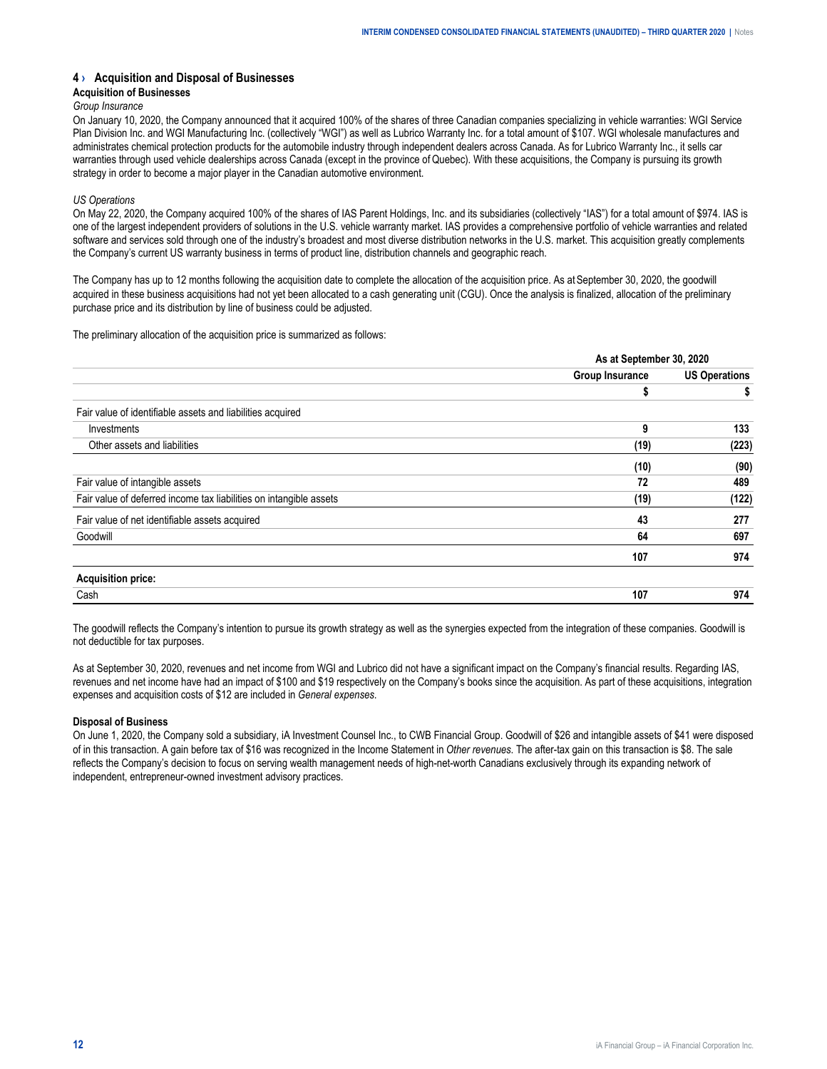## 4 › Acquisition and Disposal of Businesses

### Acquisition of Businesses

*Group Insurance*

On January 10, 2020, the Company announced that it acquired 100% of the shares of three Canadian companies specializing in vehicle warranties: WGI Service Plan Division Inc. and WGI Manufacturing Inc. (collectively "WGI") as well as Lubrico Warranty Inc. for a total amount of $107. WGI wholesale manufactures and administrates chemical protection products for the automobile industry through independent dealers across Canada. As for Lubrico Warranty Inc., it sells car warranties through used vehicle dealerships across Canada (except in the province of Quebec). With these acquisitions, the Company is pursuing its growth strategy in order to become a major player in the Canadian automotive environment.

*US Operations*

On May 22, 2020, the Company acquired 100% of the shares of IAS Parent Holdings, Inc. and its subsidiaries (collectively "IAS") for a total amount of $974. IAS is one of the largest independent providers of solutions in the U.S. vehicle warranty market. IAS provides a comprehensive portfolio of vehicle warranties and related software and services sold through one of the industry's broadest and most diverse distribution networks in the U.S. market. This acquisition greatly complements the Company's current US warranty business in terms of product line, distribution channels and geographic reach.

The Company has up to 12 months following the acquisition date to complete the allocation of the acquisition price. As at September 30, 2020, the goodwill acquired in these business acquisitions had not yet been allocated to a cash generating unit (CGU). Once the analysis is finalized, allocation of the preliminary purchase price and its distribution by line of business could be adjusted.

The preliminary allocation of the acquisition price is summarized as follows:

| | As at September 30, 2020 | |
|---|---|---|
| | Group Insurance | US Operations |
| | $ | $ |
| Fair value of identifiable assets and liabilities acquired | | |
| Investments | 9 | 133 |
| Other assets and liabilities | (19) | (223) |
| | (10) | (90) |
| Fair value of intangible assets | 72 | 489 |
| Fair value of deferred income tax liabilities on intangible assets | (19) | (122) |
| Fair value of net identifiable assets acquired | 43 | 277 |
| Goodwill | 64 | 697 |
| | 107 | 974 |
| **Acquisition price:** | | |
| Cash | 107 | 974 |

The goodwill reflects the Company's intention to pursue its growth strategy as well as the synergies expected from the integration of these companies. Goodwill is not deductible for tax purposes.

As at September 30, 2020, revenues and net income from WGI and Lubrico did not have a significant impact on the Company's financial results. Regarding IAS, revenues and net income have had an impact of $100 and $19 respectively on the Company's books since the acquisition. As part of these acquisitions, integration expenses and acquisition costs of $12 are included in *General expenses*.

### Disposal of Business

On June 1, 2020, the Company sold a subsidiary, iA Investment Counsel Inc., to CWB Financial Group. Goodwill of $26 and intangible assets of $41 were disposed of in this transaction. A gain before tax of $16 was recognized in the Income Statement in *Other revenues*. The after-tax gain on this transaction is $8. The sale reflects the Company's decision to focus on serving wealth management needs of high-net-worth Canadians exclusively through its expanding network of independent, entrepreneur-owned investment advisory practices.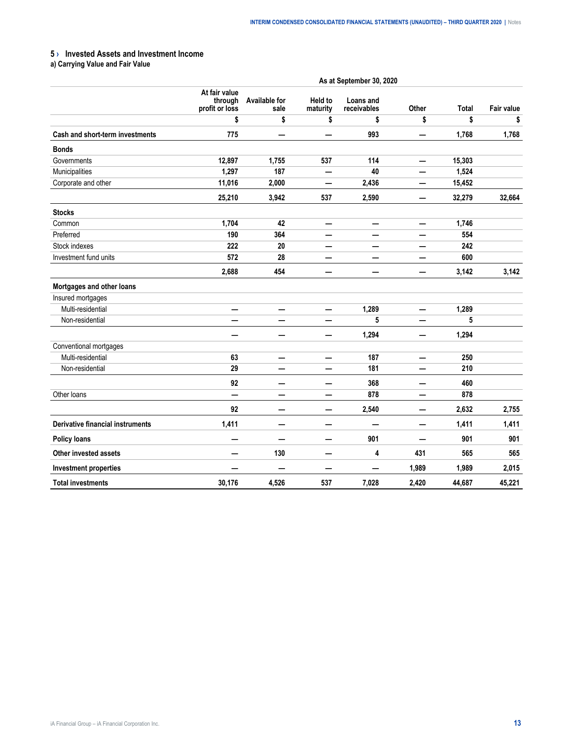## 5 › Invested Assets and Investment Income

### a) Carrying Value and Fair Value

| | As at September 30, 2020 | | | | | | |
|---|---|---|---|---|---|---|---|
| | At fair value through profit or loss | Available for sale | Held to maturity | Loans and receivables | Other | Total | Fair value |
| | $ | $ | $ | $ | $ | $ | $ |
| **Cash and short-term investments** | 775 | — | — | 993 | — | 1,768 | 1,768 |
| **Bonds** | | | | | | | |
| Governments | 12,897 | 1,755 | 537 | 114 | — | 15,303 | |
| Municipalities | 1,297 | 187 | — | 40 | — | 1,524 | |
| Corporate and other | 11,016 | 2,000 | — | 2,436 | — | 15,452 | |
| | 25,210 | 3,942 | 537 | 2,590 | — | 32,279 | 32,664 |
| **Stocks** | | | | | | | |
| Common | 1,704 | 42 | — | — | — | 1,746 | |
| Preferred | 190 | 364 | — | — | — | 554 | |
| Stock indexes | 222 | 20 | — | — | — | 242 | |
| Investment fund units | 572 | 28 | — | — | — | 600 | |
| | 2,688 | 454 | — | — | — | 3,142 | 3,142 |
| **Mortgages and other loans** | | | | | | | |
| Insured mortgages | | | | | | | |
| Multi-residential | — | — | — | 1,289 | — | 1,289 | |
| Non-residential | — | — | — | 5 | — | 5 | |
| | — | — | — | 1,294 | — | 1,294 | |
| Conventional mortgages | | | | | | | |
| Multi-residential | 63 | — | — | 187 | — | 250 | |
| Non-residential | 29 | — | — | 181 | — | 210 | |
| | 92 | — | — | 368 | — | 460 | |
| Other loans | — | — | — | 878 | — | 878 | |
| | 92 | — | — | 2,540 | — | 2,632 | 2,755 |
| **Derivative financial instruments** | 1,411 | — | — | — | — | 1,411 | 1,411 |
| **Policy loans** | — | — | — | 901 | — | 901 | 901 |
| **Other invested assets** | — | 130 | — | 4 | 431 | 565 | 565 |
| **Investment properties** | — | — | — | — | 1,989 | 1,989 | 2,015 |
| **Total investments** | 30,176 | 4,526 | 537 | 7,028 | 2,420 | 44,687 | 45,221 |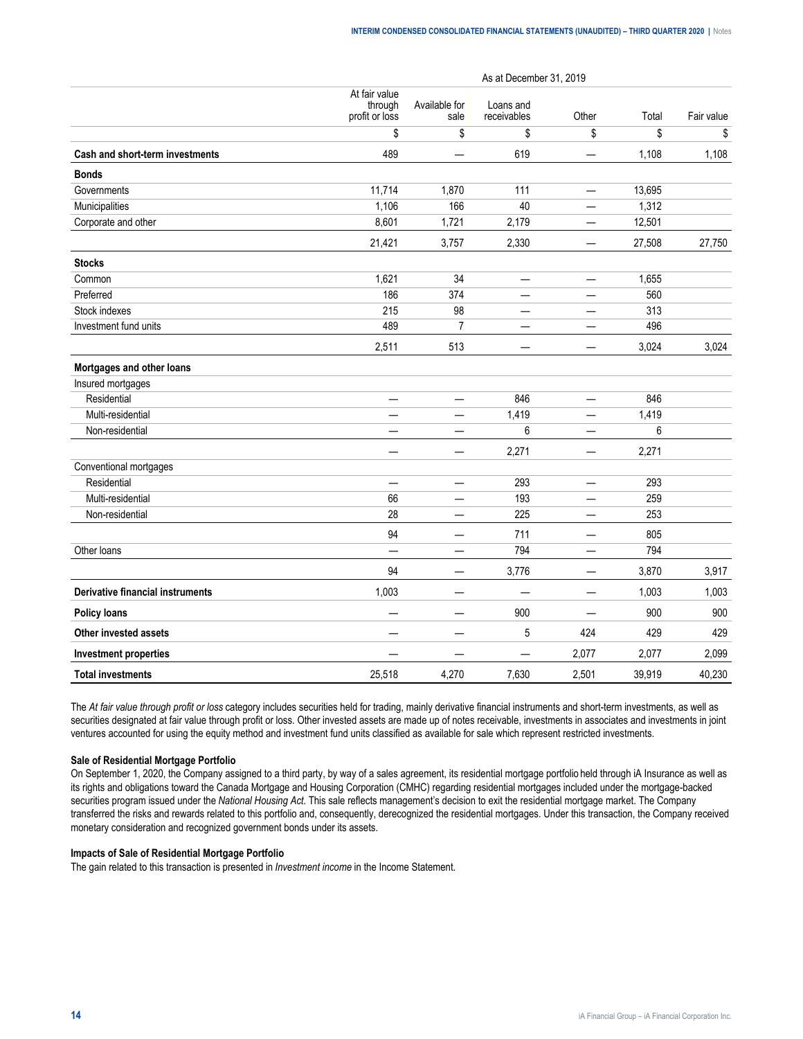| | As at December 31, 2019 | | | | | |
|---|---|---|---|---|---|---|
| | At fair value through profit or loss | Available for sale | Loans and receivables | Other | Total | Fair value |
| | $ | $ | $ | $ | $ | $ |
| **Cash and short-term investments** | 489 | — | 619 | — | 1,108 | 1,108 |
| **Bonds** | | | | | | |
| Governments | 11,714 | 1,870 | 111 | — | 13,695 | |
| Municipalities | 1,106 | 166 | 40 | — | 1,312 | |
| Corporate and other | 8,601 | 1,721 | 2,179 | — | 12,501 | |
| | 21,421 | 3,757 | 2,330 | — | 27,508 | 27,750 |
| **Stocks** | | | | | | |
| Common | 1,621 | 34 | — | — | 1,655 | |
| Preferred | 186 | 374 | — | — | 560 | |
| Stock indexes | 215 | 98 | — | — | 313 | |
| Investment fund units | 489 | 7 | — | — | 496 | |
| | 2,511 | 513 | — | — | 3,024 | 3,024 |
| **Mortgages and other loans** | | | | | | |
| Insured mortgages | | | | | | |
| Residential | — | — | 846 | — | 846 | |
| Multi-residential | — | — | 1,419 | — | 1,419 | |
| Non-residential | — | — | 6 | — | 6 | |
| | — | — | 2,271 | — | 2,271 | |
| Conventional mortgages | | | | | | |
| Residential | — | — | 293 | — | 293 | |
| Multi-residential | 66 | — | 193 | — | 259 | |
| Non-residential | 28 | — | 225 | — | 253 | |
| | 94 | — | 711 | — | 805 | |
| Other loans | — | — | 794 | — | 794 | |
| | 94 | — | 3,776 | — | 3,870 | 3,917 |
| **Derivative financial instruments** | 1,003 | — | — | — | 1,003 | 1,003 |
| **Policy loans** | — | — | 900 | — | 900 | 900 |
| **Other invested assets** | — | — | 5 | 424 | 429 | 429 |
| **Investment properties** | — | — | — | 2,077 | 2,077 | 2,099 |
| **Total investments** | 25,518 | 4,270 | 7,630 | 2,501 | 39,919 | 40,230 |

The *At fair value through profit or loss* category includes securities held for trading, mainly derivative financial instruments and short-term investments, as well as securities designated at fair value through profit or loss. Other invested assets are made up of notes receivable, investments in associates and investments in joint ventures accounted for using the equity method and investment fund units classified as available for sale which represent restricted investments.

**Sale of Residential Mortgage Portfolio**

On September 1, 2020, the Company assigned to a third party, by way of a sales agreement, its residential mortgage portfolio held through iA Insurance as well as its rights and obligations toward the Canada Mortgage and Housing Corporation (CMHC) regarding residential mortgages included under the mortgage-backed securities program issued under the *National Housing Act*. This sale reflects management's decision to exit the residential mortgage market. The Company transferred the risks and rewards related to this portfolio and, consequently, derecognized the residential mortgages. Under this transaction, the Company received monetary consideration and recognized government bonds under its assets.

**Impacts of Sale of Residential Mortgage Portfolio**

The gain related to this transaction is presented in *Investment income* in the Income Statement.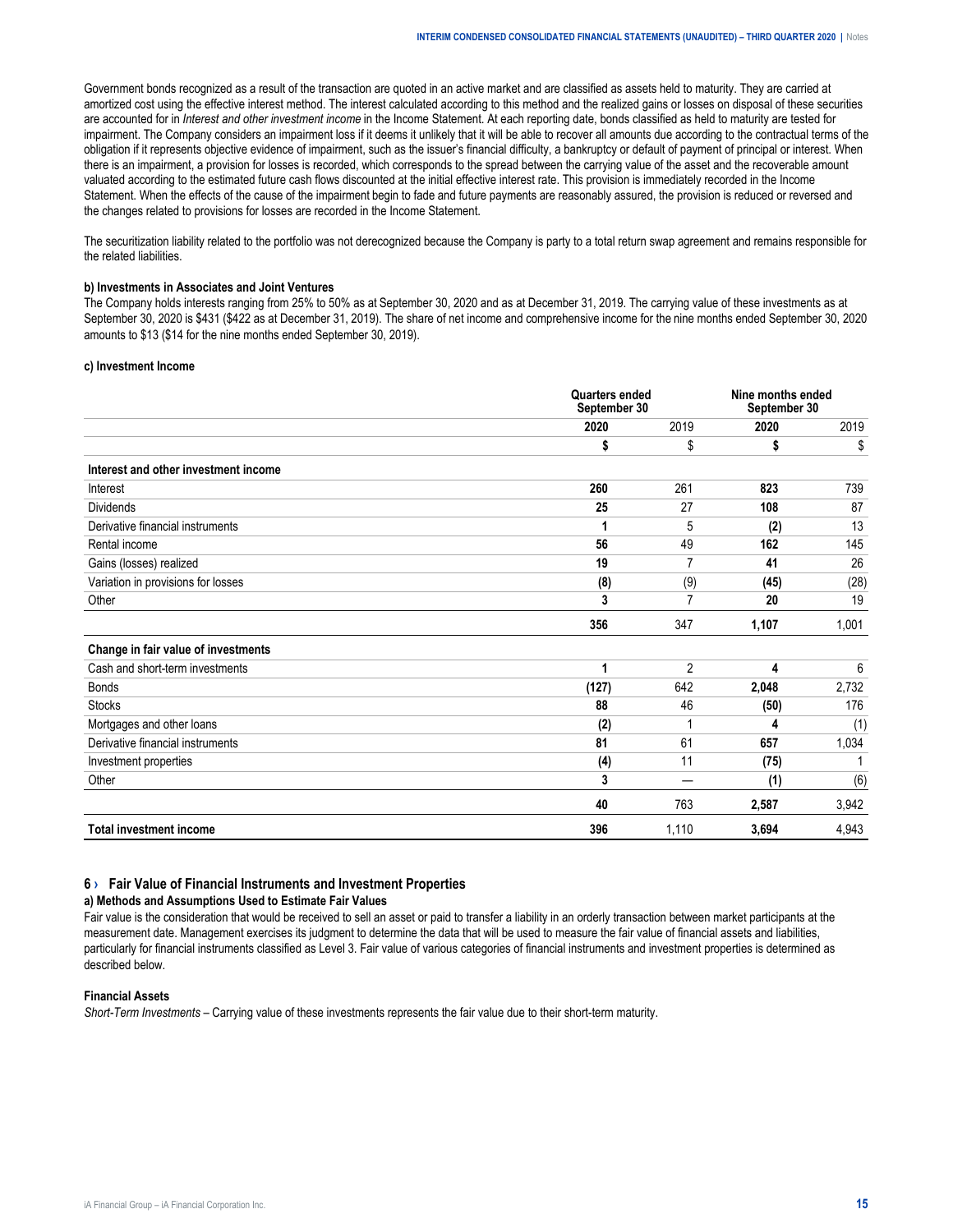Government bonds recognized as a result of the transaction are quoted in an active market and are classified as assets held to maturity. They are carried at amortized cost using the effective interest method. The interest calculated according to this method and the realized gains or losses on disposal of these securities are accounted for in *Interest and other investment income* in the Income Statement. At each reporting date, bonds classified as held to maturity are tested for impairment. The Company considers an impairment loss if it deems it unlikely that it will be able to recover all amounts due according to the contractual terms of the obligation if it represents objective evidence of impairment, such as the issuer's financial difficulty, a bankruptcy or default of payment of principal or interest. When there is an impairment, a provision for losses is recorded, which corresponds to the spread between the carrying value of the asset and the recoverable amount valuated according to the estimated future cash flows discounted at the initial effective interest rate. This provision is immediately recorded in the Income Statement. When the effects of the cause of the impairment begin to fade and future payments are reasonably assured, the provision is reduced or reversed and the changes related to provisions for losses are recorded in the Income Statement.

The securitization liability related to the portfolio was not derecognized because the Company is party to a total return swap agreement and remains responsible for the related liabilities.

**b) Investments in Associates and Joint Ventures**

The Company holds interests ranging from 25% to 50% as at September 30, 2020 and as at December 31, 2019. The carrying value of these investments as at September 30, 2020 is $431 ($422 as at December 31, 2019). The share of net income and comprehensive income for the nine months ended September 30, 2020 amounts to $13 ($14 for the nine months ended September 30, 2019).

**c) Investment Income**

| | Quarters ended September 30 | | Nine months ended September 30 | |
|---|---|---|---|---|
| | **2020** | 2019 | **2020** | 2019 |
| | **$** | $ | **$** | $ |
| **Interest and other investment income** | | | | |
| Interest | **260** | 261 | **823** | 739 |
| Dividends | **25** | 27 | **108** | 87 |
| Derivative financial instruments | **1** | 5 | **(2)** | 13 |
| Rental income | **56** | 49 | **162** | 145 |
| Gains (losses) realized | **19** | 7 | **41** | 26 |
| Variation in provisions for losses | **(8)** | (9) | **(45)** | (28) |
| Other | **3** | 7 | **20** | 19 |
| | **356** | 347 | **1,107** | 1,001 |
| **Change in fair value of investments** | | | | |
| Cash and short-term investments | **1** | 2 | **4** | 6 |
| Bonds | **(127)** | 642 | **2,048** | 2,732 |
| Stocks | **88** | 46 | **(50)** | 176 |
| Mortgages and other loans | **(2)** | 1 | **4** | (1) |
| Derivative financial instruments | **81** | 61 | **657** | 1,034 |
| Investment properties | **(4)** | 11 | **(75)** | 1 |
| Other | **3** | — | **(1)** | (6) |
| | **40** | 763 | **2,587** | 3,942 |
| **Total investment income** | **396** | 1,110 | **3,694** | 4,943 |

## 6 › Fair Value of Financial Instruments and Investment Properties

**a) Methods and Assumptions Used to Estimate Fair Values**

Fair value is the consideration that would be received to sell an asset or paid to transfer a liability in an orderly transaction between market participants at the measurement date. Management exercises its judgment to determine the data that will be used to measure the fair value of financial assets and liabilities, particularly for financial instruments classified as Level 3. Fair value of various categories of financial instruments and investment properties is determined as described below.

**Financial Assets**

*Short-Term Investments* – Carrying value of these investments represents the fair value due to their short-term maturity.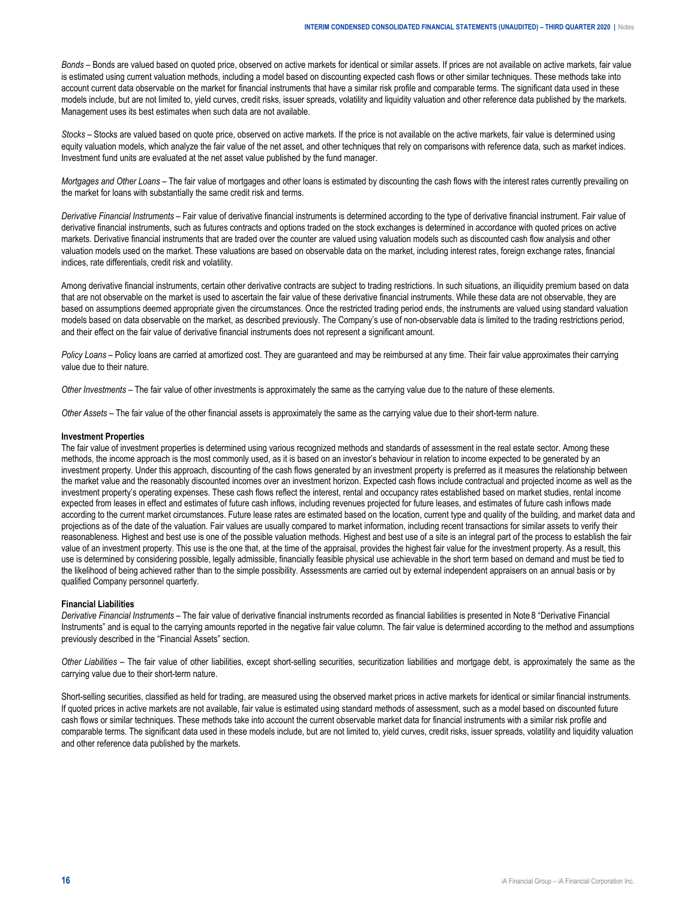*Bonds* – Bonds are valued based on quoted price, observed on active markets for identical or similar assets. If prices are not available on active markets, fair value is estimated using current valuation methods, including a model based on discounting expected cash flows or other similar techniques. These methods take into account current data observable on the market for financial instruments that have a similar risk profile and comparable terms. The significant data used in these models include, but are not limited to, yield curves, credit risks, issuer spreads, volatility and liquidity valuation and other reference data published by the markets. Management uses its best estimates when such data are not available.

*Stocks* – Stocks are valued based on quote price, observed on active markets. If the price is not available on the active markets, fair value is determined using equity valuation models, which analyze the fair value of the net asset, and other techniques that rely on comparisons with reference data, such as market indices. Investment fund units are evaluated at the net asset value published by the fund manager.

*Mortgages and Other Loans* – The fair value of mortgages and other loans is estimated by discounting the cash flows with the interest rates currently prevailing on the market for loans with substantially the same credit risk and terms.

*Derivative Financial Instruments* – Fair value of derivative financial instruments is determined according to the type of derivative financial instrument. Fair value of derivative financial instruments, such as futures contracts and options traded on the stock exchanges is determined in accordance with quoted prices on active markets. Derivative financial instruments that are traded over the counter are valued using valuation models such as discounted cash flow analysis and other valuation models used on the market. These valuations are based on observable data on the market, including interest rates, foreign exchange rates, financial indices, rate differentials, credit risk and volatility.

Among derivative financial instruments, certain other derivative contracts are subject to trading restrictions. In such situations, an illiquidity premium based on data that are not observable on the market is used to ascertain the fair value of these derivative financial instruments. While these data are not observable, they are based on assumptions deemed appropriate given the circumstances. Once the restricted trading period ends, the instruments are valued using standard valuation models based on data observable on the market, as described previously. The Company's use of non-observable data is limited to the trading restrictions period, and their effect on the fair value of derivative financial instruments does not represent a significant amount.

*Policy Loans* – Policy loans are carried at amortized cost. They are guaranteed and may be reimbursed at any time. Their fair value approximates their carrying value due to their nature.

*Other Investments* – The fair value of other investments is approximately the same as the carrying value due to the nature of these elements.

*Other Assets* – The fair value of the other financial assets is approximately the same as the carrying value due to their short-term nature.

**Investment Properties**

The fair value of investment properties is determined using various recognized methods and standards of assessment in the real estate sector. Among these methods, the income approach is the most commonly used, as it is based on an investor's behaviour in relation to income expected to be generated by an investment property. Under this approach, discounting of the cash flows generated by an investment property is preferred as it measures the relationship between the market value and the reasonably discounted incomes over an investment horizon. Expected cash flows include contractual and projected income as well as the investment property's operating expenses. These cash flows reflect the interest, rental and occupancy rates established based on market studies, rental income expected from leases in effect and estimates of future cash inflows, including revenues projected for future leases, and estimates of future cash inflows made according to the current market circumstances. Future lease rates are estimated based on the location, current type and quality of the building, and market data and projections as of the date of the valuation. Fair values are usually compared to market information, including recent transactions for similar assets to verify their reasonableness. Highest and best use is one of the possible valuation methods. Highest and best use of a site is an integral part of the process to establish the fair value of an investment property. This use is the one that, at the time of the appraisal, provides the highest fair value for the investment property. As a result, this use is determined by considering possible, legally admissible, financially feasible physical use achievable in the short term based on demand and must be tied to the likelihood of being achieved rather than to the simple possibility. Assessments are carried out by external independent appraisers on an annual basis or by qualified Company personnel quarterly.

**Financial Liabilities**

*Derivative Financial Instruments* – The fair value of derivative financial instruments recorded as financial liabilities is presented in Note 8 "Derivative Financial Instruments" and is equal to the carrying amounts reported in the negative fair value column. The fair value is determined according to the method and assumptions previously described in the "Financial Assets" section.

*Other Liabilities* – The fair value of other liabilities, except short-selling securities, securitization liabilities and mortgage debt, is approximately the same as the carrying value due to their short-term nature.

Short-selling securities, classified as held for trading, are measured using the observed market prices in active markets for identical or similar financial instruments. If quoted prices in active markets are not available, fair value is estimated using standard methods of assessment, such as a model based on discounted future cash flows or similar techniques. These methods take into account the current observable market data for financial instruments with a similar risk profile and comparable terms. The significant data used in these models include, but are not limited to, yield curves, credit risks, issuer spreads, volatility and liquidity valuation and other reference data published by the markets.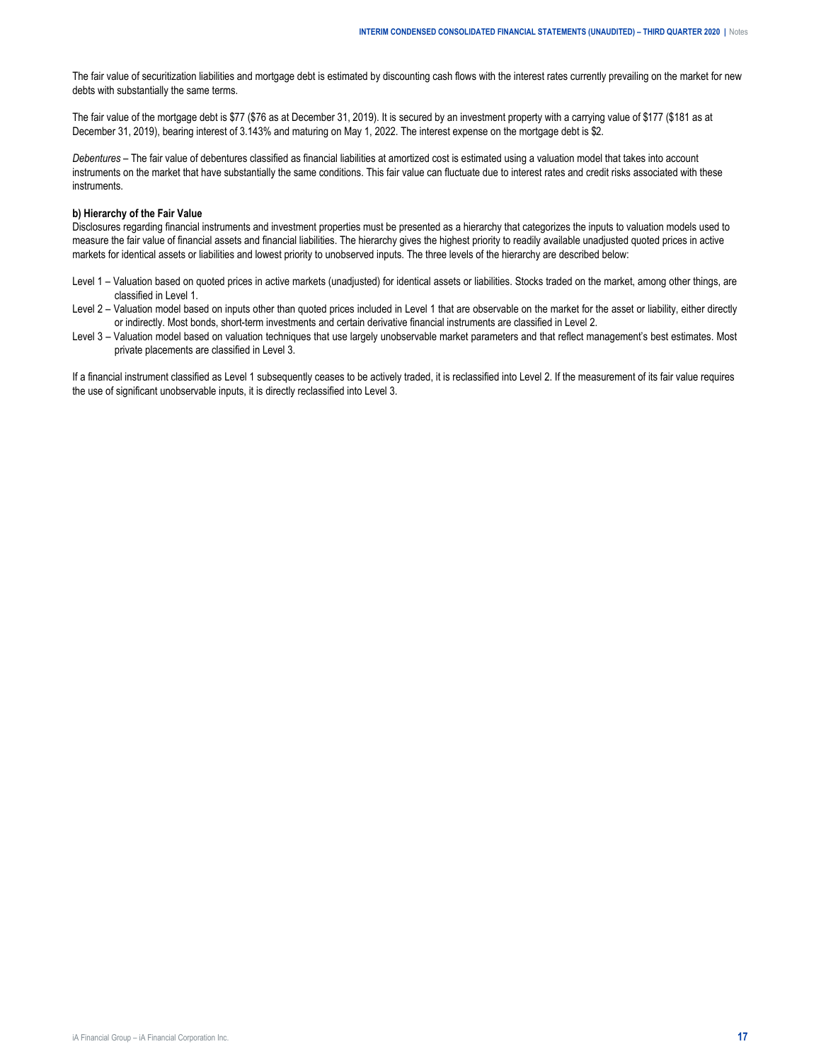The fair value of securitization liabilities and mortgage debt is estimated by discounting cash flows with the interest rates currently prevailing on the market for new debts with substantially the same terms.

The fair value of the mortgage debt is $77 ($76 as at December 31, 2019). It is secured by an investment property with a carrying value of $177 ($181 as at December 31, 2019), bearing interest of 3.143% and maturing on May 1, 2022. The interest expense on the mortgage debt is $2.

*Debentures* – The fair value of debentures classified as financial liabilities at amortized cost is estimated using a valuation model that takes into account instruments on the market that have substantially the same conditions. This fair value can fluctuate due to interest rates and credit risks associated with these instruments.

**b) Hierarchy of the Fair Value**

Disclosures regarding financial instruments and investment properties must be presented as a hierarchy that categorizes the inputs to valuation models used to measure the fair value of financial assets and financial liabilities. The hierarchy gives the highest priority to readily available unadjusted quoted prices in active markets for identical assets or liabilities and lowest priority to unobserved inputs. The three levels of the hierarchy are described below:

Level 1 – Valuation based on quoted prices in active markets (unadjusted) for identical assets or liabilities. Stocks traded on the market, among other things, are classified in Level 1.

Level 2 – Valuation model based on inputs other than quoted prices included in Level 1 that are observable on the market for the asset or liability, either directly or indirectly. Most bonds, short-term investments and certain derivative financial instruments are classified in Level 2.

Level 3 – Valuation model based on valuation techniques that use largely unobservable market parameters and that reflect management's best estimates. Most private placements are classified in Level 3.

If a financial instrument classified as Level 1 subsequently ceases to be actively traded, it is reclassified into Level 2. If the measurement of its fair value requires the use of significant unobservable inputs, it is directly reclassified into Level 3.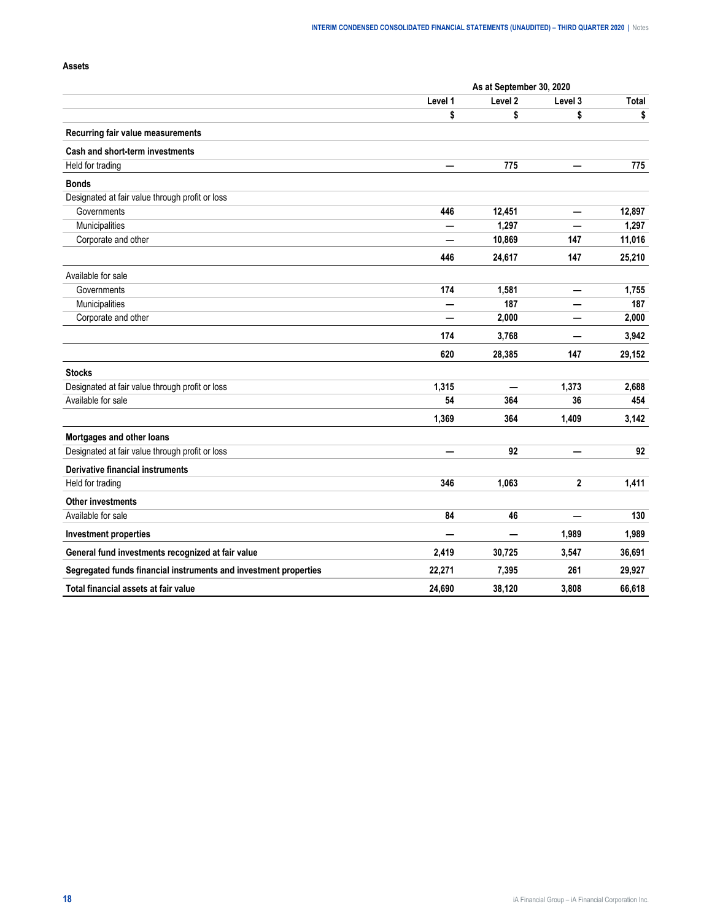**Assets**

| | As at September 30, 2020 | | | |
|---|---|---|---|---|
| | Level 1 | Level 2 | Level 3 | Total |
| | $ | $ | $ | $ |
| **Recurring fair value measurements** | | | | |
| **Cash and short-term investments** | | | | |
| Held for trading | — | 775 | — | 775 |
| **Bonds** | | | | |
| Designated at fair value through profit or loss | | | | |
| Governments | 446 | 12,451 | — | 12,897 |
| Municipalities | — | 1,297 | — | 1,297 |
| Corporate and other | — | 10,869 | 147 | 11,016 |
| | 446 | 24,617 | 147 | 25,210 |
| Available for sale | | | | |
| Governments | 174 | 1,581 | — | 1,755 |
| Municipalities | — | 187 | — | 187 |
| Corporate and other | — | 2,000 | — | 2,000 |
| | 174 | 3,768 | — | 3,942 |
| | 620 | 28,385 | 147 | 29,152 |
| **Stocks** | | | | |
| Designated at fair value through profit or loss | 1,315 | — | 1,373 | 2,688 |
| Available for sale | 54 | 364 | 36 | 454 |
| | 1,369 | 364 | 1,409 | 3,142 |
| **Mortgages and other loans** | | | | |
| Designated at fair value through profit or loss | — | 92 | — | 92 |
| **Derivative financial instruments** | | | | |
| Held for trading | 346 | 1,063 | 2 | 1,411 |
| **Other investments** | | | | |
| Available for sale | 84 | 46 | — | 130 |
| **Investment properties** | — | — | 1,989 | 1,989 |
| **General fund investments recognized at fair value** | 2,419 | 30,725 | 3,547 | 36,691 |
| **Segregated funds financial instruments and investment properties** | 22,271 | 7,395 | 261 | 29,927 |
| **Total financial assets at fair value** | 24,690 | 38,120 | 3,808 | 66,618 |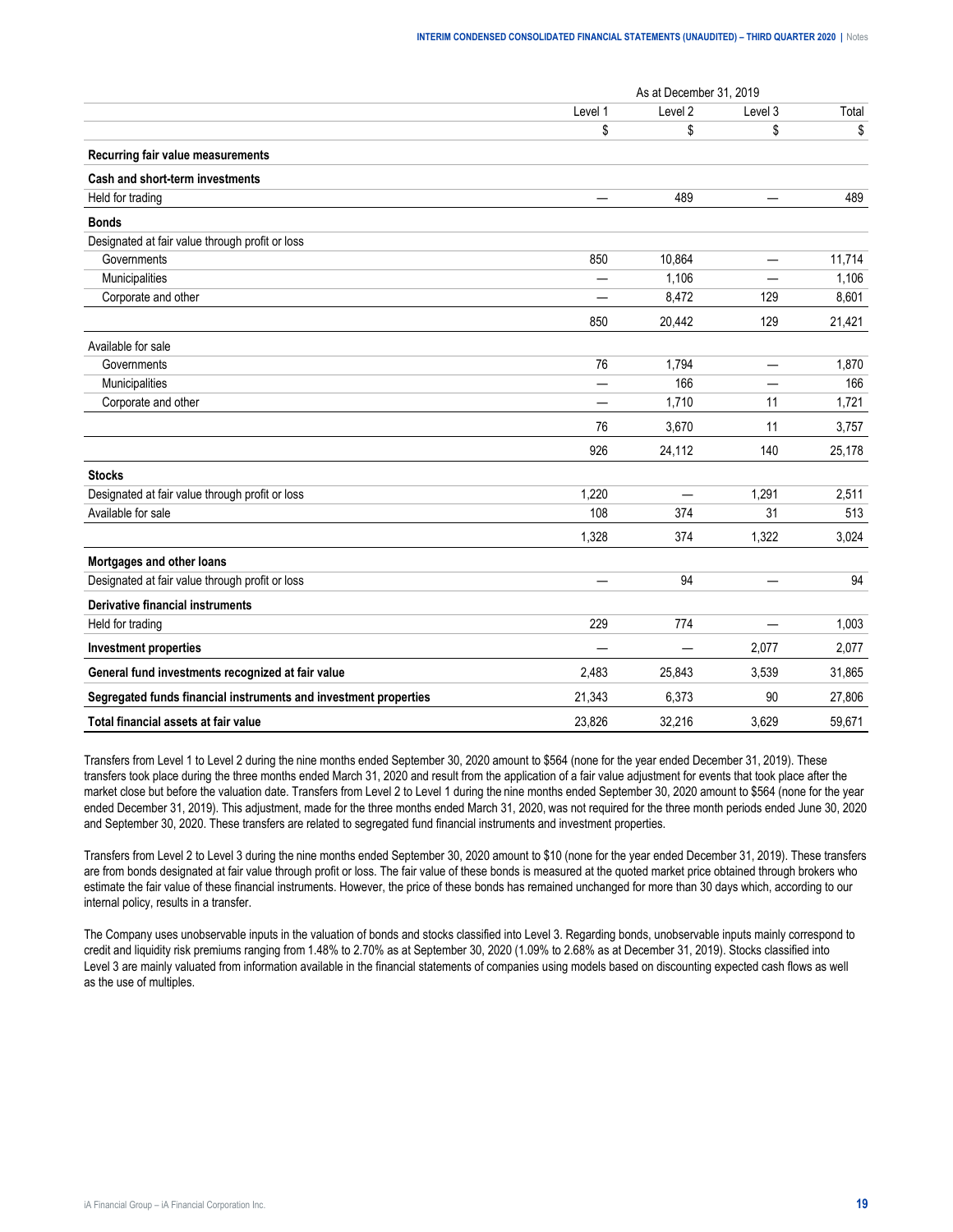| | As at December 31, 2019 | | | |
|---|---|---|---|---|
| | Level 1 | Level 2 | Level 3 | Total |
| | $ | $ | $ | $ |
| **Recurring fair value measurements** | | | | |
| **Cash and short-term investments** | | | | |
| Held for trading | — | 489 | — | 489 |
| **Bonds** | | | | |
| Designated at fair value through profit or loss | | | | |
| Governments | 850 | 10,864 | — | 11,714 |
| Municipalities | — | 1,106 | — | 1,106 |
| Corporate and other | — | 8,472 | 129 | 8,601 |
| | 850 | 20,442 | 129 | 21,421 |
| Available for sale | | | | |
| Governments | 76 | 1,794 | — | 1,870 |
| Municipalities | — | 166 | — | 166 |
| Corporate and other | — | 1,710 | 11 | 1,721 |
| | 76 | 3,670 | 11 | 3,757 |
| | 926 | 24,112 | 140 | 25,178 |
| **Stocks** | | | | |
| Designated at fair value through profit or loss | 1,220 | — | 1,291 | 2,511 |
| Available for sale | 108 | 374 | 31 | 513 |
| | 1,328 | 374 | 1,322 | 3,024 |
| **Mortgages and other loans** | | | | |
| Designated at fair value through profit or loss | — | 94 | — | 94 |
| **Derivative financial instruments** | | | | |
| Held for trading | 229 | 774 | — | 1,003 |
| **Investment properties** | — | — | 2,077 | 2,077 |
| **General fund investments recognized at fair value** | 2,483 | 25,843 | 3,539 | 31,865 |
| **Segregated funds financial instruments and investment properties** | 21,343 | 6,373 | 90 | 27,806 |
| **Total financial assets at fair value** | 23,826 | 32,216 | 3,629 | 59,671 |

Transfers from Level 1 to Level 2 during the nine months ended September 30, 2020 amount to $564 (none for the year ended December 31, 2019). These transfers took place during the three months ended March 31, 2020 and result from the application of a fair value adjustment for events that took place after the market close but before the valuation date. Transfers from Level 2 to Level 1 during the nine months ended September 30, 2020 amount to $564 (none for the year ended December 31, 2019). This adjustment, made for the three months ended March 31, 2020, was not required for the three month periods ended June 30, 2020 and September 30, 2020. These transfers are related to segregated fund financial instruments and investment properties.

Transfers from Level 2 to Level 3 during the nine months ended September 30, 2020 amount to $10 (none for the year ended December 31, 2019). These transfers are from bonds designated at fair value through profit or loss. The fair value of these bonds is measured at the quoted market price obtained through brokers who estimate the fair value of these financial instruments. However, the price of these bonds has remained unchanged for more than 30 days which, according to our internal policy, results in a transfer.

The Company uses unobservable inputs in the valuation of bonds and stocks classified into Level 3. Regarding bonds, unobservable inputs mainly correspond to credit and liquidity risk premiums ranging from 1.48% to 2.70% as at September 30, 2020 (1.09% to 2.68% as at December 31, 2019). Stocks classified into Level 3 are mainly valuated from information available in the financial statements of companies using models based on discounting expected cash flows as well as the use of multiples.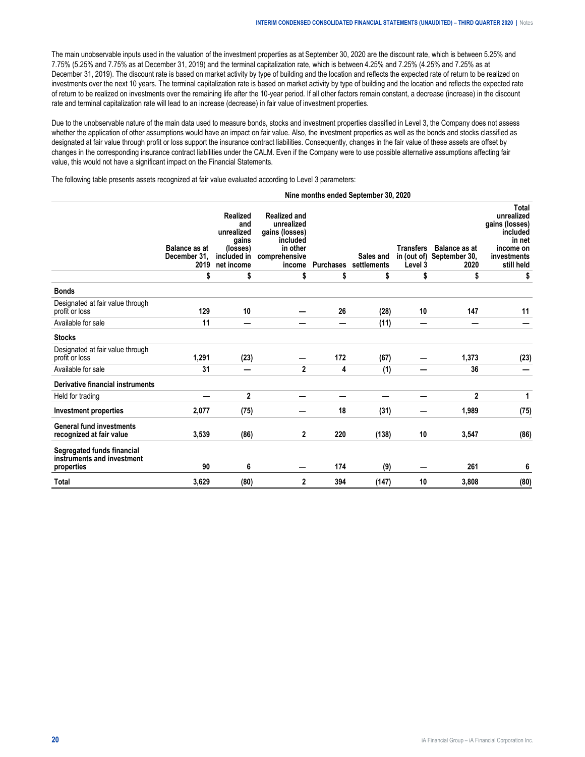The main unobservable inputs used in the valuation of the investment properties as at September 30, 2020 are the discount rate, which is between 5.25% and 7.75% (5.25% and 7.75% as at December 31, 2019) and the terminal capitalization rate, which is between 4.25% and 7.25% (4.25% and 7.25% as at December 31, 2019). The discount rate is based on market activity by type of building and the location and reflects the expected rate of return to be realized on investments over the next 10 years. The terminal capitalization rate is based on market activity by type of building and the location and reflects the expected rate of return to be realized on investments over the remaining life after the 10-year period. If all other factors remain constant, a decrease (increase) in the discount rate and terminal capitalization rate will lead to an increase (decrease) in fair value of investment properties.

Due to the unobservable nature of the main data used to measure bonds, stocks and investment properties classified in Level 3, the Company does not assess whether the application of other assumptions would have an impact on fair value. Also, the investment properties as well as the bonds and stocks classified as designated at fair value through profit or loss support the insurance contract liabilities. Consequently, changes in the fair value of these assets are offset by changes in the corresponding insurance contract liabilities under the CALM. Even if the Company were to use possible alternative assumptions affecting fair value, this would not have a significant impact on the Financial Statements.

The following table presents assets recognized at fair value evaluated according to Level 3 parameters:

| | Nine months ended September 30, 2020 | | | | | | | |
|---|---|---|---|---|---|---|---|---|
| | Balance as at December 31, 2019 | Realized and unrealized gains (losses) included in net income | Realized and unrealized gains (losses) included in other comprehensive income | Purchases | Sales and settlements | Transfers in (out of) Level 3 | Balance as at September 30, 2020 | Total unrealized gains (losses) included in net income on investments still held |
| | $ | $ | $ | $ | $ | $ | $ | $ |
| **Bonds** | | | | | | | | |
| Designated at fair value through profit or loss | 129 | 10 | — | 26 | (28) | 10 | 147 | 11 |
| Available for sale | 11 | — | — | — | (11) | — | — | — |
| **Stocks** | | | | | | | | |
| Designated at fair value through profit or loss | 1,291 | (23) | — | 172 | (67) | — | 1,373 | (23) |
| Available for sale | 31 | — | 2 | 4 | (1) | — | 36 | — |
| **Derivative financial instruments** | | | | | | | | |
| Held for trading | — | 2 | — | — | — | — | 2 | 1 |
| **Investment properties** | 2,077 | (75) | — | 18 | (31) | — | 1,989 | (75) |
| **General fund investments recognized at fair value** | 3,539 | (86) | 2 | 220 | (138) | 10 | 3,547 | (86) |
| **Segregated funds financial instruments and investment properties** | 90 | 6 | — | 174 | (9) | — | 261 | 6 |
| **Total** | 3,629 | (80) | 2 | 394 | (147) | 10 | 3,808 | (80) |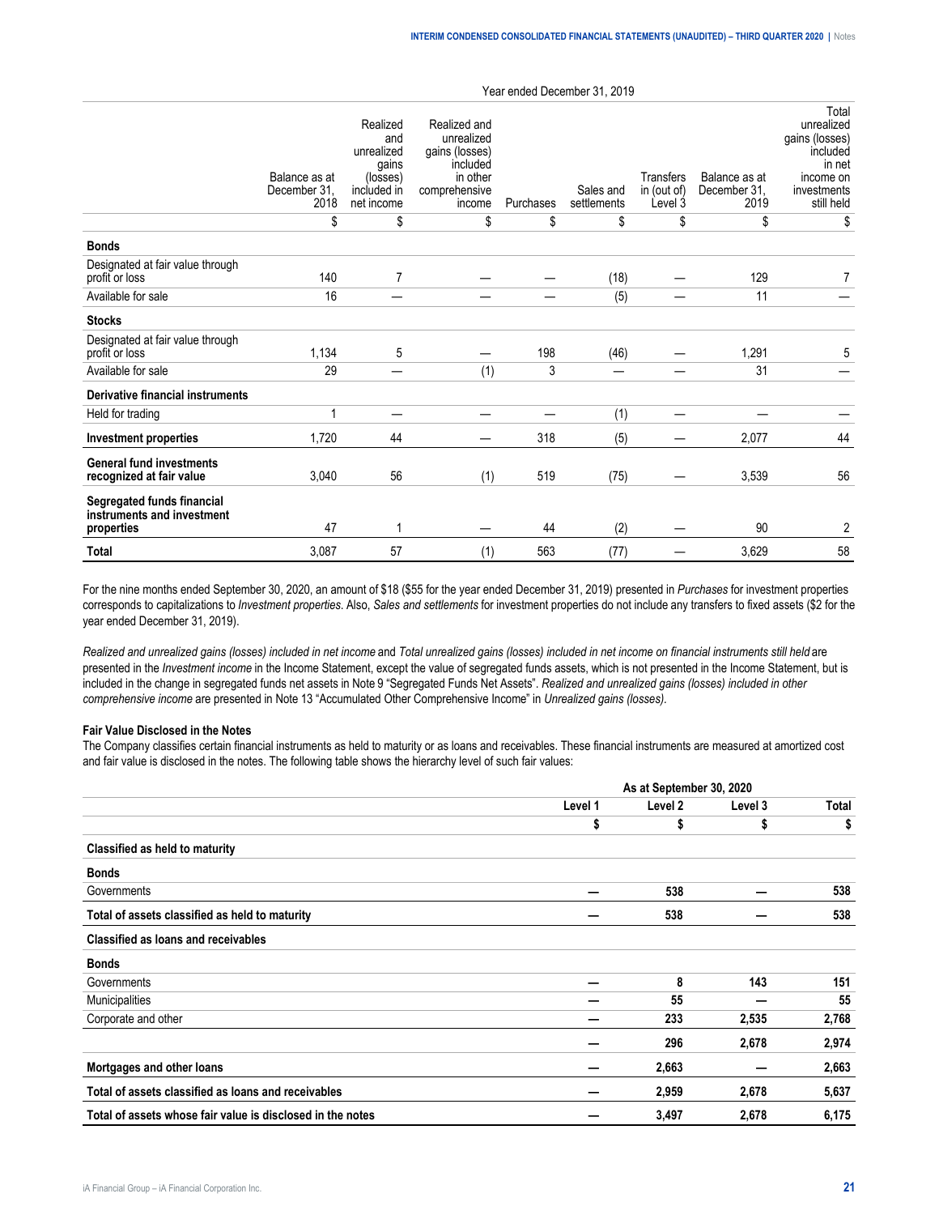| | Year ended December 31, 2019 | | | | | | | |
|---|---|---|---|---|---|---|---|---|
| | Balance as at December 31, 2018 | Realized and unrealized gains (losses) included in net income | Realized and unrealized gains (losses) included in other comprehensive income | Purchases | Sales and settlements | Transfers in (out of) Level 3 | Balance as at December 31, 2019 | Total unrealized gains (losses) included in net income on investments still held |
| | $ | $ | $ | $ | $ | $ | $ | $ |
| **Bonds** | | | | | | | | |
| Designated at fair value through profit or loss | 140 | 7 | — | — | (18) | — | 129 | 7 |
| Available for sale | 16 | — | — | — | (5) | — | 11 | — |
| **Stocks** | | | | | | | | |
| Designated at fair value through profit or loss | 1,134 | 5 | — | 198 | (46) | — | 1,291 | 5 |
| Available for sale | 29 | — | (1) | 3 | — | — | 31 | — |
| **Derivative financial instruments** | | | | | | | | |
| Held for trading | 1 | — | — | — | (1) | — | — | — |
| **Investment properties** | 1,720 | 44 | — | 318 | (5) | — | 2,077 | 44 |
| **General fund investments recognized at fair value** | 3,040 | 56 | (1) | 519 | (75) | — | 3,539 | 56 |
| **Segregated funds financial instruments and investment properties** | 47 | 1 | — | 44 | (2) | — | 90 | 2 |
| **Total** | 3,087 | 57 | (1) | 563 | (77) | — | 3,629 | 58 |

For the nine months ended September 30, 2020, an amount of $18 ($55 for the year ended December 31, 2019) presented in *Purchases* for investment properties corresponds to capitalizations to *Investment properties*. Also, *Sales and settlements* for investment properties do not include any transfers to fixed assets ($2 for the year ended December 31, 2019).

*Realized and unrealized gains (losses) included in net income* and *Total unrealized gains (losses) included in net income on financial instruments still held* are presented in the *Investment income* in the Income Statement, except the value of segregated funds assets, which is not presented in the Income Statement, but is included in the change in segregated funds net assets in Note 9 "Segregated Funds Net Assets". *Realized and unrealized gains (losses) included in other comprehensive income* are presented in Note 13 "Accumulated Other Comprehensive Income" in *Unrealized gains (losses)*.

**Fair Value Disclosed in the Notes**

The Company classifies certain financial instruments as held to maturity or as loans and receivables. These financial instruments are measured at amortized cost and fair value is disclosed in the notes. The following table shows the hierarchy level of such fair values:

| | As at September 30, 2020 | | | |
|---|---|---|---|---|
| | **Level 1** | **Level 2** | **Level 3** | **Total** |
| | **$** | **$** | **$** | **$** |
| **Classified as held to maturity** | | | | |
| **Bonds** | | | | |
| Governments | **—** | **538** | **—** | **538** |
| **Total of assets classified as held to maturity** | **—** | **538** | **—** | **538** |
| **Classified as loans and receivables** | | | | |
| **Bonds** | | | | |
| Governments | **—** | **8** | **143** | **151** |
| Municipalities | **—** | **55** | **—** | **55** |
| Corporate and other | **—** | **233** | **2,535** | **2,768** |
| | **—** | **296** | **2,678** | **2,974** |
| **Mortgages and other loans** | **—** | **2,663** | **—** | **2,663** |
| **Total of assets classified as loans and receivables** | **—** | **2,959** | **2,678** | **5,637** |
| **Total of assets whose fair value is disclosed in the notes** | **—** | **3,497** | **2,678** | **6,175** |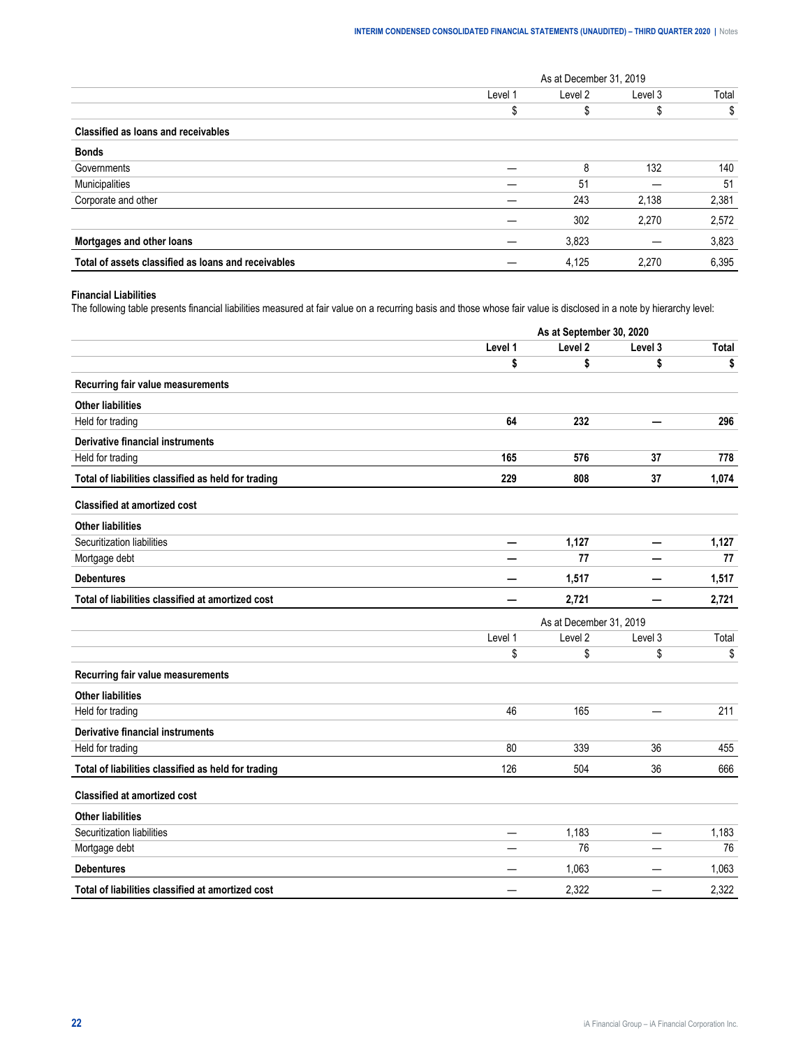| | As at December 31, 2019 | | | |
|---|---|---|---|---|
| | Level 1 | Level 2 | Level 3 | Total |
| | $ | $ | $ | $ |
| **Classified as loans and receivables** | | | | |
| **Bonds** | | | | |
| Governments | — | 8 | 132 | 140 |
| Municipalities | — | 51 | — | 51 |
| Corporate and other | — | 243 | 2,138 | 2,381 |
| | — | 302 | 2,270 | 2,572 |
| **Mortgages and other loans** | — | 3,823 | — | 3,823 |
| **Total of assets classified as loans and receivables** | — | 4,125 | 2,270 | 6,395 |

**Financial Liabilities**

The following table presents financial liabilities measured at fair value on a recurring basis and those whose fair value is disclosed in a note by hierarchy level:

| | **As at September 30, 2020** | | | |
|---|---|---|---|---|
| | **Level 1** | **Level 2** | **Level 3** | **Total** |
| | **$** | **$** | **$** | **$** |
| **Recurring fair value measurements** | | | | |
| **Other liabilities** | | | | |
| Held for trading | **64** | **232** | **—** | **296** |
| **Derivative financial instruments** | | | | |
| Held for trading | **165** | **576** | **37** | **778** |
| **Total of liabilities classified as held for trading** | **229** | **808** | **37** | **1,074** |
| **Classified at amortized cost** | | | | |
| **Other liabilities** | | | | |
| Securitization liabilities | **—** | **1,127** | **—** | **1,127** |
| Mortgage debt | **—** | **77** | **—** | **77** |
| **Debentures** | **—** | **1,517** | **—** | **1,517** |
| **Total of liabilities classified at amortized cost** | **—** | **2,721** | **—** | **2,721** |

| | As at December 31, 2019 | | | |
|---|---|---|---|---|
| | Level 1 | Level 2 | Level 3 | Total |
| | $ | $ | $ | $ |
| **Recurring fair value measurements** | | | | |
| **Other liabilities** | | | | |
| Held for trading | 46 | 165 | — | 211 |
| **Derivative financial instruments** | | | | |
| Held for trading | 80 | 339 | 36 | 455 |
| **Total of liabilities classified as held for trading** | 126 | 504 | 36 | 666 |
| **Classified at amortized cost** | | | | |
| **Other liabilities** | | | | |
| Securitization liabilities | — | 1,183 | — | 1,183 |
| Mortgage debt | — | 76 | — | 76 |
| **Debentures** | — | 1,063 | — | 1,063 |
| **Total of liabilities classified at amortized cost** | — | 2,322 | — | 2,322 |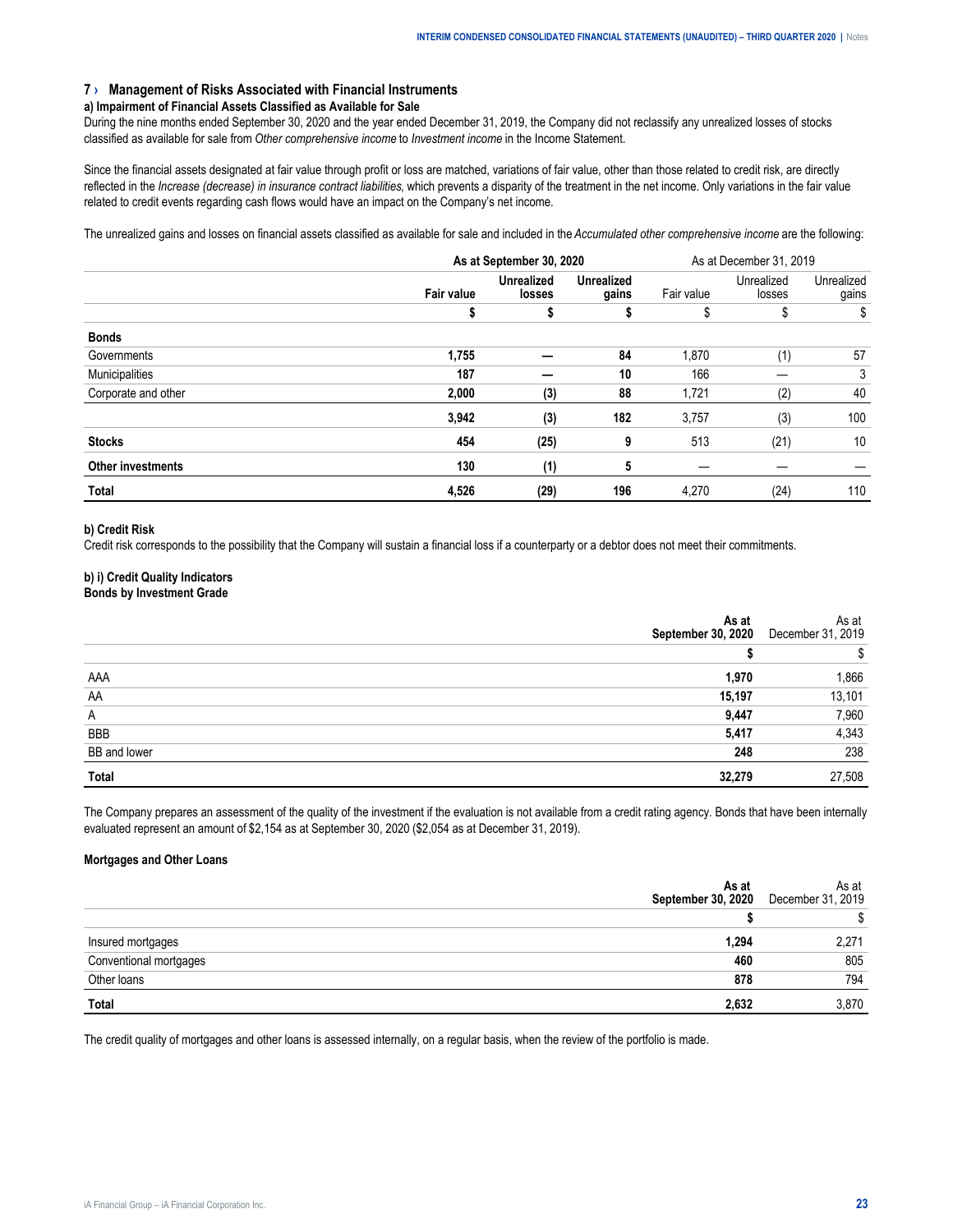## 7 › Management of Risks Associated with Financial Instruments

### a) Impairment of Financial Assets Classified as Available for Sale

During the nine months ended September 30, 2020 and the year ended December 31, 2019, the Company did not reclassify any unrealized losses of stocks classified as available for sale from *Other comprehensive income* to *Investment income* in the Income Statement.

Since the financial assets designated at fair value through profit or loss are matched, variations of fair value, other than those related to credit risk, are directly reflected in the *Increase (decrease) in insurance contract liabilities,* which prevents a disparity of the treatment in the net income. Only variations in the fair value related to credit events regarding cash flows would have an impact on the Company's net income.

The unrealized gains and losses on financial assets classified as available for sale and included in the *Accumulated other comprehensive income* are the following:

| | **As at September 30, 2020** | | | As at December 31, 2019 | | |
|---|---|---|---|---|---|---|
| | **Fair value** | **Unrealized losses** | **Unrealized gains** | Fair value | Unrealized losses | Unrealized gains |
| | **$** | **$** | **$** | $ | $ | $ |
| **Bonds** | | | | | | |
| Governments | **1,755** | **—** | **84** | 1,870 | (1) | 57 |
| Municipalities | **187** | **—** | **10** | 166 | — | 3 |
| Corporate and other | **2,000** | **(3)** | **88** | 1,721 | (2) | 40 |
| | **3,942** | **(3)** | **182** | 3,757 | (3) | 100 |
| **Stocks** | **454** | **(25)** | **9** | 513 | (21) | 10 |
| **Other investments** | **130** | **(1)** | **5** | — | — | — |
| **Total** | **4,526** | **(29)** | **196** | 4,270 | (24) | 110 |

### b) Credit Risk

Credit risk corresponds to the possibility that the Company will sustain a financial loss if a counterparty or a debtor does not meet their commitments.

### b) i) Credit Quality Indicators

**Bonds by Investment Grade**

| | **As at September 30, 2020** | As at December 31, 2019 |
|---|---|---|
| | **$** | $ |
| AAA | **1,970** | 1,866 |
| AA | **15,197** | 13,101 |
| A | **9,447** | 7,960 |
| BBB | **5,417** | 4,343 |
| BB and lower | **248** | 238 |
| **Total** | **32,279** | 27,508 |

The Company prepares an assessment of the quality of the investment if the evaluation is not available from a credit rating agency. Bonds that have been internally evaluated represent an amount of $2,154 as at September 30, 2020 ($2,054 as at December 31, 2019).

**Mortgages and Other Loans**

| | **As at September 30, 2020** | As at December 31, 2019 |
|---|---|---|
| | **$** | $ |
| Insured mortgages | **1,294** | 2,271 |
| Conventional mortgages | **460** | 805 |
| Other loans | **878** | 794 |
| **Total** | **2,632** | 3,870 |

The credit quality of mortgages and other loans is assessed internally, on a regular basis, when the review of the portfolio is made.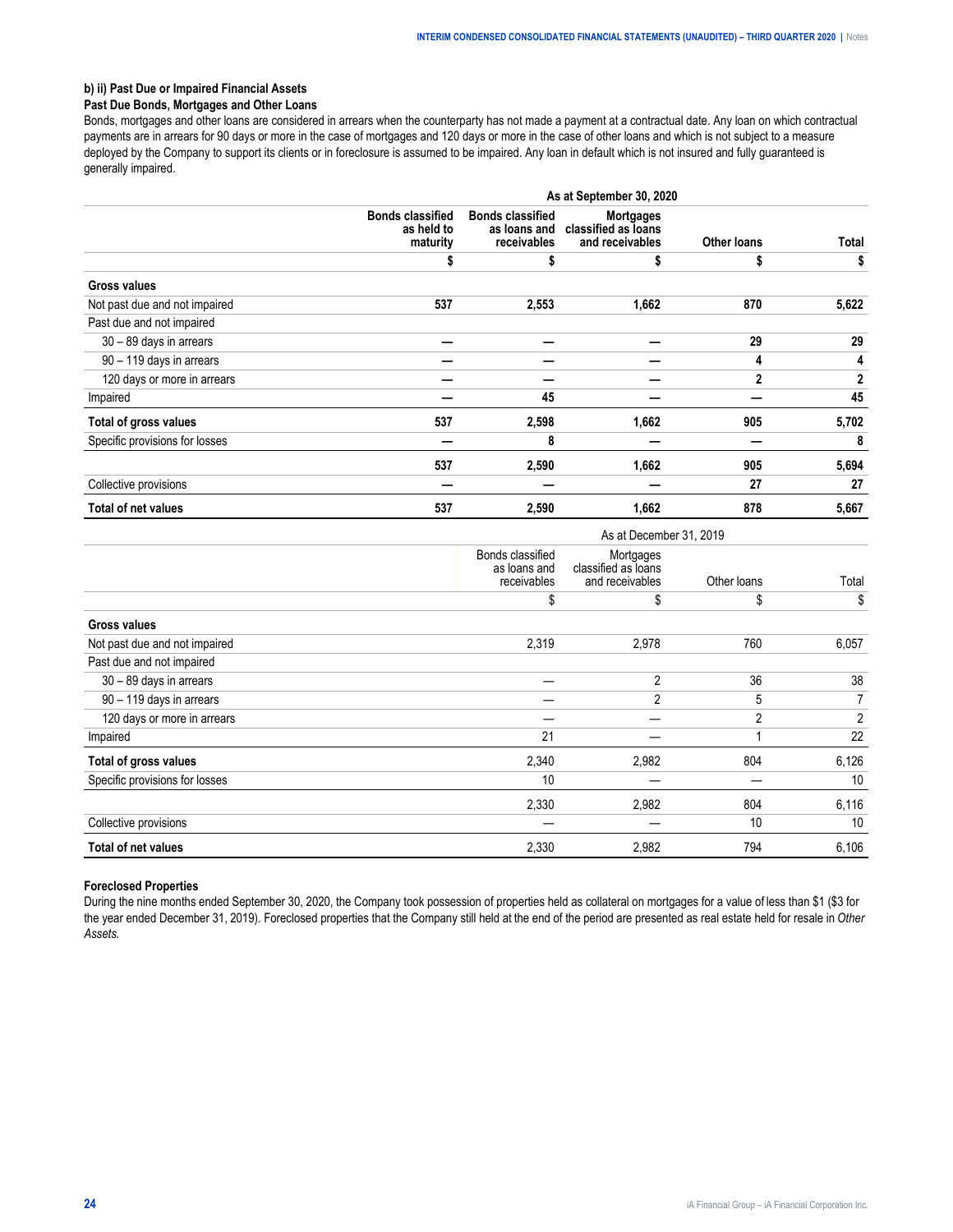### b) ii) Past Due or Impaired Financial Assets

#### Past Due Bonds, Mortgages and Other Loans

Bonds, mortgages and other loans are considered in arrears when the counterparty has not made a payment at a contractual date. Any loan on which contractual payments are in arrears for 90 days or more in the case of mortgages and 120 days or more in the case of other loans and which is not subject to a measure deployed by the Company to support its clients or in foreclosure is assumed to be impaired. Any loan in default which is not insured and fully guaranteed is generally impaired.

| | As at September 30, 2020 | | | | |
|---|---|---|---|---|---|
| | **Bonds classified as held to maturity** | **Bonds classified as loans and receivables** | **Mortgages classified as loans and receivables** | **Other loans** | **Total** |
| | **$** | **$** | **$** | **$** | **$** |
| **Gross values** | | | | | |
| Not past due and not impaired | **537** | **2,553** | **1,662** | **870** | **5,622** |
| Past due and not impaired | | | | | |
| 30 – 89 days in arrears | **—** | **—** | **—** | **29** | **29** |
| 90 – 119 days in arrears | **—** | **—** | **—** | **4** | **4** |
| 120 days or more in arrears | **—** | **—** | **—** | **2** | **2** |
| Impaired | **—** | **45** | **—** | **—** | **45** |
| **Total of gross values** | **537** | **2,598** | **1,662** | **905** | **5,702** |
| Specific provisions for losses | **—** | **8** | **—** | **—** | **8** |
| | **537** | **2,590** | **1,662** | **905** | **5,694** |
| Collective provisions | **—** | **—** | **—** | **27** | **27** |
| **Total of net values** | **537** | **2,590** | **1,662** | **878** | **5,667** |

| | As at December 31, 2019 | | | |
|---|---|---|---|---|
| | Bonds classified as loans and receivables | Mortgages classified as loans and receivables | Other loans | Total |
| | $ | $ | $ | $ |
| **Gross values** | | | | |
| Not past due and not impaired | 2,319 | 2,978 | 760 | 6,057 |
| Past due and not impaired | | | | |
| 30 – 89 days in arrears | — | 2 | 36 | 38 |
| 90 – 119 days in arrears | — | 2 | 5 | 7 |
| 120 days or more in arrears | — | — | 2 | 2 |
| Impaired | 21 | — | 1 | 22 |
| **Total of gross values** | 2,340 | 2,982 | 804 | 6,126 |
| Specific provisions for losses | 10 | — | — | 10 |
| | 2,330 | 2,982 | 804 | 6,116 |
| Collective provisions | — | — | 10 | 10 |
| **Total of net values** | 2,330 | 2,982 | 794 | 6,106 |

#### Foreclosed Properties

During the nine months ended September 30, 2020, the Company took possession of properties held as collateral on mortgages for a value of less than $1 ($3 for the year ended December 31, 2019). Foreclosed properties that the Company still held at the end of the period are presented as real estate held for resale in *Other Assets.*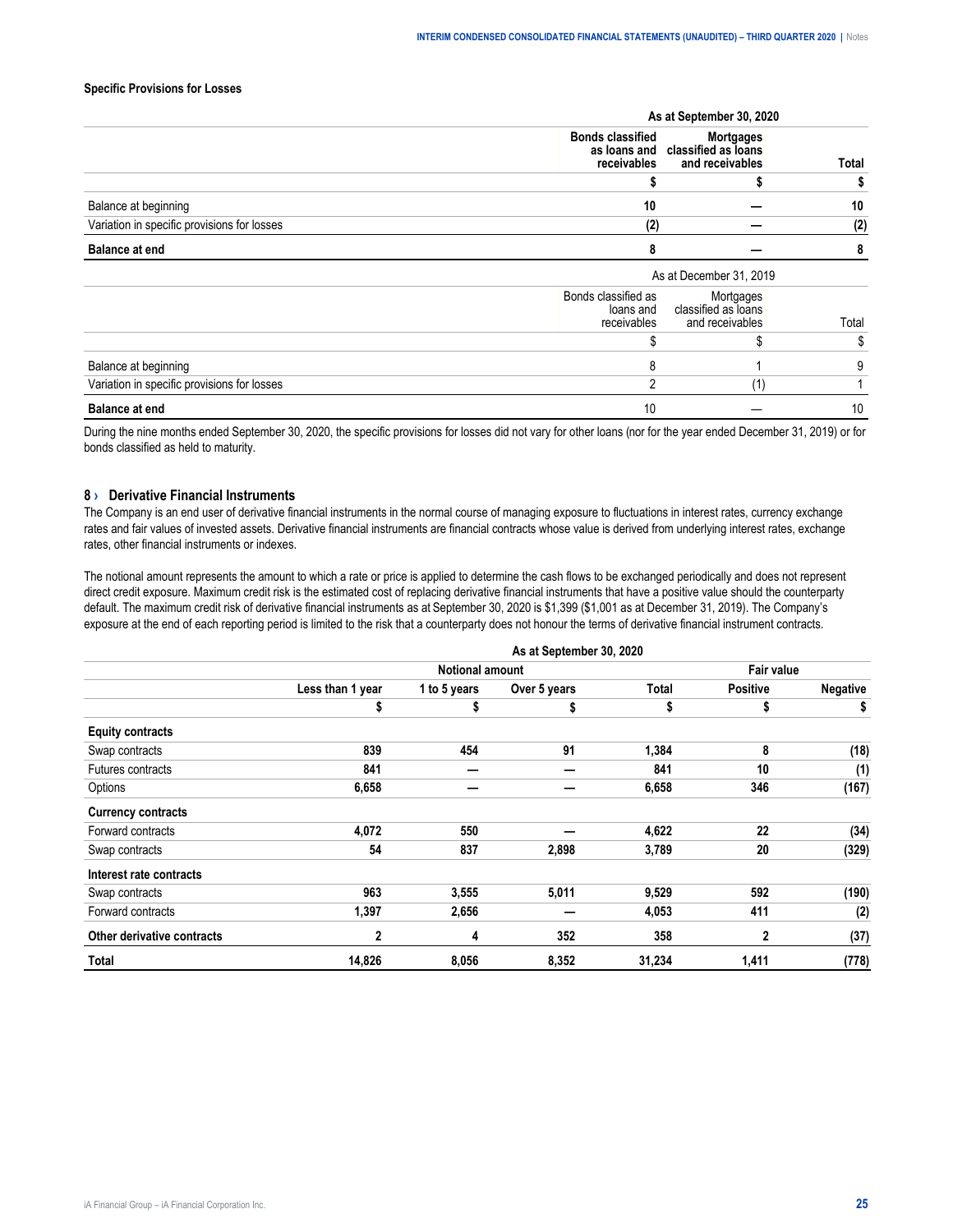**Specific Provisions for Losses**

| | As at September 30, 2020 | | |
|---|---|---|---|
| | **Bonds classified as loans and receivables** | **Mortgages classified as loans and receivables** | **Total** |
| | **$** | **$** | **$** |
| Balance at beginning | **10** | **—** | **10** |
| Variation in specific provisions for losses | **(2)** | **—** | **(2)** |
| **Balance at end** | **8** | **—** | **8** |

| | As at December 31, 2019 | | |
|---|---|---|---|
| | Bonds classified as loans and receivables | Mortgages classified as loans and receivables | Total |
| | $ | $ | $ |
| Balance at beginning | 8 | 1 | 9 |
| Variation in specific provisions for losses | 2 | (1) | 1 |
| **Balance at end** | 10 | — | 10 |

During the nine months ended September 30, 2020, the specific provisions for losses did not vary for other loans (nor for the year ended December 31, 2019) or for bonds classified as held to maturity.

## 8 › Derivative Financial Instruments

The Company is an end user of derivative financial instruments in the normal course of managing exposure to fluctuations in interest rates, currency exchange rates and fair values of invested assets. Derivative financial instruments are financial contracts whose value is derived from underlying interest rates, exchange rates, other financial instruments or indexes.

The notional amount represents the amount to which a rate or price is applied to determine the cash flows to be exchanged periodically and does not represent direct credit exposure. Maximum credit risk is the estimated cost of replacing derivative financial instruments that have a positive value should the counterparty default. The maximum credit risk of derivative financial instruments as at September 30, 2020 is $1,399 ($1,001 as at December 31, 2019). The Company's exposure at the end of each reporting period is limited to the risk that a counterparty does not honour the terms of derivative financial instrument contracts.

| | As at September 30, 2020 | | | | | |
|---|---|---|---|---|---|---|
| | Notional amount | | | | Fair value | |
| | **Less than 1 year** | **1 to 5 years** | **Over 5 years** | **Total** | **Positive** | **Negative** |
| | **$** | **$** | **$** | **$** | **$** | **$** |
| **Equity contracts** | | | | | | |
| Swap contracts | **839** | **454** | **91** | **1,384** | **8** | **(18)** |
| Futures contracts | **841** | **—** | **—** | **841** | **10** | **(1)** |
| Options | **6,658** | **—** | **—** | **6,658** | **346** | **(167)** |
| **Currency contracts** | | | | | | |
| Forward contracts | **4,072** | **550** | **—** | **4,622** | **22** | **(34)** |
| Swap contracts | **54** | **837** | **2,898** | **3,789** | **20** | **(329)** |
| **Interest rate contracts** | | | | | | |
| Swap contracts | **963** | **3,555** | **5,011** | **9,529** | **592** | **(190)** |
| Forward contracts | **1,397** | **2,656** | **—** | **4,053** | **411** | **(2)** |
| **Other derivative contracts** | **2** | **4** | **352** | **358** | **2** | **(37)** |
| **Total** | **14,826** | **8,056** | **8,352** | **31,234** | **1,411** | **(778)** |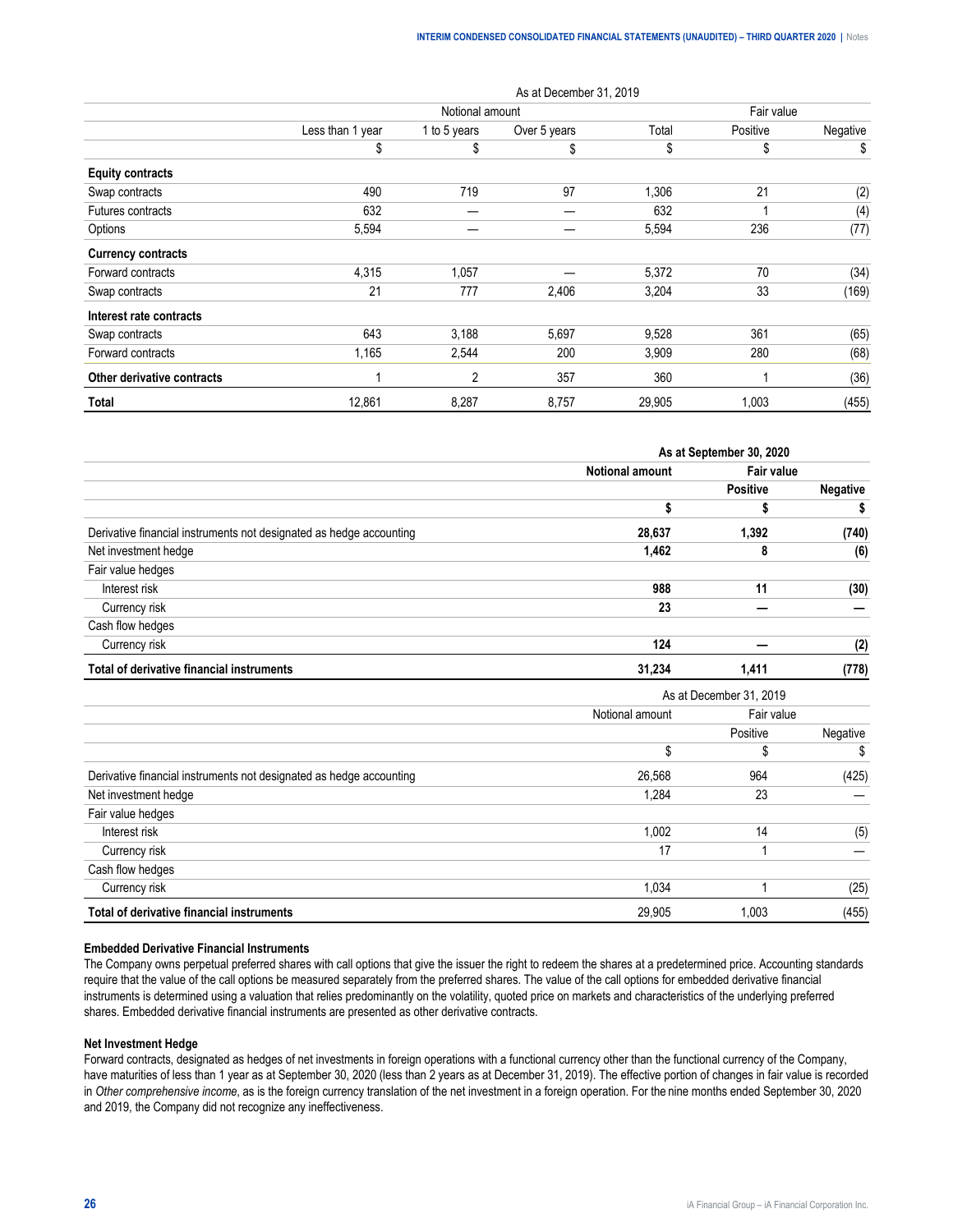| | As at December 31, 2019 | | | | | |
|---|---|---|---|---|---|---|
| | Notional amount | | | | Fair value | |
| | Less than 1 year | 1 to 5 years | Over 5 years | Total | Positive | Negative |
| | $ | $ | $ | $ | $ | $ |
| **Equity contracts** | | | | | | |
| Swap contracts | 490 | 719 | 97 | 1,306 | 21 | (2) |
| Futures contracts | 632 | — | — | 632 | 1 | (4) |
| Options | 5,594 | — | — | 5,594 | 236 | (77) |
| **Currency contracts** | | | | | | |
| Forward contracts | 4,315 | 1,057 | — | 5,372 | 70 | (34) |
| Swap contracts | 21 | 777 | 2,406 | 3,204 | 33 | (169) |
| **Interest rate contracts** | | | | | | |
| Swap contracts | 643 | 3,188 | 5,697 | 9,528 | 361 | (65) |
| Forward contracts | 1,165 | 2,544 | 200 | 3,909 | 280 | (68) |
| **Other derivative contracts** | 1 | 2 | 357 | 360 | 1 | (36) |
| **Total** | 12,861 | 8,287 | 8,757 | 29,905 | 1,003 | (455) |

| | **As at September 30, 2020** | | |
|---|---|---|---|
| | **Notional amount** | **Fair value** | |
| | | **Positive** | **Negative** |
| | **$** | **$** | **$** |
| Derivative financial instruments not designated as hedge accounting | **28,637** | **1,392** | **(740)** |
| Net investment hedge | **1,462** | **8** | **(6)** |
| Fair value hedges | | | |
| Interest risk | **988** | **11** | **(30)** |
| Currency risk | **23** | **—** | **—** |
| Cash flow hedges | | | |
| Currency risk | **124** | **—** | **(2)** |
| **Total of derivative financial instruments** | **31,234** | **1,411** | **(778)** |

| | As at December 31, 2019 | | |
|---|---|---|---|
| | Notional amount | Fair value | |
| | | Positive | Negative |
| | $ | $ | $ |
| Derivative financial instruments not designated as hedge accounting | 26,568 | 964 | (425) |
| Net investment hedge | 1,284 | 23 | — |
| Fair value hedges | | | |
| Interest risk | 1,002 | 14 | (5) |
| Currency risk | 17 | 1 | — |
| Cash flow hedges | | | |
| Currency risk | 1,034 | 1 | (25) |
| **Total of derivative financial instruments** | 29,905 | 1,003 | (455) |

**Embedded Derivative Financial Instruments**

The Company owns perpetual preferred shares with call options that give the issuer the right to redeem the shares at a predetermined price. Accounting standards require that the value of the call options be measured separately from the preferred shares. The value of the call options for embedded derivative financial instruments is determined using a valuation that relies predominantly on the volatility, quoted price on markets and characteristics of the underlying preferred shares. Embedded derivative financial instruments are presented as other derivative contracts.

**Net Investment Hedge**

Forward contracts, designated as hedges of net investments in foreign operations with a functional currency other than the functional currency of the Company, have maturities of less than 1 year as at September 30, 2020 (less than 2 years as at December 31, 2019). The effective portion of changes in fair value is recorded in *Other comprehensive income*, as is the foreign currency translation of the net investment in a foreign operation. For the nine months ended September 30, 2020 and 2019, the Company did not recognize any ineffectiveness.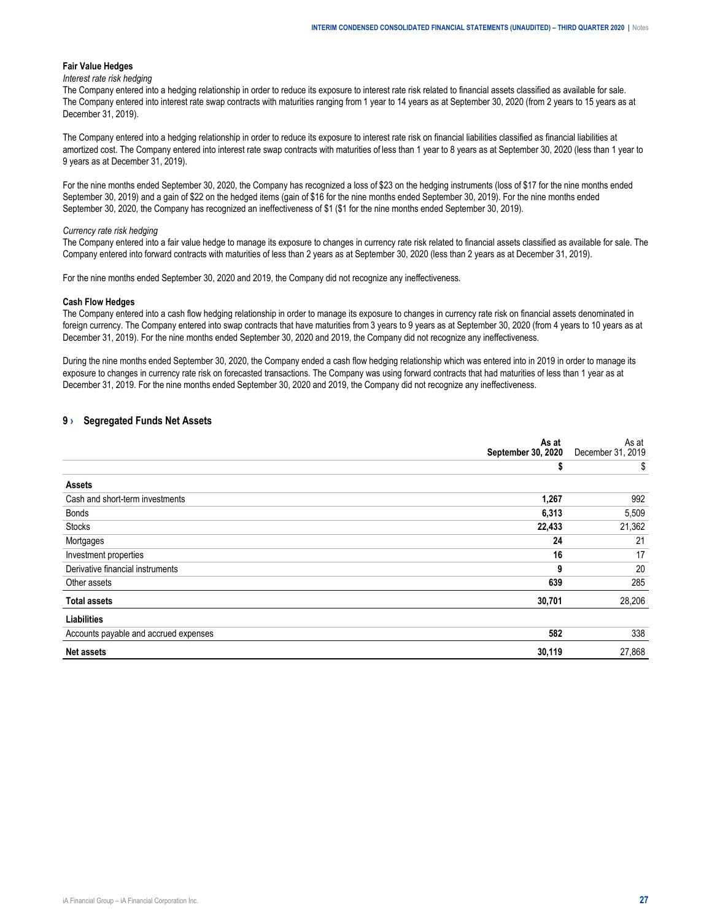### Fair Value Hedges

*Interest rate risk hedging*

The Company entered into a hedging relationship in order to reduce its exposure to interest rate risk related to financial assets classified as available for sale. The Company entered into interest rate swap contracts with maturities ranging from 1 year to 14 years as at September 30, 2020 (from 2 years to 15 years as at December 31, 2019).

The Company entered into a hedging relationship in order to reduce its exposure to interest rate risk on financial liabilities classified as financial liabilities at amortized cost. The Company entered into interest rate swap contracts with maturities of less than 1 year to 8 years as at September 30, 2020 (less than 1 year to 9 years as at December 31, 2019).

For the nine months ended September 30, 2020, the Company has recognized a loss of $23 on the hedging instruments (loss of $17 for the nine months ended September 30, 2019) and a gain of $22 on the hedged items (gain of $16 for the nine months ended September 30, 2019). For the nine months ended September 30, 2020, the Company has recognized an ineffectiveness of $1 ($1 for the nine months ended September 30, 2019).

*Currency rate risk hedging*

The Company entered into a fair value hedge to manage its exposure to changes in currency rate risk related to financial assets classified as available for sale. The Company entered into forward contracts with maturities of less than 2 years as at September 30, 2020 (less than 2 years as at December 31, 2019).

For the nine months ended September 30, 2020 and 2019, the Company did not recognize any ineffectiveness.

### Cash Flow Hedges

The Company entered into a cash flow hedging relationship in order to manage its exposure to changes in currency rate risk on financial assets denominated in foreign currency. The Company entered into swap contracts that have maturities from 3 years to 9 years as at September 30, 2020 (from 4 years to 10 years as at December 31, 2019). For the nine months ended September 30, 2020 and 2019, the Company did not recognize any ineffectiveness.

During the nine months ended September 30, 2020, the Company ended a cash flow hedging relationship which was entered into in 2019 in order to manage its exposure to changes in currency rate risk on forecasted transactions. The Company was using forward contracts that had maturities of less than 1 year as at December 31, 2019. For the nine months ended September 30, 2020 and 2019, the Company did not recognize any ineffectiveness.

## 9 › Segregated Funds Net Assets

| | **As at September 30, 2020** | As at December 31, 2019 |
|---|---|---|
| | **$** | $ |
| **Assets** | | |
| Cash and short-term investments | **1,267** | 992 |
| Bonds | **6,313** | 5,509 |
| Stocks | **22,433** | 21,362 |
| Mortgages | **24** | 21 |
| Investment properties | **16** | 17 |
| Derivative financial instruments | **9** | 20 |
| Other assets | **639** | 285 |
| **Total assets** | **30,701** | 28,206 |
| **Liabilities** | | |
| Accounts payable and accrued expenses | **582** | 338 |
| **Net assets** | **30,119** | 27,868 |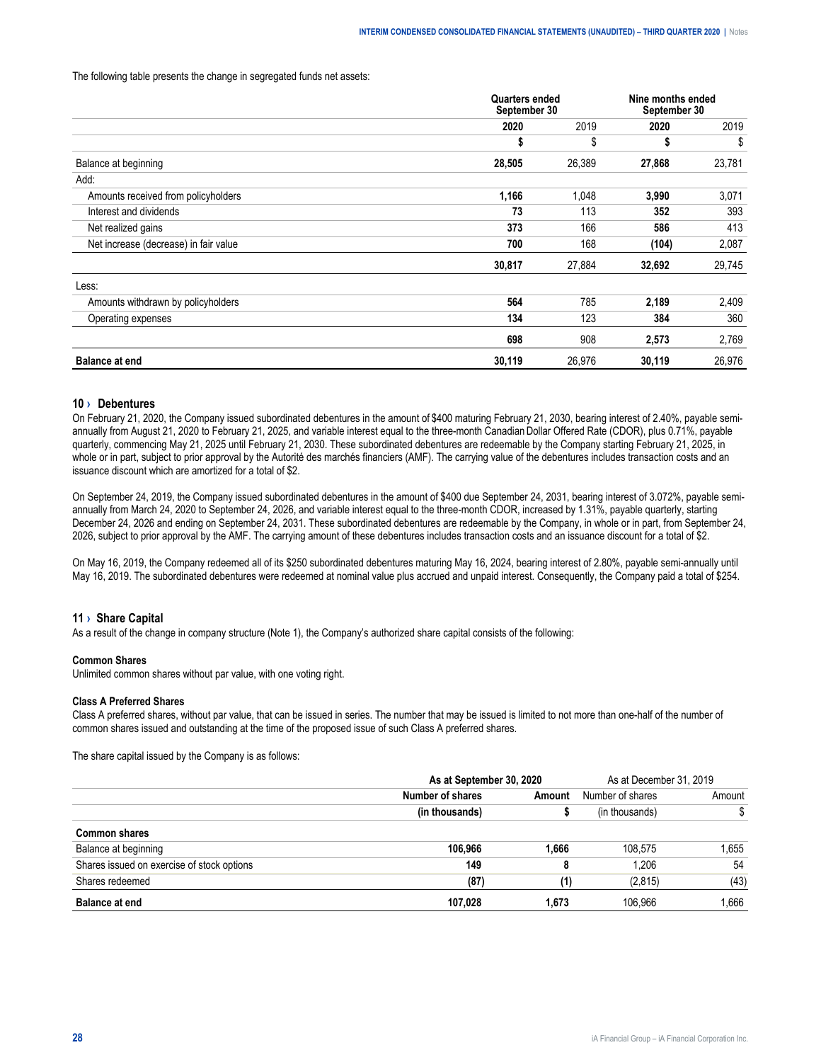The following table presents the change in segregated funds net assets:

| | Quarters ended September 30 | | Nine months ended September 30 | |
|---|---|---|---|---|
| | **2020** | 2019 | **2020** | 2019 |
| | **$** | $ | **$** | $ |
| Balance at beginning | **28,505** | 26,389 | **27,868** | 23,781 |
| Add: | | | | |
| Amounts received from policyholders | **1,166** | 1,048 | **3,990** | 3,071 |
| Interest and dividends | **73** | 113 | **352** | 393 |
| Net realized gains | **373** | 166 | **586** | 413 |
| Net increase (decrease) in fair value | **700** | 168 | **(104)** | 2,087 |
| | **30,817** | 27,884 | **32,692** | 29,745 |
| Less: | | | | |
| Amounts withdrawn by policyholders | **564** | 785 | **2,189** | 2,409 |
| Operating expenses | **134** | 123 | **384** | 360 |
| | **698** | 908 | **2,573** | 2,769 |
| **Balance at end** | **30,119** | 26,976 | **30,119** | 26,976 |

## 10 › Debentures

On February 21, 2020, the Company issued subordinated debentures in the amount of $400 maturing February 21, 2030, bearing interest of 2.40%, payable semi-annually from August 21, 2020 to February 21, 2025, and variable interest equal to the three-month Canadian Dollar Offered Rate (CDOR), plus 0.71%, payable quarterly, commencing May 21, 2025 until February 21, 2030. These subordinated debentures are redeemable by the Company starting February 21, 2025, in whole or in part, subject to prior approval by the Autorité des marchés financiers (AMF). The carrying value of the debentures includes transaction costs and an issuance discount which are amortized for a total of $2.

On September 24, 2019, the Company issued subordinated debentures in the amount of $400 due September 24, 2031, bearing interest of 3.072%, payable semi-annually from March 24, 2020 to September 24, 2026, and variable interest equal to the three-month CDOR, increased by 1.31%, payable quarterly, starting December 24, 2026 and ending on September 24, 2031. These subordinated debentures are redeemable by the Company, in whole or in part, from September 24, 2026, subject to prior approval by the AMF. The carrying amount of these debentures includes transaction costs and an issuance discount for a total of $2.

On May 16, 2019, the Company redeemed all of its $250 subordinated debentures maturing May 16, 2024, bearing interest of 2.80%, payable semi-annually until May 16, 2019. The subordinated debentures were redeemed at nominal value plus accrued and unpaid interest. Consequently, the Company paid a total of $254.

## 11 › Share Capital

As a result of the change in company structure (Note 1), the Company's authorized share capital consists of the following:

**Common Shares**

Unlimited common shares without par value, with one voting right.

**Class A Preferred Shares**

Class A preferred shares, without par value, that can be issued in series. The number that may be issued is limited to not more than one-half of the number of common shares issued and outstanding at the time of the proposed issue of such Class A preferred shares.

The share capital issued by the Company is as follows:

| | As at September 30, 2020 | | As at December 31, 2019 | |
|---|---|---|---|---|
| | **Number of shares** | **Amount** | Number of shares | Amount |
| | **(in thousands)** | **$** | (in thousands) | $ |
| **Common shares** | | | | |
| Balance at beginning | **106,966** | **1,666** | 108,575 | 1,655 |
| Shares issued on exercise of stock options | **149** | **8** | 1,206 | 54 |
| Shares redeemed | **(87)** | **(1)** | (2,815) | (43) |
| **Balance at end** | **107,028** | **1,673** | 106,966 | 1,666 |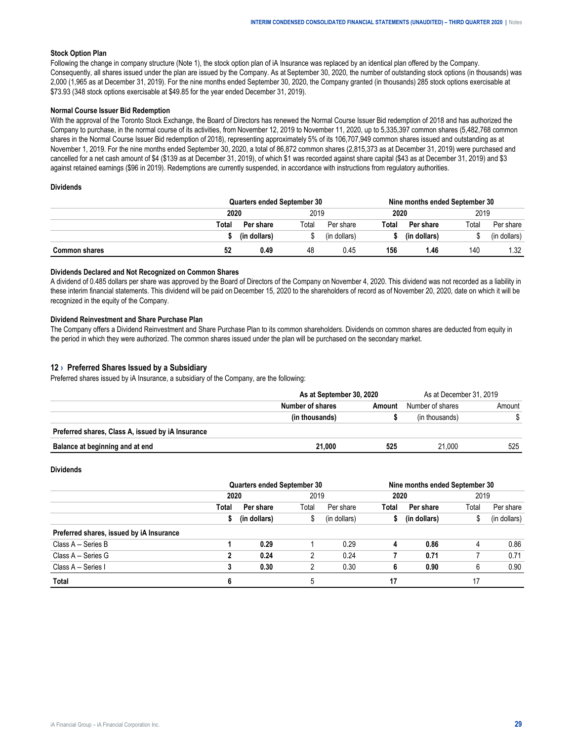**Stock Option Plan**

Following the change in company structure (Note 1), the stock option plan of iA Insurance was replaced by an identical plan offered by the Company. Consequently, all shares issued under the plan are issued by the Company. As at September 30, 2020, the number of outstanding stock options (in thousands) was 2,000 (1,965 as at December 31, 2019). For the nine months ended September 30, 2020, the Company granted (in thousands) 285 stock options exercisable at $73.93 (348 stock options exercisable at $49.85 for the year ended December 31, 2019).

**Normal Course Issuer Bid Redemption**

With the approval of the Toronto Stock Exchange, the Board of Directors has renewed the Normal Course Issuer Bid redemption of 2018 and has authorized the Company to purchase, in the normal course of its activities, from November 12, 2019 to November 11, 2020, up to 5,335,397 common shares (5,482,768 common shares in the Normal Course Issuer Bid redemption of 2018), representing approximately 5% of its 106,707,949 common shares issued and outstanding as at November 1, 2019. For the nine months ended September 30, 2020, a total of 86,872 common shares (2,815,373 as at December 31, 2019) were purchased and cancelled for a net cash amount of $4 ($139 as at December 31, 2019), of which $1 was recorded against share capital ($43 as at December 31, 2019) and $3 against retained earnings ($96 in 2019). Redemptions are currently suspended, in accordance with instructions from regulatory authorities.

**Dividends**

| | Quarters ended September 30 | | | | Nine months ended September 30 | | | |
|---|---|---|---|---|---|---|---|---|
| | **2020** | | 2019 | | **2020** | | 2019 | |
| | **Total** | **Per share** | Total | Per share | **Total** | **Per share** | Total | Per share |
| | **$** | **(in dollars)** | $ | (in dollars) | **$** | **(in dollars)** | $ | (in dollars) |
| **Common shares** | **52** | **0.49** | 48 | 0.45 | **156** | **1.46** | 140 | 1.32 |

**Dividends Declared and Not Recognized on Common Shares**

A dividend of 0.485 dollars per share was approved by the Board of Directors of the Company on November 4, 2020. This dividend was not recorded as a liability in these interim financial statements. This dividend will be paid on December 15, 2020 to the shareholders of record as of November 20, 2020, date on which it will be recognized in the equity of the Company.

**Dividend Reinvestment and Share Purchase Plan**

The Company offers a Dividend Reinvestment and Share Purchase Plan to its common shareholders. Dividends on common shares are deducted from equity in the period in which they were authorized. The common shares issued under the plan will be purchased on the secondary market.

## 12 › Preferred Shares Issued by a Subsidiary

Preferred shares issued by iA Insurance, a subsidiary of the Company, are the following:

| | As at September 30, 2020 | | As at December 31, 2019 | |
|---|---|---|---|---|
| | **Number of shares** | **Amount** | Number of shares | Amount |
| | **(in thousands)** | **$** | (in thousands) | $ |
| **Preferred shares, Class A, issued by iA Insurance** | | | | |
| **Balance at beginning and at end** | **21,000** | **525** | 21,000 | 525 |

**Dividends**

| | Quarters ended September 30 | | | | Nine months ended September 30 | | | |
|---|---|---|---|---|---|---|---|---|
| | **2020** | | 2019 | | **2020** | | 2019 | |
| | **Total** | **Per share** | Total | Per share | **Total** | **Per share** | Total | Per share |
| | **$** | **(in dollars)** | $ | (in dollars) | **$** | **(in dollars)** | $ | (in dollars) |
| **Preferred shares, issued by iA Insurance** | | | | | | | | |
| Class A – Series B | **1** | **0.29** | 1 | 0.29 | **4** | **0.86** | 4 | 0.86 |
| Class A – Series G | **2** | **0.24** | 2 | 0.24 | **7** | **0.71** | 7 | 0.71 |
| Class A – Series I | **3** | **0.30** | 2 | 0.30 | **6** | **0.90** | 6 | 0.90 |
| **Total** | **6** | | 5 | | **17** | | 17 | |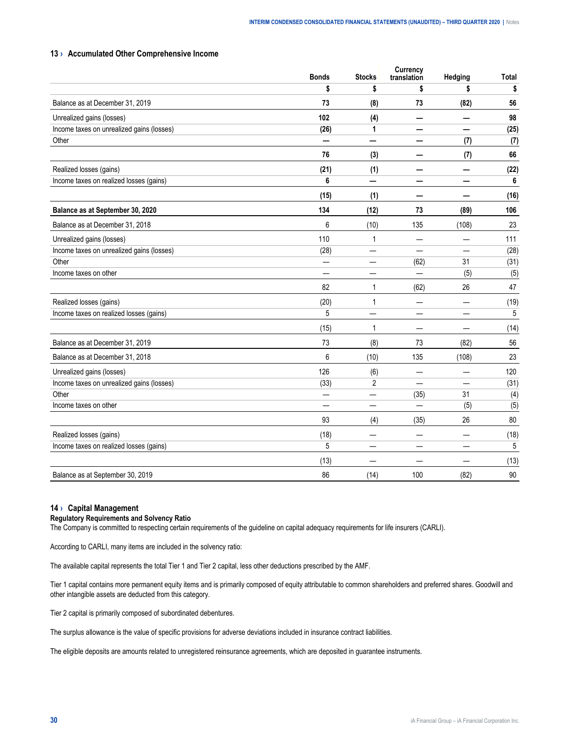## 13 › Accumulated Other Comprehensive Income

| | Bonds | Stocks | Currency translation | Hedging | Total |
|---|---|---|---|---|---|
| | $ | $ | $ | $ | $ |
| Balance as at December 31, 2019 | **73** | **(8)** | **73** | **(82)** | **56** |
| Unrealized gains (losses) | **102** | **(4)** | **—** | **—** | **98** |
| Income taxes on unrealized gains (losses) | **(26)** | **1** | **—** | **—** | **(25)** |
| Other | **—** | **—** | **—** | **(7)** | **(7)** |
| | **76** | **(3)** | **—** | **(7)** | **66** |
| Realized losses (gains) | **(21)** | **(1)** | **—** | **—** | **(22)** |
| Income taxes on realized losses (gains) | **6** | **—** | **—** | **—** | **6** |
| | **(15)** | **(1)** | **—** | **—** | **(16)** |
| **Balance as at September 30, 2020** | **134** | **(12)** | **73** | **(89)** | **106** |
| Balance as at December 31, 2018 | 6 | (10) | 135 | (108) | 23 |
| Unrealized gains (losses) | 110 | 1 | — | — | 111 |
| Income taxes on unrealized gains (losses) | (28) | — | — | — | (28) |
| Other | — | — | (62) | 31 | (31) |
| Income taxes on other | — | — | — | (5) | (5) |
| | 82 | 1 | (62) | 26 | 47 |
| Realized losses (gains) | (20) | 1 | — | — | (19) |
| Income taxes on realized losses (gains) | 5 | — | — | — | 5 |
| | (15) | 1 | — | — | (14) |
| Balance as at December 31, 2019 | 73 | (8) | 73 | (82) | 56 |
| Balance as at December 31, 2018 | 6 | (10) | 135 | (108) | 23 |
| Unrealized gains (losses) | 126 | (6) | — | — | 120 |
| Income taxes on unrealized gains (losses) | (33) | 2 | — | — | (31) |
| Other | — | — | (35) | 31 | (4) |
| Income taxes on other | — | — | — | (5) | (5) |
| | 93 | (4) | (35) | 26 | 80 |
| Realized losses (gains) | (18) | — | — | — | (18) |
| Income taxes on realized losses (gains) | 5 | — | — | — | 5 |
| | (13) | — | — | — | (13) |
| Balance as at September 30, 2019 | 86 | (14) | 100 | (82) | 90 |

## 14 › Capital Management

**Regulatory Requirements and Solvency Ratio**

The Company is committed to respecting certain requirements of the guideline on capital adequacy requirements for life insurers (CARLI).

According to CARLI, many items are included in the solvency ratio:

The available capital represents the total Tier 1 and Tier 2 capital, less other deductions prescribed by the AMF.

Tier 1 capital contains more permanent equity items and is primarily composed of equity attributable to common shareholders and preferred shares. Goodwill and other intangible assets are deducted from this category.

Tier 2 capital is primarily composed of subordinated debentures.

The surplus allowance is the value of specific provisions for adverse deviations included in insurance contract liabilities.

The eligible deposits are amounts related to unregistered reinsurance agreements, which are deposited in guarantee instruments.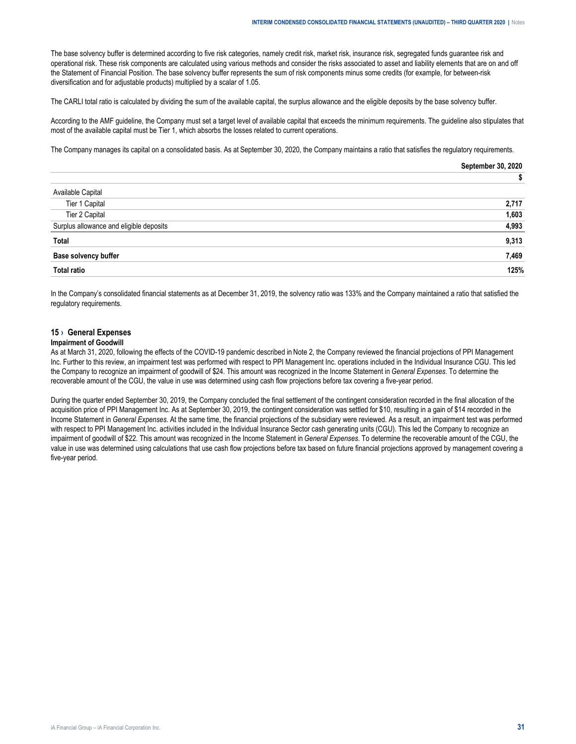The base solvency buffer is determined according to five risk categories, namely credit risk, market risk, insurance risk, segregated funds guarantee risk and operational risk. These risk components are calculated using various methods and consider the risks associated to asset and liability elements that are on and off the Statement of Financial Position. The base solvency buffer represents the sum of risk components minus some credits (for example, for between-risk diversification and for adjustable products) multiplied by a scalar of 1.05.

The CARLI total ratio is calculated by dividing the sum of the available capital, the surplus allowance and the eligible deposits by the base solvency buffer.

According to the AMF guideline, the Company must set a target level of available capital that exceeds the minimum requirements. The guideline also stipulates that most of the available capital must be Tier 1, which absorbs the losses related to current operations.

The Company manages its capital on a consolidated basis. As at September 30, 2020, the Company maintains a ratio that satisfies the regulatory requirements.

| | September 30, 2020 |
|---|---|
| | $ |
| Available Capital | |
| Tier 1 Capital | 2,717 |
| Tier 2 Capital | 1,603 |
| Surplus allowance and eligible deposits | 4,993 |
| **Total** | **9,313** |
| **Base solvency buffer** | **7,469** |
| **Total ratio** | **125%** |

In the Company's consolidated financial statements as at December 31, 2019, the solvency ratio was 133% and the Company maintained a ratio that satisfied the regulatory requirements.

## 15 › General Expenses

**Impairment of Goodwill**

As at March 31, 2020, following the effects of the COVID-19 pandemic described in Note 2, the Company reviewed the financial projections of PPI Management Inc. Further to this review, an impairment test was performed with respect to PPI Management Inc. operations included in the Individual Insurance CGU. This led the Company to recognize an impairment of goodwill of $24. This amount was recognized in the Income Statement in *General Expenses*. To determine the recoverable amount of the CGU, the value in use was determined using cash flow projections before tax covering a five-year period.

During the quarter ended September 30, 2019, the Company concluded the final settlement of the contingent consideration recorded in the final allocation of the acquisition price of PPI Management Inc. As at September 30, 2019, the contingent consideration was settled for $10, resulting in a gain of $14 recorded in the Income Statement in *General Expenses*. At the same time, the financial projections of the subsidiary were reviewed. As a result, an impairment test was performed with respect to PPI Management Inc. activities included in the Individual Insurance Sector cash generating units (CGU). This led the Company to recognize an impairment of goodwill of $22. This amount was recognized in the Income Statement in *General Expenses*. To determine the recoverable amount of the CGU, the value in use was determined using calculations that use cash flow projections before tax based on future financial projections approved by management covering a five-year period.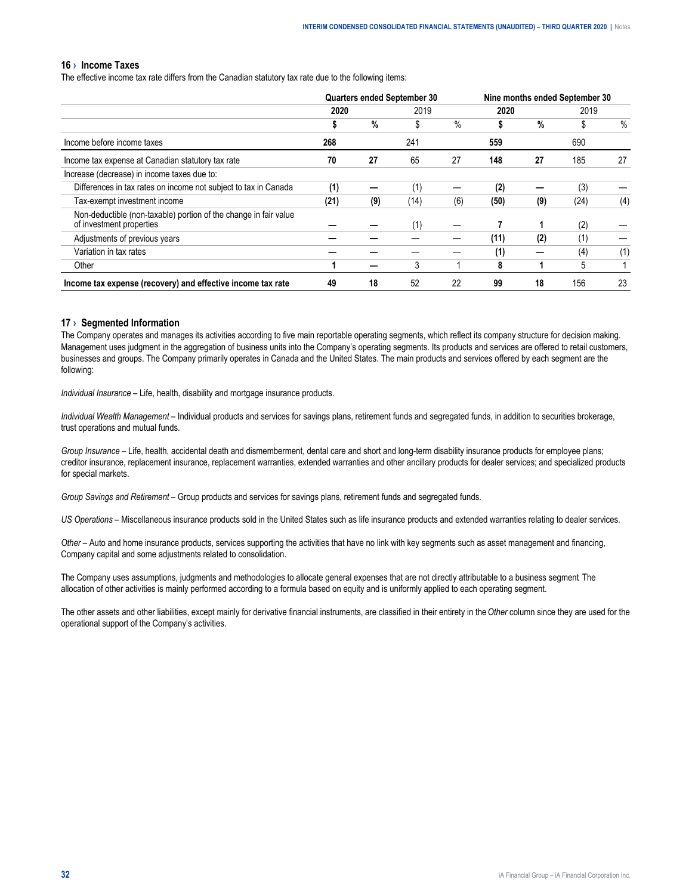## 16 › Income Taxes

The effective income tax rate differs from the Canadian statutory tax rate due to the following items:

| | Quarters ended September 30 | | | | Nine months ended September 30 | | | |
|---|---|---|---|---|---|---|---|---|
| | **2020** | | 2019 | | **2020** | | 2019 | |
| | **$** | **%** | $ | % | **$** | **%** | $ | % |
| Income before income taxes | **268** | | 241 | | **559** | | 690 | |
| Income tax expense at Canadian statutory tax rate | **70** | **27** | 65 | 27 | **148** | **27** | 185 | 27 |
| Increase (decrease) in income taxes due to: | | | | | | | | |
| Differences in tax rates on income not subject to tax in Canada | **(1)** | **—** | (1) | — | **(2)** | **—** | (3) | — |
| Tax-exempt investment income | **(21)** | **(9)** | (14) | (6) | **(50)** | **(9)** | (24) | (4) |
| Non-deductible (non-taxable) portion of the change in fair value of investment properties | **—** | **—** | (1) | — | **7** | **1** | (2) | — |
| Adjustments of previous years | **—** | **—** | — | — | **(11)** | **(2)** | (1) | — |
| Variation in tax rates | **—** | **—** | — | — | **(1)** | **—** | (4) | (1) |
| Other | **1** | **—** | 3 | 1 | **8** | **1** | 5 | 1 |
| **Income tax expense (recovery) and effective income tax rate** | **49** | **18** | 52 | 22 | **99** | **18** | 156 | 23 |

## 17 › Segmented Information

The Company operates and manages its activities according to five main reportable operating segments, which reflect its company structure for decision making. Management uses judgment in the aggregation of business units into the Company's operating segments. Its products and services are offered to retail customers, businesses and groups. The Company primarily operates in Canada and the United States. The main products and services offered by each segment are the following:

*Individual Insurance* – Life, health, disability and mortgage insurance products.

*Individual Wealth Management* – Individual products and services for savings plans, retirement funds and segregated funds, in addition to securities brokerage, trust operations and mutual funds.

*Group Insurance* – Life, health, accidental death and dismemberment, dental care and short and long-term disability insurance products for employee plans; creditor insurance, replacement insurance, replacement warranties, extended warranties and other ancillary products for dealer services; and specialized products for special markets.

*Group Savings and Retirement* – Group products and services for savings plans, retirement funds and segregated funds.

*US Operations* – Miscellaneous insurance products sold in the United States such as life insurance products and extended warranties relating to dealer services.

*Other* – Auto and home insurance products, services supporting the activities that have no link with key segments such as asset management and financing, Company capital and some adjustments related to consolidation.

The Company uses assumptions, judgments and methodologies to allocate general expenses that are not directly attributable to a business segment. The allocation of other activities is mainly performed according to a formula based on equity and is uniformly applied to each operating segment.

The other assets and other liabilities, except mainly for derivative financial instruments, are classified in their entirety in the *Other* column since they are used for the operational support of the Company's activities.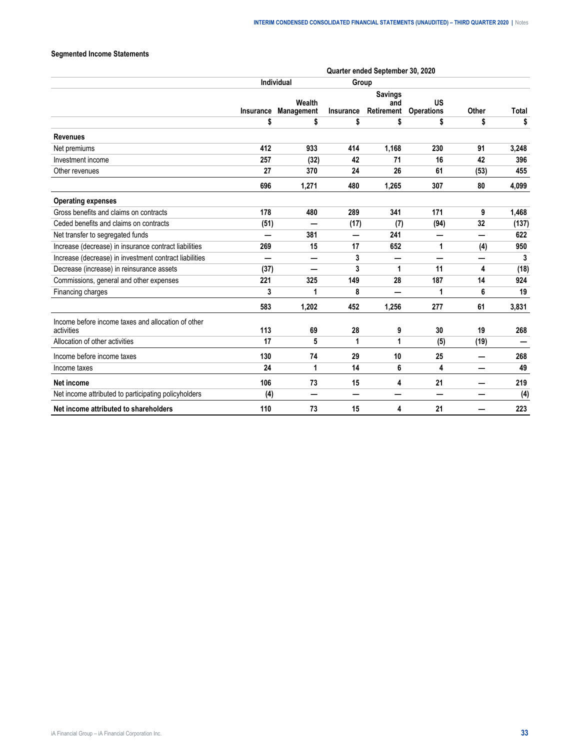### Segmented Income Statements

| | Quarter ended September 30, 2020 | | | | | | |
|---|---|---|---|---|---|---|---|
| | Individual | | Group | | | | |
| | Insurance | Wealth Management | Insurance | Savings and Retirement | US Operations | Other | Total |
| | $ | $ | $ | $ | $ | $ | $ |
| **Revenues** | | | | | | | |
| Net premiums | 412 | 933 | 414 | 1,168 | 230 | 91 | 3,248 |
| Investment income | 257 | (32) | 42 | 71 | 16 | 42 | 396 |
| Other revenues | 27 | 370 | 24 | 26 | 61 | (53) | 455 |
| | 696 | 1,271 | 480 | 1,265 | 307 | 80 | 4,099 |
| **Operating expenses** | | | | | | | |
| Gross benefits and claims on contracts | 178 | 480 | 289 | 341 | 171 | 9 | 1,468 |
| Ceded benefits and claims on contracts | (51) | — | (17) | (7) | (94) | 32 | (137) |
| Net transfer to segregated funds | — | 381 | — | 241 | — | — | 622 |
| Increase (decrease) in insurance contract liabilities | 269 | 15 | 17 | 652 | 1 | (4) | 950 |
| Increase (decrease) in investment contract liabilities | — | — | 3 | — | — | — | 3 |
| Decrease (increase) in reinsurance assets | (37) | — | 3 | 1 | 11 | 4 | (18) |
| Commissions, general and other expenses | 221 | 325 | 149 | 28 | 187 | 14 | 924 |
| Financing charges | 3 | 1 | 8 | — | 1 | 6 | 19 |
| | 583 | 1,202 | 452 | 1,256 | 277 | 61 | 3,831 |
| Income before income taxes and allocation of other activities | 113 | 69 | 28 | 9 | 30 | 19 | 268 |
| Allocation of other activities | 17 | 5 | 1 | 1 | (5) | (19) | — |
| Income before income taxes | 130 | 74 | 29 | 10 | 25 | — | 268 |
| Income taxes | 24 | 1 | 14 | 6 | 4 | — | 49 |
| **Net income** | 106 | 73 | 15 | 4 | 21 | — | 219 |
| Net income attributed to participating policyholders | (4) | — | — | — | — | — | (4) |
| **Net income attributed to shareholders** | 110 | 73 | 15 | 4 | 21 | — | 223 |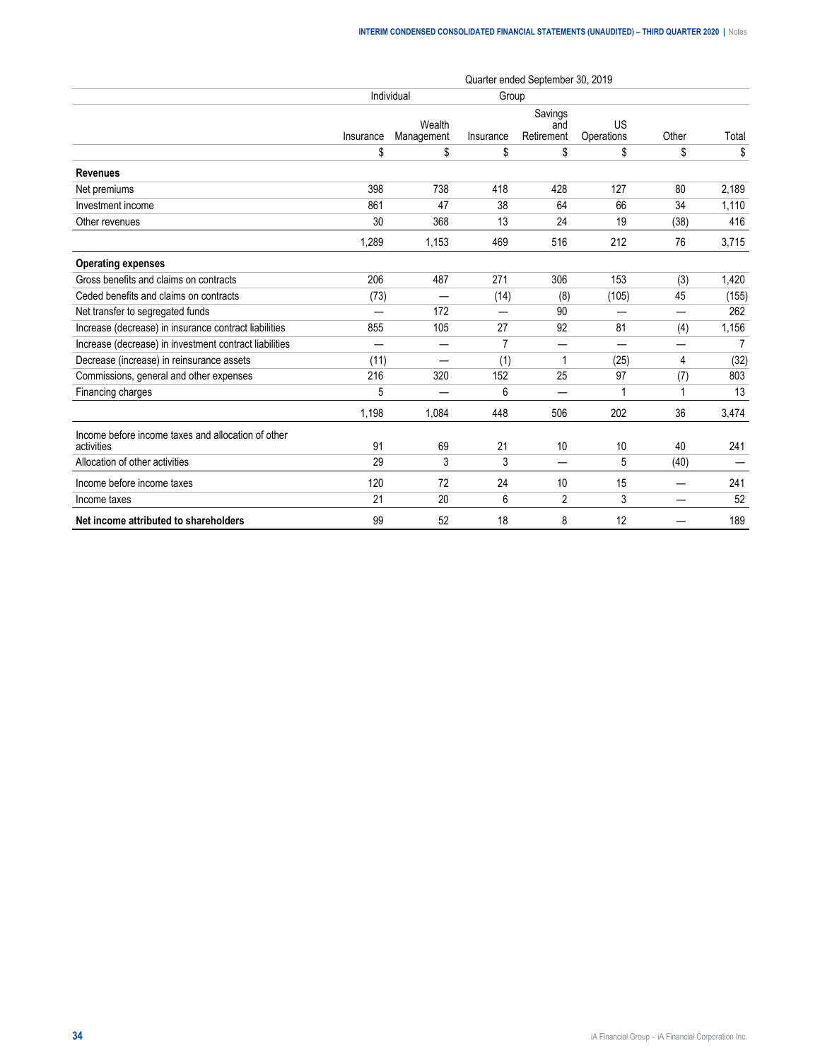| | Quarter ended September 30, 2019 | | | | | | |
|---|---|---|---|---|---|---|---|
| | Individual | | Group | | | | |
| | Insurance | Wealth Management | Insurance | Savings and Retirement | US Operations | Other | Total |
| | $ | $ | $ | $ | $ | $ | $ |
| **Revenues** | | | | | | | |
| Net premiums | 398 | 738 | 418 | 428 | 127 | 80 | 2,189 |
| Investment income | 861 | 47 | 38 | 64 | 66 | 34 | 1,110 |
| Other revenues | 30 | 368 | 13 | 24 | 19 | (38) | 416 |
| | 1,289 | 1,153 | 469 | 516 | 212 | 76 | 3,715 |
| **Operating expenses** | | | | | | | |
| Gross benefits and claims on contracts | 206 | 487 | 271 | 306 | 153 | (3) | 1,420 |
| Ceded benefits and claims on contracts | (73) | — | (14) | (8) | (105) | 45 | (155) |
| Net transfer to segregated funds | — | 172 | — | 90 | — | — | 262 |
| Increase (decrease) in insurance contract liabilities | 855 | 105 | 27 | 92 | 81 | (4) | 1,156 |
| Increase (decrease) in investment contract liabilities | — | — | 7 | — | — | — | 7 |
| Decrease (increase) in reinsurance assets | (11) | — | (1) | 1 | (25) | 4 | (32) |
| Commissions, general and other expenses | 216 | 320 | 152 | 25 | 97 | (7) | 803 |
| Financing charges | 5 | — | 6 | — | 1 | 1 | 13 |
| | 1,198 | 1,084 | 448 | 506 | 202 | 36 | 3,474 |
| Income before income taxes and allocation of other activities | 91 | 69 | 21 | 10 | 10 | 40 | 241 |
| Allocation of other activities | 29 | 3 | 3 | — | 5 | (40) | — |
| Income before income taxes | 120 | 72 | 24 | 10 | 15 | — | 241 |
| Income taxes | 21 | 20 | 6 | 2 | 3 | — | 52 |
| **Net income attributed to shareholders** | 99 | 52 | 18 | 8 | 12 | — | 189 |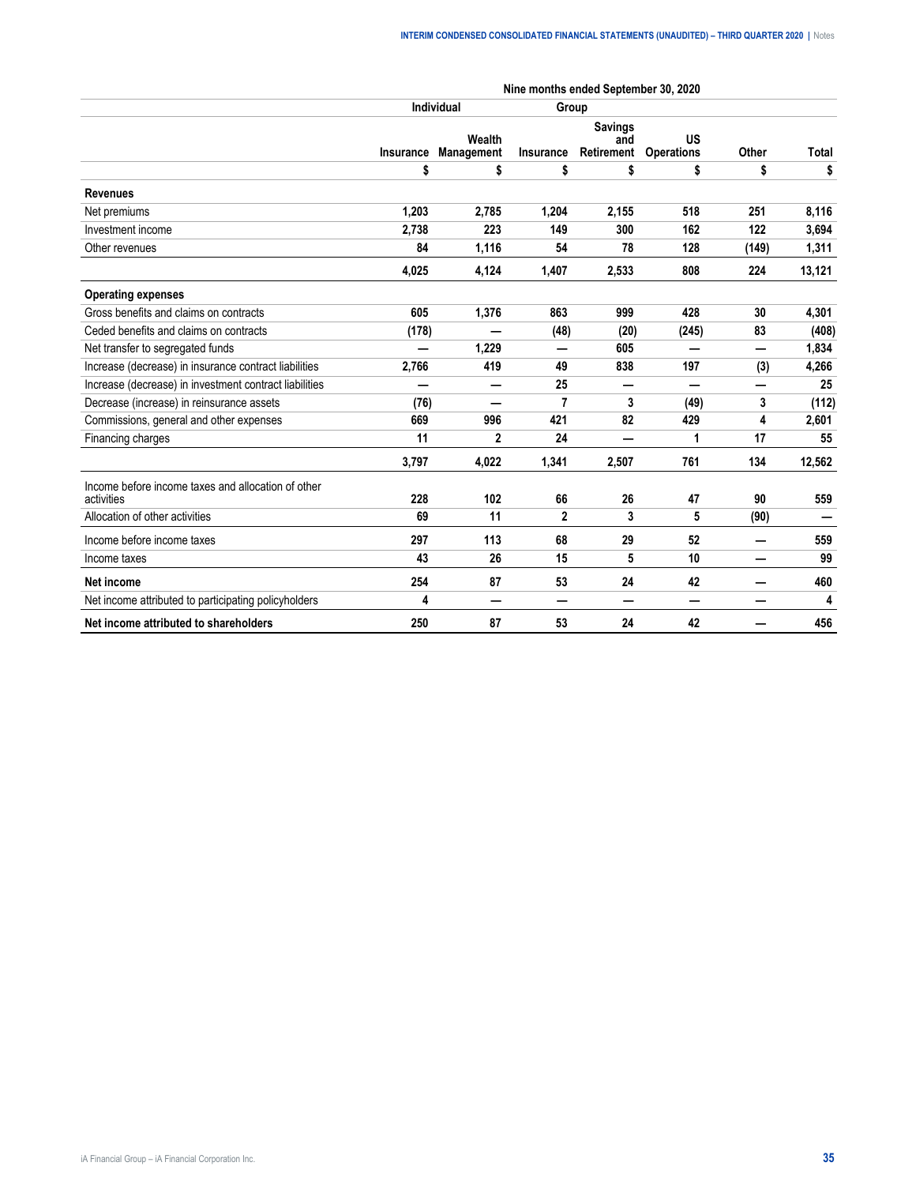| | Nine months ended September 30, 2020 | | | | | | |
|---|---|---|---|---|---|---|---|
| | Individual | | Group | | | | |
| | Insurance | Wealth Management | Insurance | Savings and Retirement | US Operations | Other | Total |
| | $ | $ | $ | $ | $ | $ | $ |
| **Revenues** | | | | | | | |
| Net premiums | 1,203 | 2,785 | 1,204 | 2,155 | 518 | 251 | 8,116 |
| Investment income | 2,738 | 223 | 149 | 300 | 162 | 122 | 3,694 |
| Other revenues | 84 | 1,116 | 54 | 78 | 128 | (149) | 1,311 |
| | 4,025 | 4,124 | 1,407 | 2,533 | 808 | 224 | 13,121 |
| **Operating expenses** | | | | | | | |
| Gross benefits and claims on contracts | 605 | 1,376 | 863 | 999 | 428 | 30 | 4,301 |
| Ceded benefits and claims on contracts | (178) | — | (48) | (20) | (245) | 83 | (408) |
| Net transfer to segregated funds | — | 1,229 | — | 605 | — | — | 1,834 |
| Increase (decrease) in insurance contract liabilities | 2,766 | 419 | 49 | 838 | 197 | (3) | 4,266 |
| Increase (decrease) in investment contract liabilities | — | — | 25 | — | — | — | 25 |
| Decrease (increase) in reinsurance assets | (76) | — | 7 | 3 | (49) | 3 | (112) |
| Commissions, general and other expenses | 669 | 996 | 421 | 82 | 429 | 4 | 2,601 |
| Financing charges | 11 | 2 | 24 | — | 1 | 17 | 55 |
| | 3,797 | 4,022 | 1,341 | 2,507 | 761 | 134 | 12,562 |
| Income before income taxes and allocation of other activities | 228 | 102 | 66 | 26 | 47 | 90 | 559 |
| Allocation of other activities | 69 | 11 | 2 | 3 | 5 | (90) | — |
| Income before income taxes | 297 | 113 | 68 | 29 | 52 | — | 559 |
| Income taxes | 43 | 26 | 15 | 5 | 10 | — | 99 |
| **Net income** | 254 | 87 | 53 | 24 | 42 | — | 460 |
| Net income attributed to participating policyholders | 4 | — | — | — | — | — | 4 |
| **Net income attributed to shareholders** | 250 | 87 | 53 | 24 | 42 | — | 456 |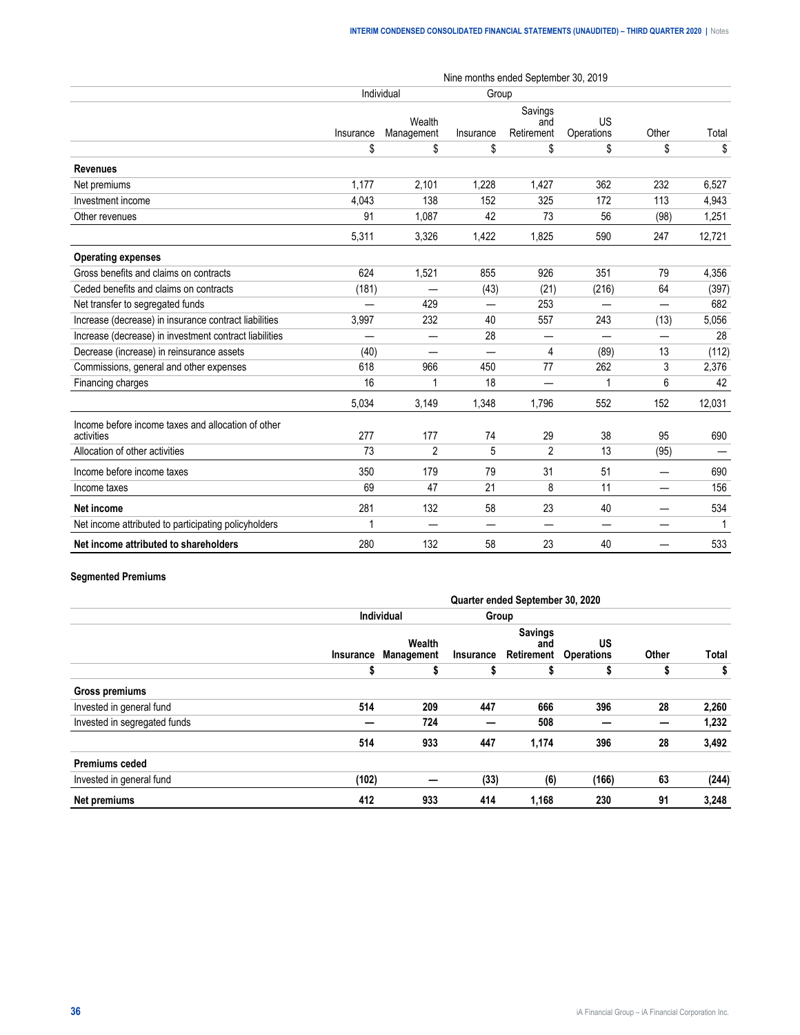| | Nine months ended September 30, 2019 | | | | | | |
|---|---|---|---|---|---|---|---|
| | Individual | | Group | | | | |
| | Insurance | Wealth Management | Insurance | Savings and Retirement | US Operations | Other | Total |
| | $ | $ | $ | $ | $ | $ | $ |
| **Revenues** | | | | | | | |
| Net premiums | 1,177 | 2,101 | 1,228 | 1,427 | 362 | 232 | 6,527 |
| Investment income | 4,043 | 138 | 152 | 325 | 172 | 113 | 4,943 |
| Other revenues | 91 | 1,087 | 42 | 73 | 56 | (98) | 1,251 |
| | 5,311 | 3,326 | 1,422 | 1,825 | 590 | 247 | 12,721 |
| **Operating expenses** | | | | | | | |
| Gross benefits and claims on contracts | 624 | 1,521 | 855 | 926 | 351 | 79 | 4,356 |
| Ceded benefits and claims on contracts | (181) | — | (43) | (21) | (216) | 64 | (397) |
| Net transfer to segregated funds | — | 429 | — | 253 | — | — | 682 |
| Increase (decrease) in insurance contract liabilities | 3,997 | 232 | 40 | 557 | 243 | (13) | 5,056 |
| Increase (decrease) in investment contract liabilities | — | — | 28 | — | — | — | 28 |
| Decrease (increase) in reinsurance assets | (40) | — | — | 4 | (89) | 13 | (112) |
| Commissions, general and other expenses | 618 | 966 | 450 | 77 | 262 | 3 | 2,376 |
| Financing charges | 16 | 1 | 18 | — | 1 | 6 | 42 |
| | 5,034 | 3,149 | 1,348 | 1,796 | 552 | 152 | 12,031 |
| Income before income taxes and allocation of other activities | 277 | 177 | 74 | 29 | 38 | 95 | 690 |
| Allocation of other activities | 73 | 2 | 5 | 2 | 13 | (95) | — |
| Income before income taxes | 350 | 179 | 79 | 31 | 51 | — | 690 |
| Income taxes | 69 | 47 | 21 | 8 | 11 | — | 156 |
| **Net income** | 281 | 132 | 58 | 23 | 40 | — | 534 |
| Net income attributed to participating policyholders | 1 | — | — | — | — | — | 1 |
| **Net income attributed to shareholders** | 280 | 132 | 58 | 23 | 40 | — | 533 |

**Segmented Premiums**

| | **Quarter ended September 30, 2020** | | | | | | |
|---|---|---|---|---|---|---|---|
| | **Individual** | | **Group** | | | | |
| | **Insurance** | **Wealth Management** | **Insurance** | **Savings and Retirement** | **US Operations** | **Other** | **Total** |
| | **$** | **$** | **$** | **$** | **$** | **$** | **$** |
| **Gross premiums** | | | | | | | |
| Invested in general fund | **514** | **209** | **447** | **666** | **396** | **28** | **2,260** |
| Invested in segregated funds | **—** | **724** | **—** | **508** | **—** | **—** | **1,232** |
| | **514** | **933** | **447** | **1,174** | **396** | **28** | **3,492** |
| **Premiums ceded** | | | | | | | |
| Invested in general fund | **(102)** | **—** | **(33)** | **(6)** | **(166)** | **63** | **(244)** |
| **Net premiums** | **412** | **933** | **414** | **1,168** | **230** | **91** | **3,248** |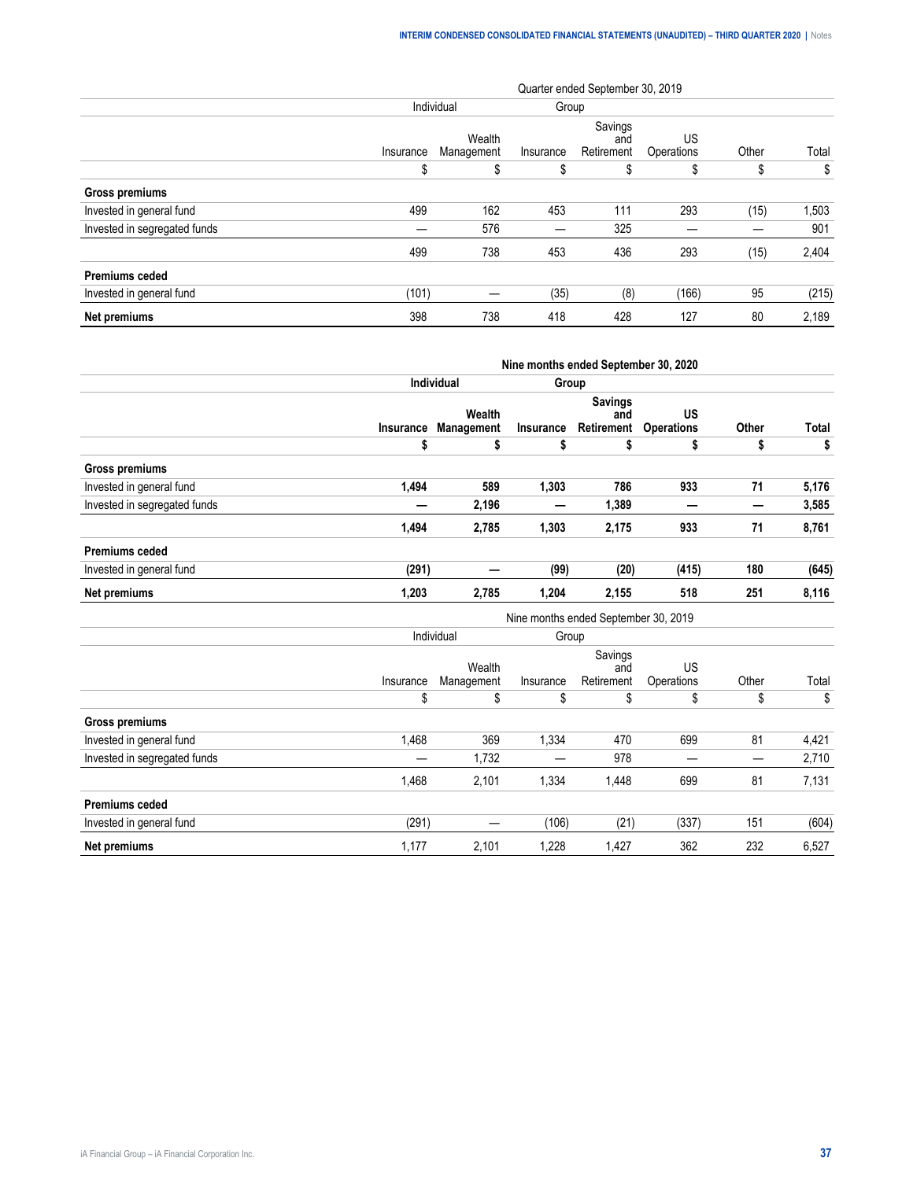| | Quarter ended September 30, 2019 | | | | | | |
|---|---|---|---|---|---|---|---|
| | Individual | | Group | | | | |
| | Insurance | Wealth Management | Insurance | Savings and Retirement | US Operations | Other | Total |
| | $ | $ | $ | $ | $ | $ | $ |
| **Gross premiums** | | | | | | | |
| Invested in general fund | 499 | 162 | 453 | 111 | 293 | (15) | 1,503 |
| Invested in segregated funds | — | 576 | — | 325 | — | — | 901 |
| | 499 | 738 | 453 | 436 | 293 | (15) | 2,404 |
| **Premiums ceded** | | | | | | | |
| Invested in general fund | (101) | — | (35) | (8) | (166) | 95 | (215) |
| **Net premiums** | 398 | 738 | 418 | 428 | 127 | 80 | 2,189 |

| | **Nine months ended September 30, 2020** | | | | | | |
|---|---|---|---|---|---|---|---|
| | **Individual** | | **Group** | | | | |
| | **Insurance** | **Wealth Management** | **Insurance** | **Savings and Retirement** | **US Operations** | **Other** | **Total** |
| | **$** | **$** | **$** | **$** | **$** | **$** | **$** |
| **Gross premiums** | | | | | | | |
| Invested in general fund | **1,494** | **589** | **1,303** | **786** | **933** | **71** | **5,176** |
| Invested in segregated funds | **—** | **2,196** | **—** | **1,389** | **—** | **—** | **3,585** |
| | **1,494** | **2,785** | **1,303** | **2,175** | **933** | **71** | **8,761** |
| **Premiums ceded** | | | | | | | |
| Invested in general fund | **(291)** | **—** | **(99)** | **(20)** | **(415)** | **180** | **(645)** |
| **Net premiums** | **1,203** | **2,785** | **1,204** | **2,155** | **518** | **251** | **8,116** |

| | Nine months ended September 30, 2019 | | | | | | |
|---|---|---|---|---|---|---|---|
| | Individual | | Group | | | | |
| | Insurance | Wealth Management | Insurance | Savings and Retirement | US Operations | Other | Total |
| | $ | $ | $ | $ | $ | $ | $ |
| **Gross premiums** | | | | | | | |
| Invested in general fund | 1,468 | 369 | 1,334 | 470 | 699 | 81 | 4,421 |
| Invested in segregated funds | — | 1,732 | — | 978 | — | — | 2,710 |
| | 1,468 | 2,101 | 1,334 | 1,448 | 699 | 81 | 7,131 |
| **Premiums ceded** | | | | | | | |
| Invested in general fund | (291) | — | (106) | (21) | (337) | 151 | (604) |
| **Net premiums** | 1,177 | 2,101 | 1,228 | 1,427 | 362 | 232 | 6,527 |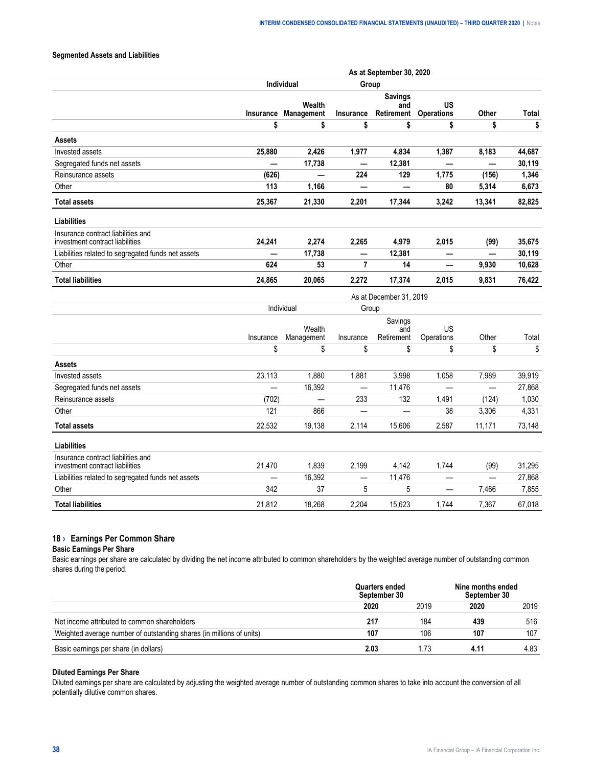### Segmented Assets and Liabilities

| | As at September 30, 2020 | | | | | | |
|---|---|---|---|---|---|---|---|
| | Individual | | Group | | | | |
| | Insurance | Wealth Management | Insurance | Savings and Retirement | US Operations | Other | Total |
| | $ | $ | $ | $ | $ | $ | $ |
| **Assets** | | | | | | | |
| Invested assets | **25,880** | **2,426** | **1,977** | **4,834** | **1,387** | **8,183** | **44,687** |
| Segregated funds net assets | **—** | **17,738** | **—** | **12,381** | **—** | **—** | **30,119** |
| Reinsurance assets | **(626)** | **—** | **224** | **129** | **1,775** | **(156)** | **1,346** |
| Other | **113** | **1,166** | **—** | **—** | **80** | **5,314** | **6,673** |
| **Total assets** | **25,367** | **21,330** | **2,201** | **17,344** | **3,242** | **13,341** | **82,825** |
| **Liabilities** | | | | | | | |
| Insurance contract liabilities and investment contract liabilities | **24,241** | **2,274** | **2,265** | **4,979** | **2,015** | **(99)** | **35,675** |
| Liabilities related to segregated funds net assets | **—** | **17,738** | **—** | **12,381** | **—** | **—** | **30,119** |
| Other | **624** | **53** | **7** | **14** | **—** | **9,930** | **10,628** |
| **Total liabilities** | **24,865** | **20,065** | **2,272** | **17,374** | **2,015** | **9,831** | **76,422** |

| | As at December 31, 2019 | | | | | | |
|---|---|---|---|---|---|---|---|
| | Individual | | Group | | | | |
| | Insurance | Wealth Management | Insurance | Savings and Retirement | US Operations | Other | Total |
| | $ | $ | $ | $ | $ | $ | $ |
| **Assets** | | | | | | | |
| Invested assets | 23,113 | 1,880 | 1,881 | 3,998 | 1,058 | 7,989 | 39,919 |
| Segregated funds net assets | — | 16,392 | — | 11,476 | — | — | 27,868 |
| Reinsurance assets | (702) | — | 233 | 132 | 1,491 | (124) | 1,030 |
| Other | 121 | 866 | — | — | 38 | 3,306 | 4,331 |
| **Total assets** | 22,532 | 19,138 | 2,114 | 15,606 | 2,587 | 11,171 | 73,148 |
| **Liabilities** | | | | | | | |
| Insurance contract liabilities and investment contract liabilities | 21,470 | 1,839 | 2,199 | 4,142 | 1,744 | (99) | 31,295 |
| Liabilities related to segregated funds net assets | — | 16,392 | — | 11,476 | — | — | 27,868 |
| Other | 342 | 37 | 5 | 5 | — | 7,466 | 7,855 |
| **Total liabilities** | 21,812 | 18,268 | 2,204 | 15,623 | 1,744 | 7,367 | 67,018 |

## 18 › Earnings Per Common Share

### Basic Earnings Per Share

Basic earnings per share are calculated by dividing the net income attributed to common shareholders by the weighted average number of outstanding common shares during the period.

| | Quarters ended September 30 | | Nine months ended September 30 | |
|---|---|---|---|---|
| | **2020** | 2019 | **2020** | 2019 |
| Net income attributed to common shareholders | **217** | 184 | **439** | 516 |
| Weighted average number of outstanding shares (in millions of units) | **107** | 106 | **107** | 107 |
| Basic earnings per share (in dollars) | **2.03** | 1.73 | **4.11** | 4.83 |

### Diluted Earnings Per Share

Diluted earnings per share are calculated by adjusting the weighted average number of outstanding common shares to take into account the conversion of all potentially dilutive common shares.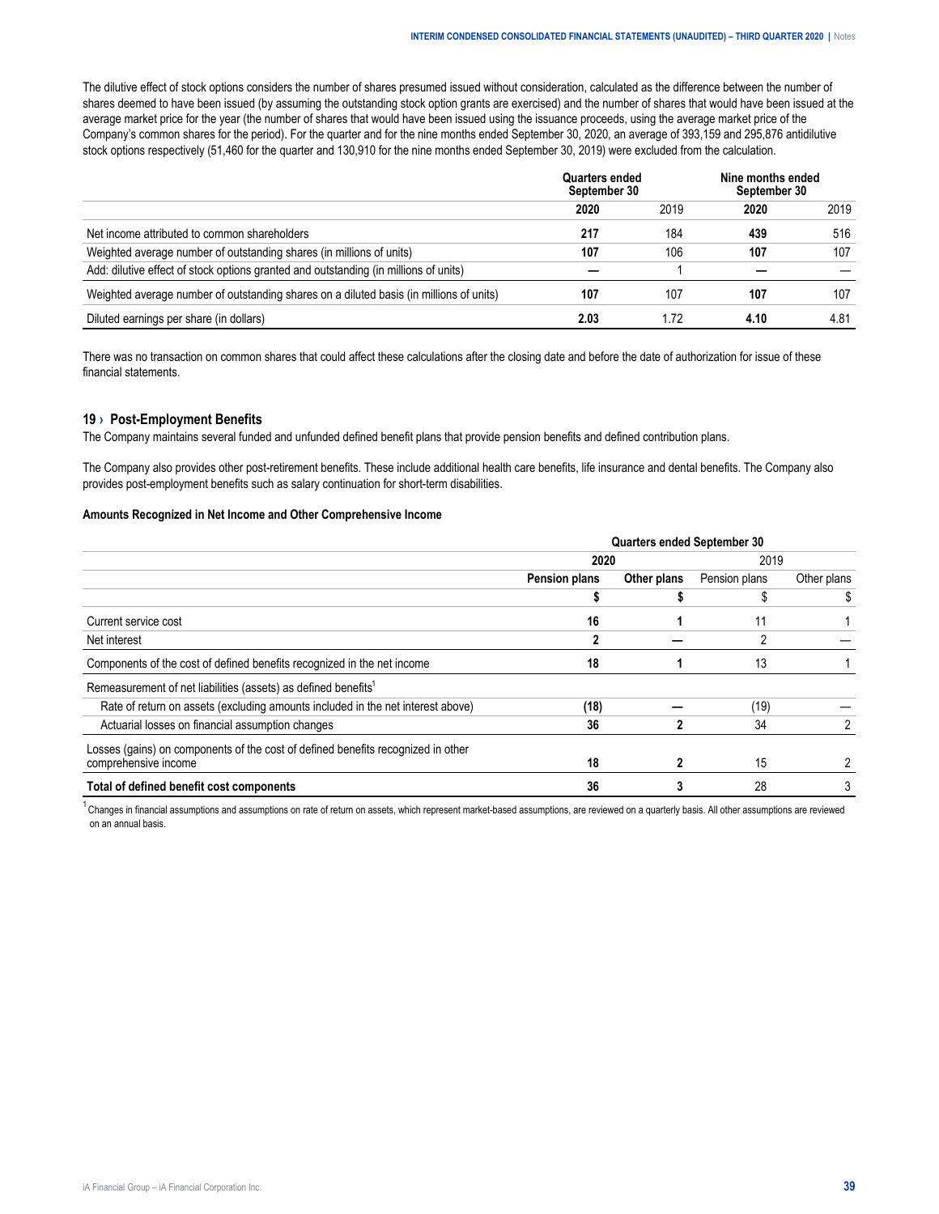The dilutive effect of stock options considers the number of shares presumed issued without consideration, calculated as the difference between the number of shares deemed to have been issued (by assuming the outstanding stock option grants are exercised) and the number of shares that would have been issued at the average market price for the year (the number of shares that would have been issued using the issuance proceeds, using the average market price of the Company's common shares for the period). For the quarter and for the nine months ended September 30, 2020, an average of 393,159 and 295,876 antidilutive stock options respectively (51,460 for the quarter and 130,910 for the nine months ended September 30, 2019) were excluded from the calculation.

| | Quarters ended September 30 | | Nine months ended September 30 | |
|---|---|---|---|---|
| | **2020** | 2019 | **2020** | 2019 |
| Net income attributed to common shareholders | **217** | 184 | **439** | 516 |
| Weighted average number of outstanding shares (in millions of units) | **107** | 106 | **107** | 107 |
| Add: dilutive effect of stock options granted and outstanding (in millions of units) | **—** | 1 | **—** | — |
| Weighted average number of outstanding shares on a diluted basis (in millions of units) | **107** | 107 | **107** | 107 |
| Diluted earnings per share (in dollars) | **2.03** | 1.72 | **4.10** | 4.81 |

There was no transaction on common shares that could affect these calculations after the closing date and before the date of authorization for issue of these financial statements.

## 19 › Post-Employment Benefits

The Company maintains several funded and unfunded defined benefit plans that provide pension benefits and defined contribution plans.

The Company also provides other post-retirement benefits. These include additional health care benefits, life insurance and dental benefits. The Company also provides post-employment benefits such as salary continuation for short-term disabilities.

### Amounts Recognized in Net Income and Other Comprehensive Income

| | Quarters ended September 30 | | | |
|---|---|---|---|---|
| | **2020** | | 2019 | |
| | **Pension plans** | **Other plans** | Pension plans | Other plans |
| | **$** | **$** | $ | $ |
| Current service cost | **16** | **1** | 11 | 1 |
| Net interest | **2** | **—** | 2 | — |
| Components of the cost of defined benefits recognized in the net income | **18** | **1** | 13 | 1 |
| Remeasurement of net liabilities (assets) as defined benefits[1] | | | | |
| Rate of return on assets (excluding amounts included in the net interest above) | **(18)** | **—** | (19) | — |
| Actuarial losses on financial assumption changes | **36** | **2** | 34 | 2 |
| Losses (gains) on components of the cost of defined benefits recognized in other comprehensive income | **18** | **2** | 15 | 2 |
| **Total of defined benefit cost components** | **36** | **3** | 28 | 3 |

[1] Changes in financial assumptions and assumptions on rate of return on assets, which represent market-based assumptions, are reviewed on a quarterly basis. All other assumptions are reviewed on an annual basis.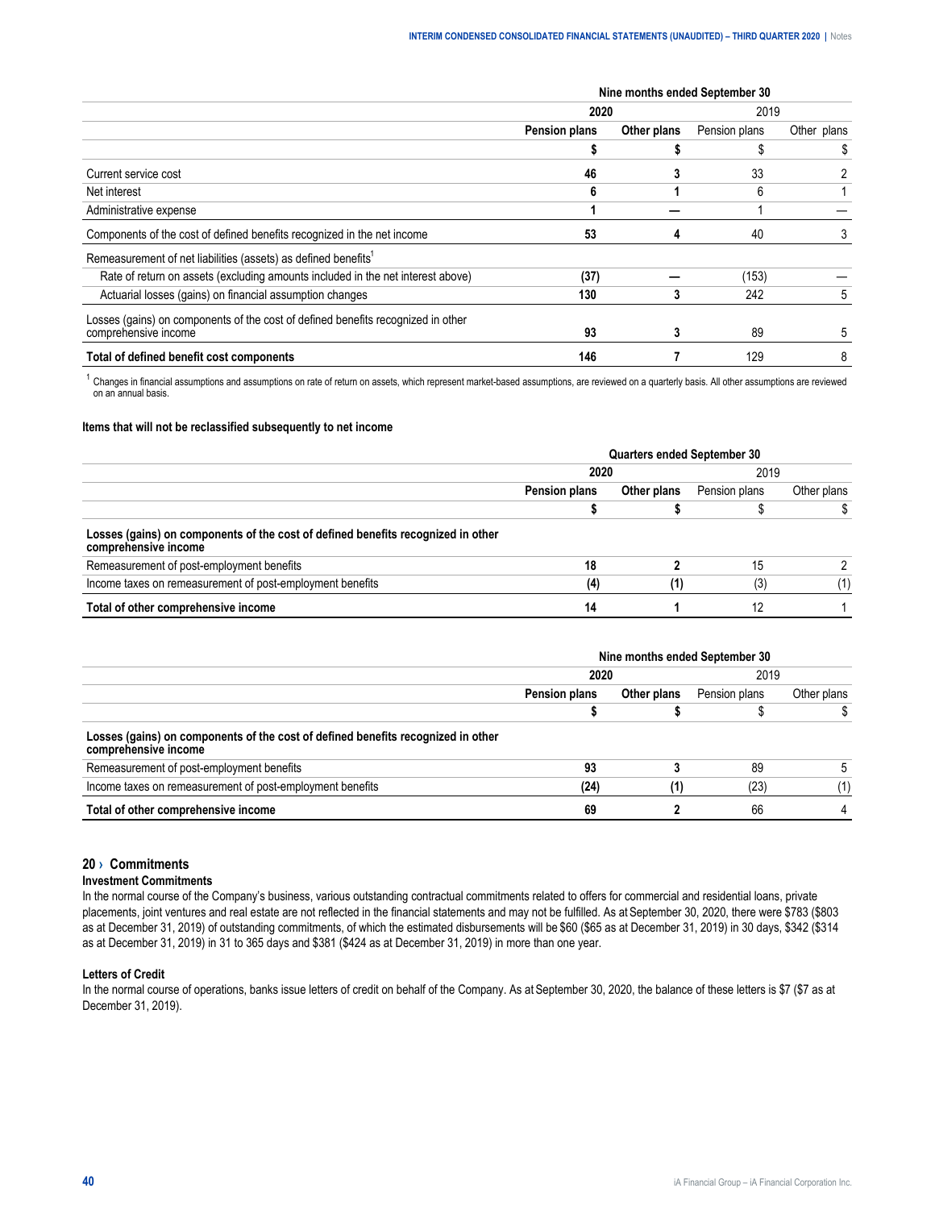| | Nine months ended September 30 | | | |
|---|---|---|---|---|
| | **2020** | | 2019 | |
| | **Pension plans** | **Other plans** | Pension plans | Other plans |
| | **$** | **$** | $ | $ |
| Current service cost | **46** | **3** | 33 | 2 |
| Net interest | **6** | **1** | 6 | 1 |
| Administrative expense | **1** | **—** | 1 | — |
| Components of the cost of defined benefits recognized in the net income | **53** | **4** | 40 | 3 |
| Remeasurement of net liabilities (assets) as defined benefits[1] | | | | |
| Rate of return on assets (excluding amounts included in the net interest above) | **(37)** | **—** | (153) | — |
| Actuarial losses (gains) on financial assumption changes | **130** | **3** | 242 | 5 |
| Losses (gains) on components of the cost of defined benefits recognized in other comprehensive income | **93** | **3** | 89 | 5 |
| **Total of defined benefit cost components** | **146** | **7** | 129 | 8 |

[1] Changes in financial assumptions and assumptions on rate of return on assets, which represent market-based assumptions, are reviewed on a quarterly basis. All other assumptions are reviewed on an annual basis.

**Items that will not be reclassified subsequently to net income**

| | Quarters ended September 30 | | | |
|---|---|---|---|---|
| | **2020** | | 2019 | |
| | **Pension plans** | **Other plans** | Pension plans | Other plans |
| | **$** | **$** | $ | $ |
| **Losses (gains) on components of the cost of defined benefits recognized in other comprehensive income** | | | | |
| Remeasurement of post-employment benefits | **18** | **2** | 15 | 2 |
| Income taxes on remeasurement of post-employment benefits | **(4)** | **(1)** | (3) | (1) |
| **Total of other comprehensive income** | **14** | **1** | 12 | 1 |

| | Nine months ended September 30 | | | |
|---|---|---|---|---|
| | **2020** | | 2019 | |
| | **Pension plans** | **Other plans** | Pension plans | Other plans |
| | **$** | **$** | $ | $ |
| **Losses (gains) on components of the cost of defined benefits recognized in other comprehensive income** | | | | |
| Remeasurement of post-employment benefits | **93** | **3** | 89 | 5 |
| Income taxes on remeasurement of post-employment benefits | **(24)** | **(1)** | (23) | (1) |
| **Total of other comprehensive income** | **69** | **2** | 66 | 4 |

## 20 › Commitments

**Investment Commitments**

In the normal course of the Company's business, various outstanding contractual commitments related to offers for commercial and residential loans, private placements, joint ventures and real estate are not reflected in the financial statements and may not be fulfilled. As at September 30, 2020, there were $783 ($803 as at December 31, 2019) of outstanding commitments, of which the estimated disbursements will be $60 ($65 as at December 31, 2019) in 30 days, $342 ($314 as at December 31, 2019) in 31 to 365 days and $381 ($424 as at December 31, 2019) in more than one year.

**Letters of Credit**

In the normal course of operations, banks issue letters of credit on behalf of the Company. As at September 30, 2020, the balance of these letters is $7 ($7 as at December 31, 2019).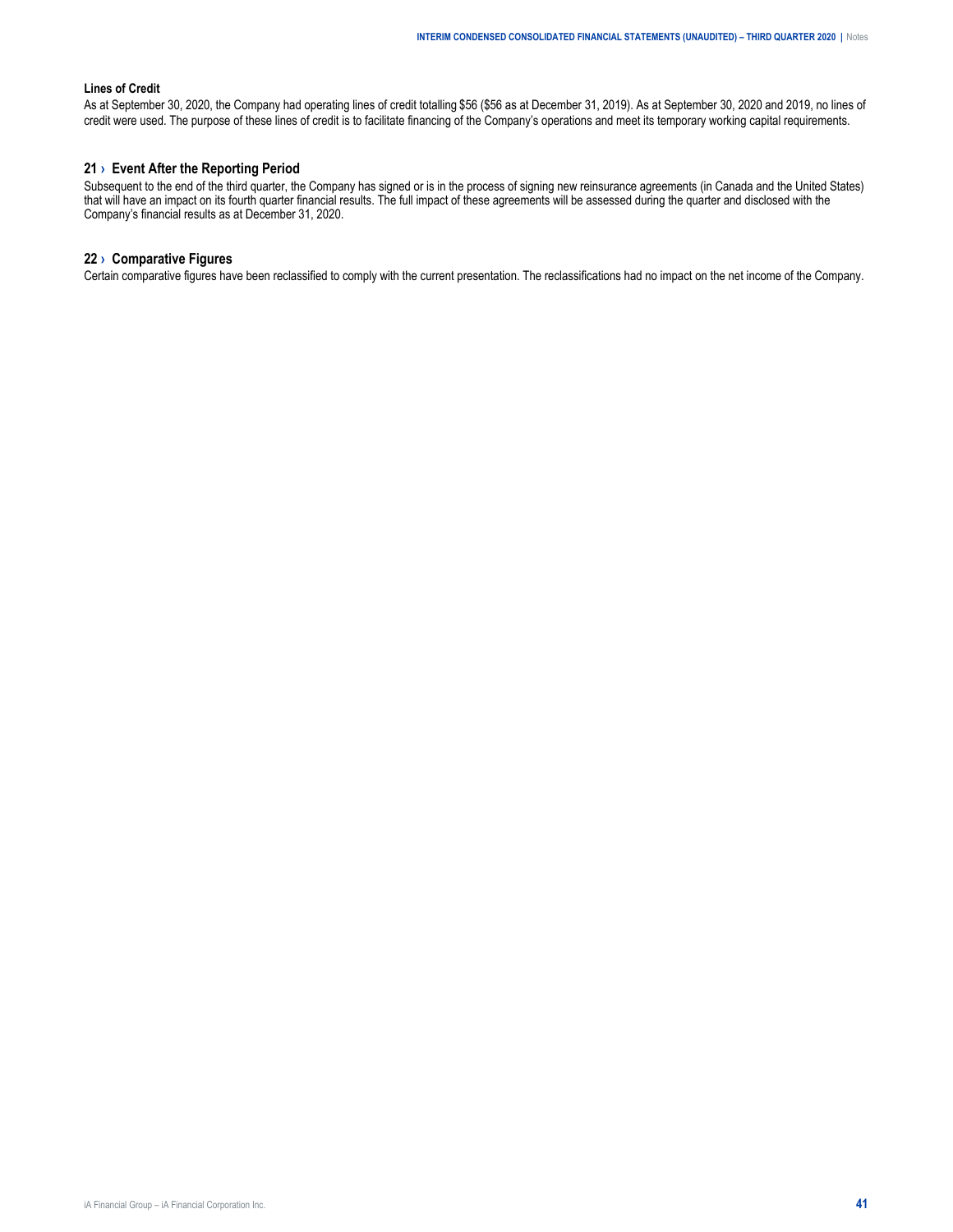**Lines of Credit**

As at September 30, 2020, the Company had operating lines of credit totalling $56 ($56 as at December 31, 2019). As at September 30, 2020 and 2019, no lines of credit were used. The purpose of these lines of credit is to facilitate financing of the Company's operations and meet its temporary working capital requirements.

## 21 › Event After the Reporting Period

Subsequent to the end of the third quarter, the Company has signed or is in the process of signing new reinsurance agreements (in Canada and the United States) that will have an impact on its fourth quarter financial results. The full impact of these agreements will be assessed during the quarter and disclosed with the Company's financial results as at December 31, 2020.

## 22 › Comparative Figures

Certain comparative figures have been reclassified to comply with the current presentation. The reclassifications had no impact on the net income of the Company.